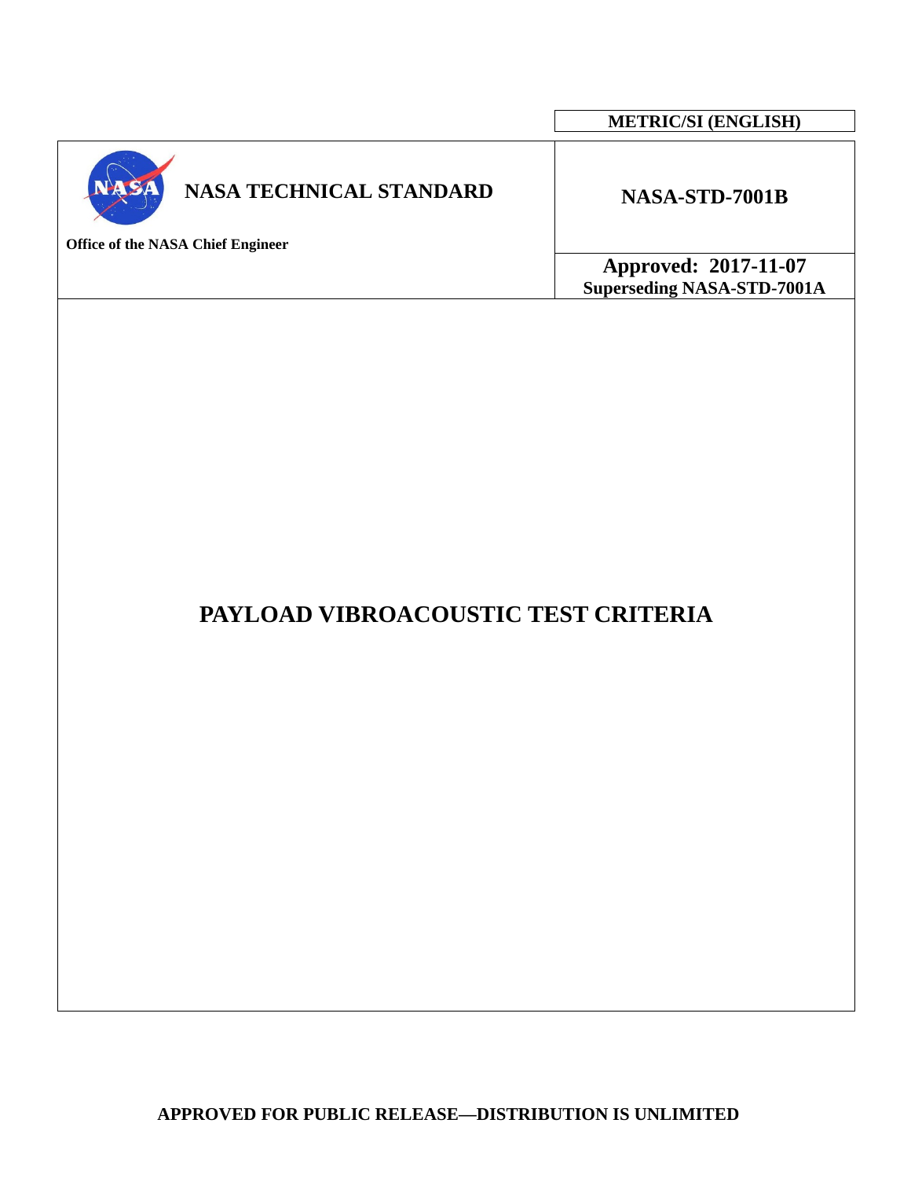**METRIC/SI (ENGLISH)**

**NASA TECHNICAL STANDARD**

**Office of the NASA Chief Engineer**

**NASA-STD-7001B**

**Approved: 2017-11-07**
**Superseding NASA-STD-7001A**

# PAYLOAD VIBROACOUSTIC TEST CRITERIA

**APPROVED FOR PUBLIC RELEASE—DISTRIBUTION IS UNLIMITED**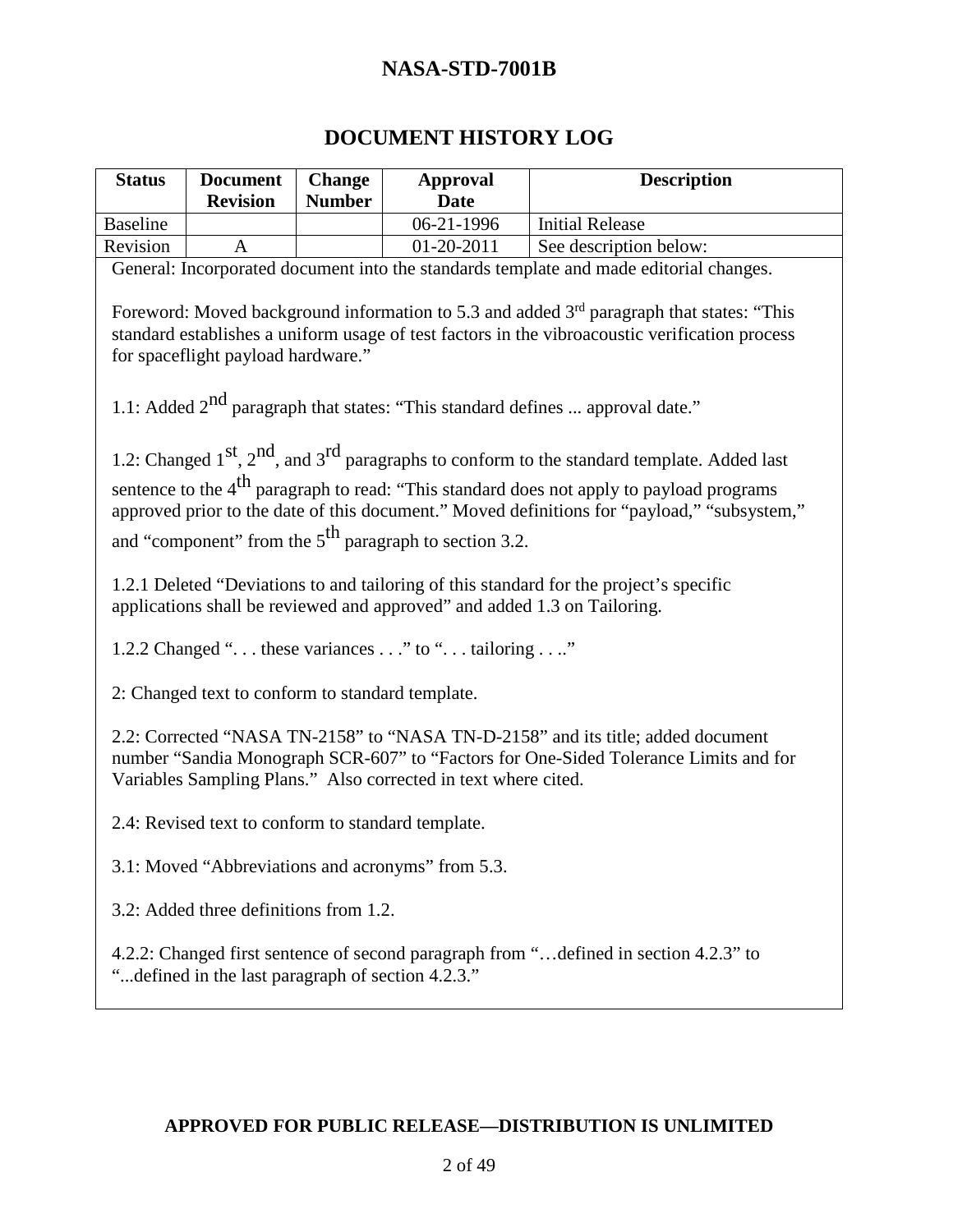# DOCUMENT HISTORY LOG

| Status | Document Revision | Change Number | Approval Date | Description |
|---|---|---|---|---|
| Baseline | | | 06-21-1996 | Initial Release |
| Revision | A | | 01-20-2011 | See description below: |

General: Incorporated document into the standards template and made editorial changes.

Foreword: Moved background information to 5.3 and added 3rd paragraph that states: "This standard establishes a uniform usage of test factors in the vibroacoustic verification process for spaceflight payload hardware."

1.1: Added 2nd paragraph that states: "This standard defines ... approval date."

1.2: Changed 1st, 2nd, and 3rd paragraphs to conform to the standard template. Added last sentence to the 4th paragraph to read: "This standard does not apply to payload programs approved prior to the date of this document." Moved definitions for "payload," "subsystem," and "component" from the 5th paragraph to section 3.2.

1.2.1 Deleted "Deviations to and tailoring of this standard for the project's specific applications shall be reviewed and approved" and added 1.3 on Tailoring.

1.2.2 Changed ". . . these variances . . ." to ". . . tailoring . . .."

2: Changed text to conform to standard template.

2.2: Corrected "NASA TN-2158" to "NASA TN-D-2158" and its title; added document number "Sandia Monograph SCR-607" to "Factors for One-Sided Tolerance Limits and for Variables Sampling Plans." Also corrected in text where cited.

2.4: Revised text to conform to standard template.

3.1: Moved "Abbreviations and acronyms" from 5.3.

3.2: Added three definitions from 1.2.

4.2.2: Changed first sentence of second paragraph from "…defined in section 4.2.3" to "...defined in the last paragraph of section 4.2.3."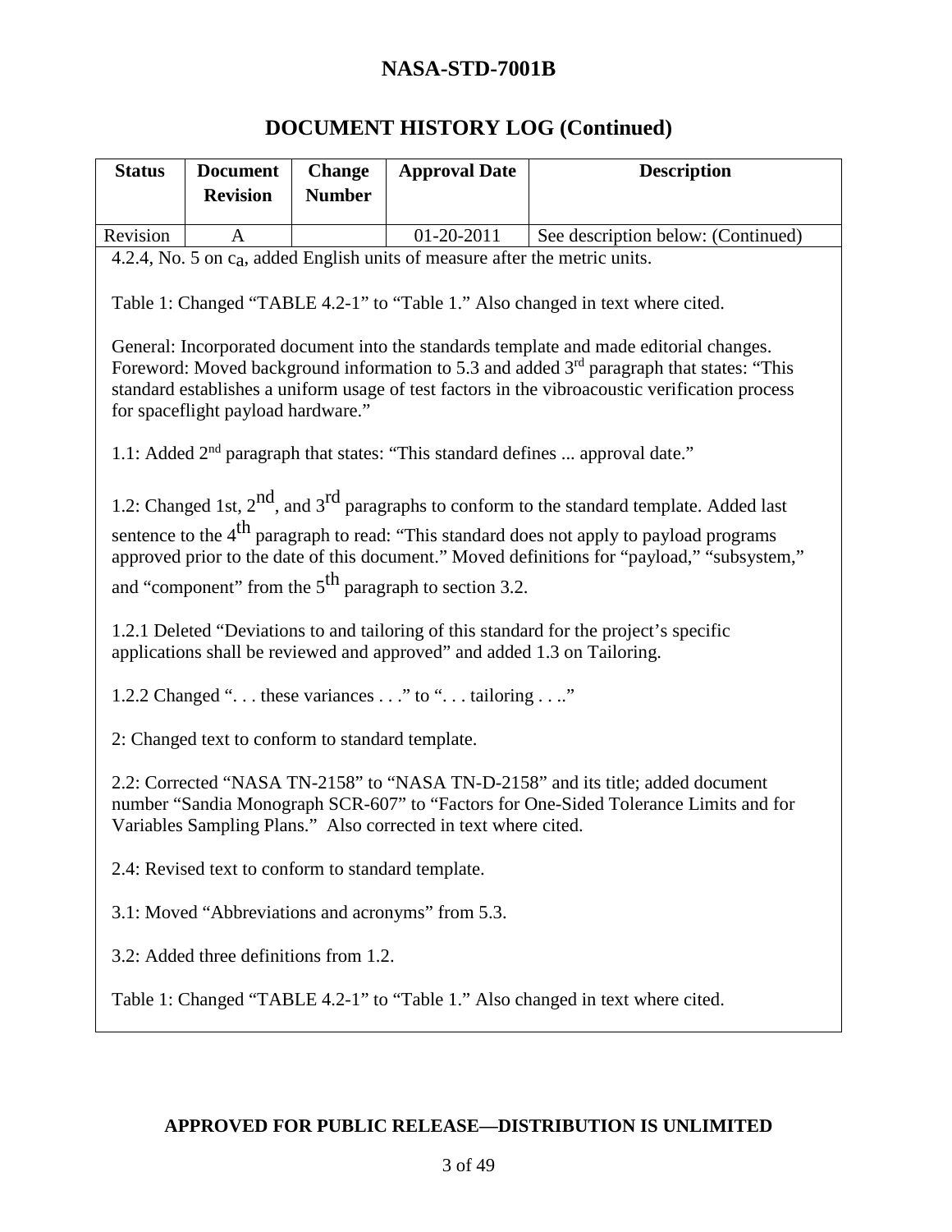## DOCUMENT HISTORY LOG (Continued)

| Status | Document Revision | Change Number | Approval Date | Description |
|---|---|---|---|---|
| Revision | A | | 01-20-2011 | See description below: (Continued) |

4.2.4, No. 5 on $c_a$, added English units of measure after the metric units.

Table 1: Changed "TABLE 4.2-1" to "Table 1." Also changed in text where cited.

General: Incorporated document into the standards template and made editorial changes. Foreword: Moved background information to 5.3 and added 3rd paragraph that states: "This standard establishes a uniform usage of test factors in the vibroacoustic verification process for spaceflight payload hardware."

1.1: Added 2nd paragraph that states: "This standard defines ... approval date."

1.2: Changed 1st, 2nd, and 3rd paragraphs to conform to the standard template. Added last sentence to the 4th paragraph to read: "This standard does not apply to payload programs approved prior to the date of this document." Moved definitions for "payload," "subsystem," and "component" from the 5th paragraph to section 3.2.

1.2.1 Deleted "Deviations to and tailoring of this standard for the project's specific applications shall be reviewed and approved" and added 1.3 on Tailoring.

1.2.2 Changed ". . . these variances . . ." to ". . . tailoring . . .."

2: Changed text to conform to standard template.

2.2: Corrected "NASA TN-2158" to "NASA TN-D-2158" and its title; added document number "Sandia Monograph SCR-607" to "Factors for One-Sided Tolerance Limits and for Variables Sampling Plans." Also corrected in text where cited.

2.4: Revised text to conform to standard template.

3.1: Moved "Abbreviations and acronyms" from 5.3.

3.2: Added three definitions from 1.2.

Table 1: Changed "TABLE 4.2-1" to "Table 1." Also changed in text where cited.

**APPROVED FOR PUBLIC RELEASE—DISTRIBUTION IS UNLIMITED**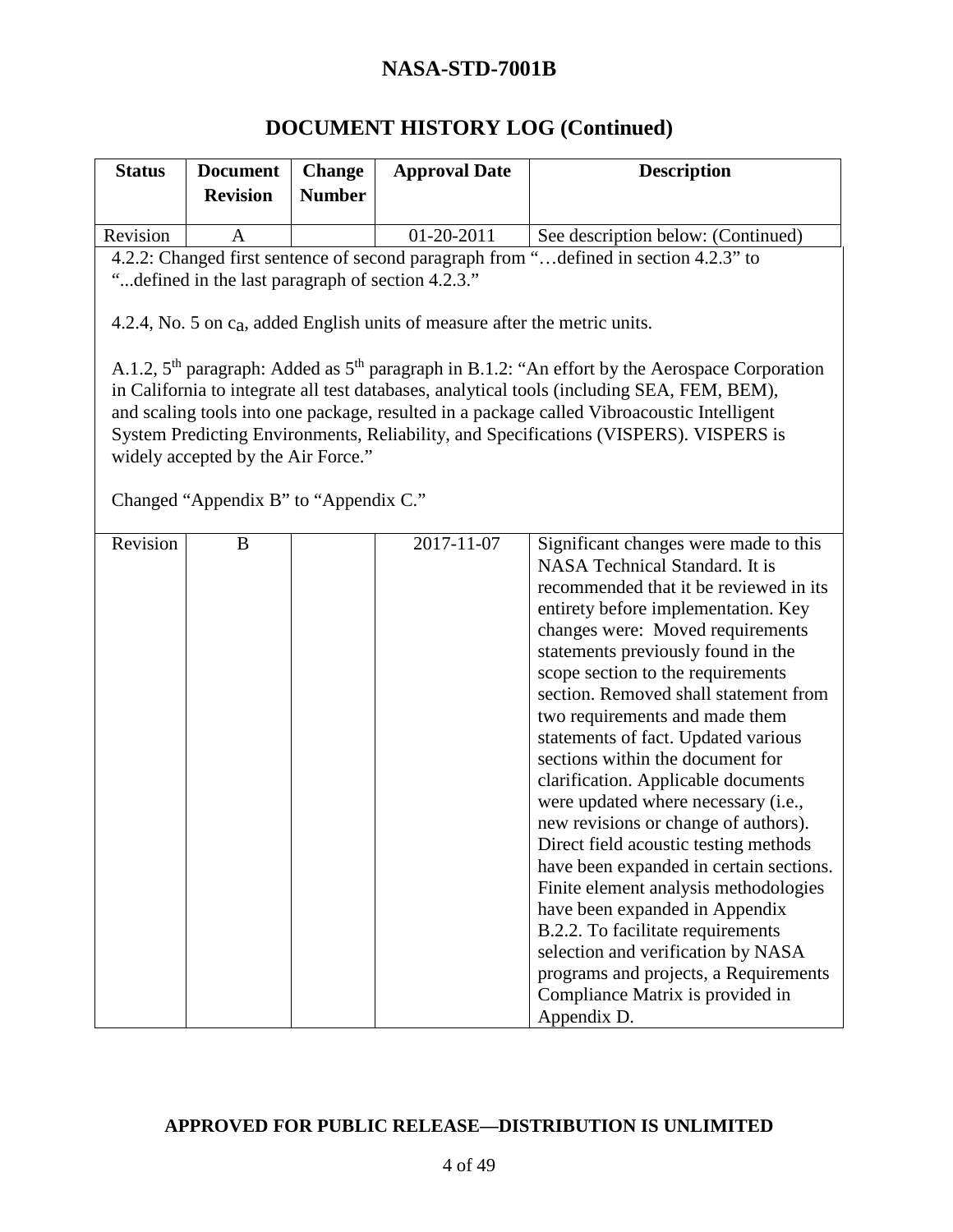## DOCUMENT HISTORY LOG (Continued)

| Status | Document Revision | Change Number | Approval Date | Description |
|---|---|---|---|---|
| Revision | A | | 01-20-2011 | See description below: (Continued) |

4.2.2: Changed first sentence of second paragraph from "…defined in section 4.2.3" to "...defined in the last paragraph of section 4.2.3."

4.2.4, No. 5 on $c_a$, added English units of measure after the metric units.

A.1.2, 5th paragraph: Added as 5th paragraph in B.1.2: "An effort by the Aerospace Corporation in California to integrate all test databases, analytical tools (including SEA, FEM, BEM), and scaling tools into one package, resulted in a package called Vibroacoustic Intelligent System Predicting Environments, Reliability, and Specifications (VISPERS). VISPERS is widely accepted by the Air Force."

Changed "Appendix B" to "Appendix C."

| Status | Document Revision | Change Number | Approval Date | Description |
|---|---|---|---|---|
| Revision | B | | 2017-11-07 | Significant changes were made to this NASA Technical Standard. It is recommended that it be reviewed in its entirety before implementation. Key changes were: Moved requirements statements previously found in the scope section to the requirements section. Removed shall statement from two requirements and made them statements of fact. Updated various sections within the document for clarification. Applicable documents were updated where necessary (i.e., new revisions or change of authors). Direct field acoustic testing methods have been expanded in certain sections. Finite element analysis methodologies have been expanded in Appendix B.2.2. To facilitate requirements selection and verification by NASA programs and projects, a Requirements Compliance Matrix is provided in Appendix D. |

**APPROVED FOR PUBLIC RELEASE—DISTRIBUTION IS UNLIMITED**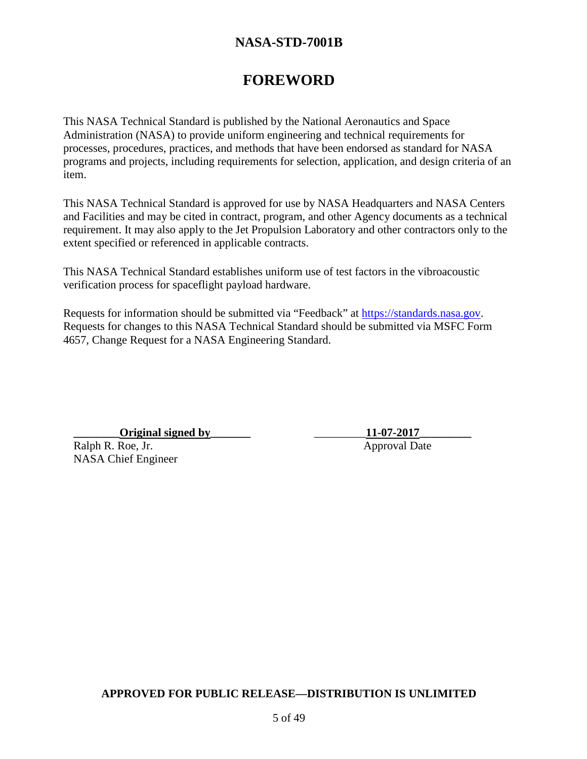# FOREWORD

This NASA Technical Standard is published by the National Aeronautics and Space Administration (NASA) to provide uniform engineering and technical requirements for processes, procedures, practices, and methods that have been endorsed as standard for NASA programs and projects, including requirements for selection, application, and design criteria of an item.

This NASA Technical Standard is approved for use by NASA Headquarters and NASA Centers and Facilities and may be cited in contract, program, and other Agency documents as a technical requirement. It may also apply to the Jet Propulsion Laboratory and other contractors only to the extent specified or referenced in applicable contracts.

This NASA Technical Standard establishes uniform use of test factors in the vibroacoustic verification process for spaceflight payload hardware.

Requests for information should be submitted via "Feedback" at https://standards.nasa.gov. Requests for changes to this NASA Technical Standard should be submitted via MSFC Form 4657, Change Request for a NASA Engineering Standard.

**Original signed by**
Ralph R. Roe, Jr.
NASA Chief Engineer

**11-07-2017**
Approval Date

**APPROVED FOR PUBLIC RELEASE—DISTRIBUTION IS UNLIMITED**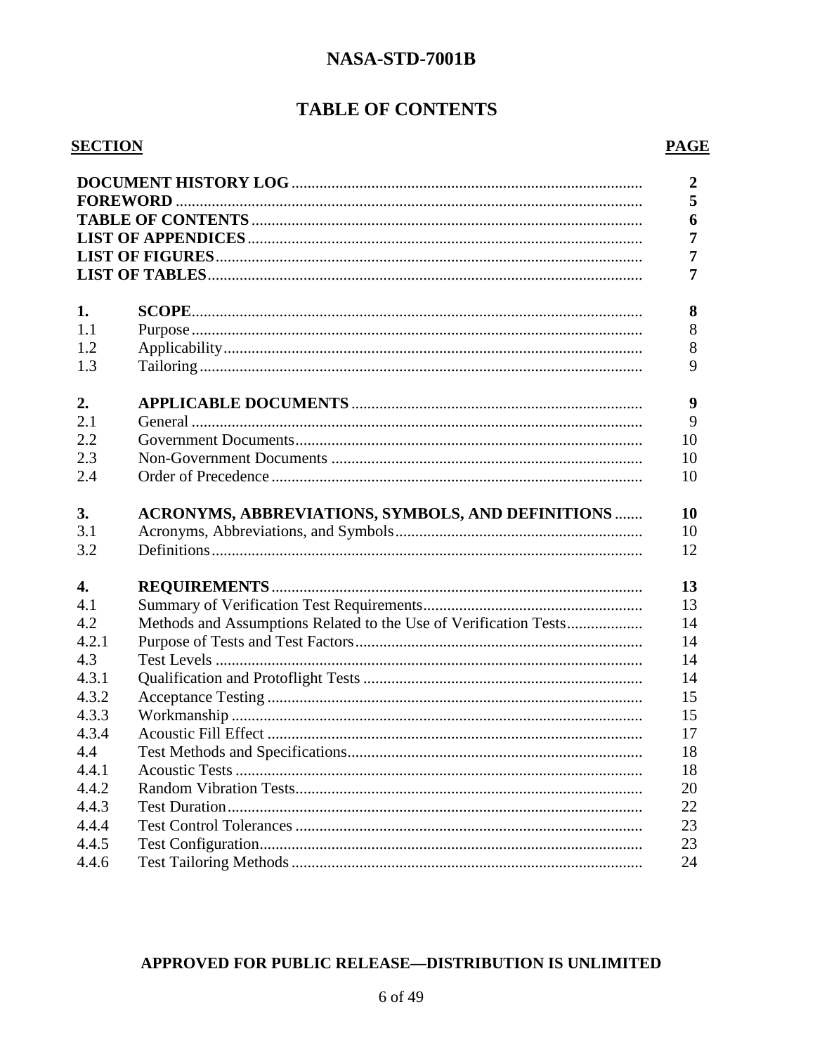# TABLE OF CONTENTS

| SECTION | | PAGE |
|---|---|---|
| **DOCUMENT HISTORY LOG** | | **2** |
| **FOREWORD** | | **5** |
| **TABLE OF CONTENTS** | | **6** |
| **LIST OF APPENDICES** | | **7** |
| **LIST OF FIGURES** | | **7** |
| **LIST OF TABLES** | | **7** |
| **1.** | **SCOPE** | **8** |
| 1.1 | Purpose | 8 |
| 1.2 | Applicability | 8 |
| 1.3 | Tailoring | 9 |
| **2.** | **APPLICABLE DOCUMENTS** | **9** |
| 2.1 | General | 9 |
| 2.2 | Government Documents | 10 |
| 2.3 | Non-Government Documents | 10 |
| 2.4 | Order of Precedence | 10 |
| **3.** | **ACRONYMS, ABBREVIATIONS, SYMBOLS, AND DEFINITIONS** | **10** |
| 3.1 | Acronyms, Abbreviations, and Symbols | 10 |
| 3.2 | Definitions | 12 |
| **4.** | **REQUIREMENTS** | **13** |
| 4.1 | Summary of Verification Test Requirements | 13 |
| 4.2 | Methods and Assumptions Related to the Use of Verification Tests | 14 |
| 4.2.1 | Purpose of Tests and Test Factors | 14 |
| 4.3 | Test Levels | 14 |
| 4.3.1 | Qualification and Protoflight Tests | 14 |
| 4.3.2 | Acceptance Testing | 15 |
| 4.3.3 | Workmanship | 15 |
| 4.3.4 | Acoustic Fill Effect | 17 |
| 4.4 | Test Methods and Specifications | 18 |
| 4.4.1 | Acoustic Tests | 18 |
| 4.4.2 | Random Vibration Tests | 20 |
| 4.4.3 | Test Duration | 22 |
| 4.4.4 | Test Control Tolerances | 23 |
| 4.4.5 | Test Configuration | 23 |
| 4.4.6 | Test Tailoring Methods | 24 |

**APPROVED FOR PUBLIC RELEASE—DISTRIBUTION IS UNLIMITED**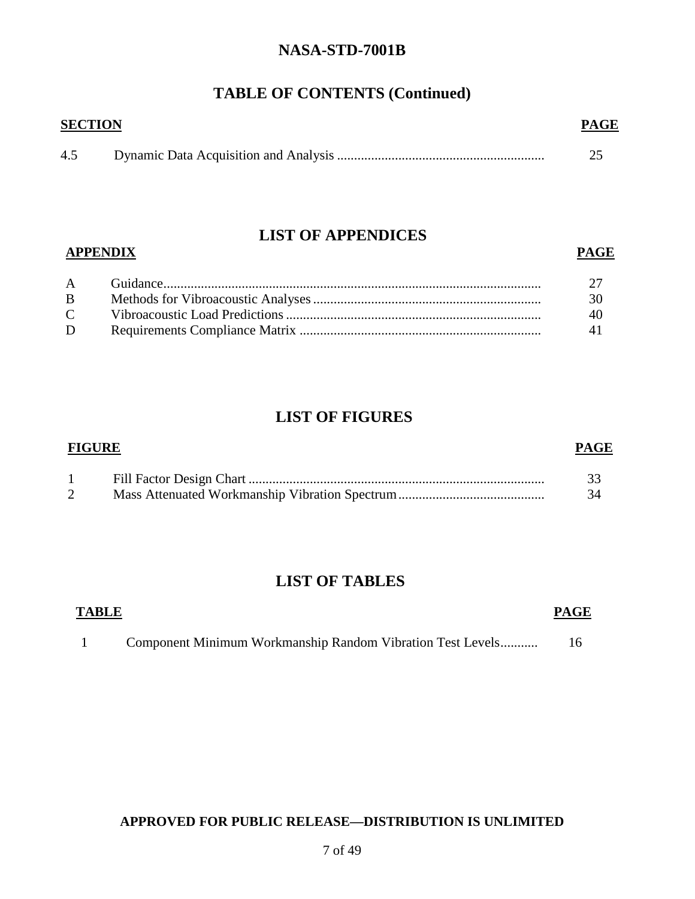## TABLE OF CONTENTS (Continued)

| SECTION | | PAGE |
|---|---|---|
| 4.5 | Dynamic Data Acquisition and Analysis | 25 |

## LIST OF APPENDICES

| APPENDIX | | PAGE |
|---|---|---|
| A | Guidance | 27 |
| B | Methods for Vibroacoustic Analyses | 30 |
| C | Vibroacoustic Load Predictions | 40 |
| D | Requirements Compliance Matrix | 41 |

## LIST OF FIGURES

| FIGURE | | PAGE |
|---|---|---|
| 1 | Fill Factor Design Chart | 33 |
| 2 | Mass Attenuated Workmanship Vibration Spectrum | 34 |

## LIST OF TABLES

| TABLE | | PAGE |
|---|---|---|
| 1 | Component Minimum Workmanship Random Vibration Test Levels | 16 |

**APPROVED FOR PUBLIC RELEASE—DISTRIBUTION IS UNLIMITED**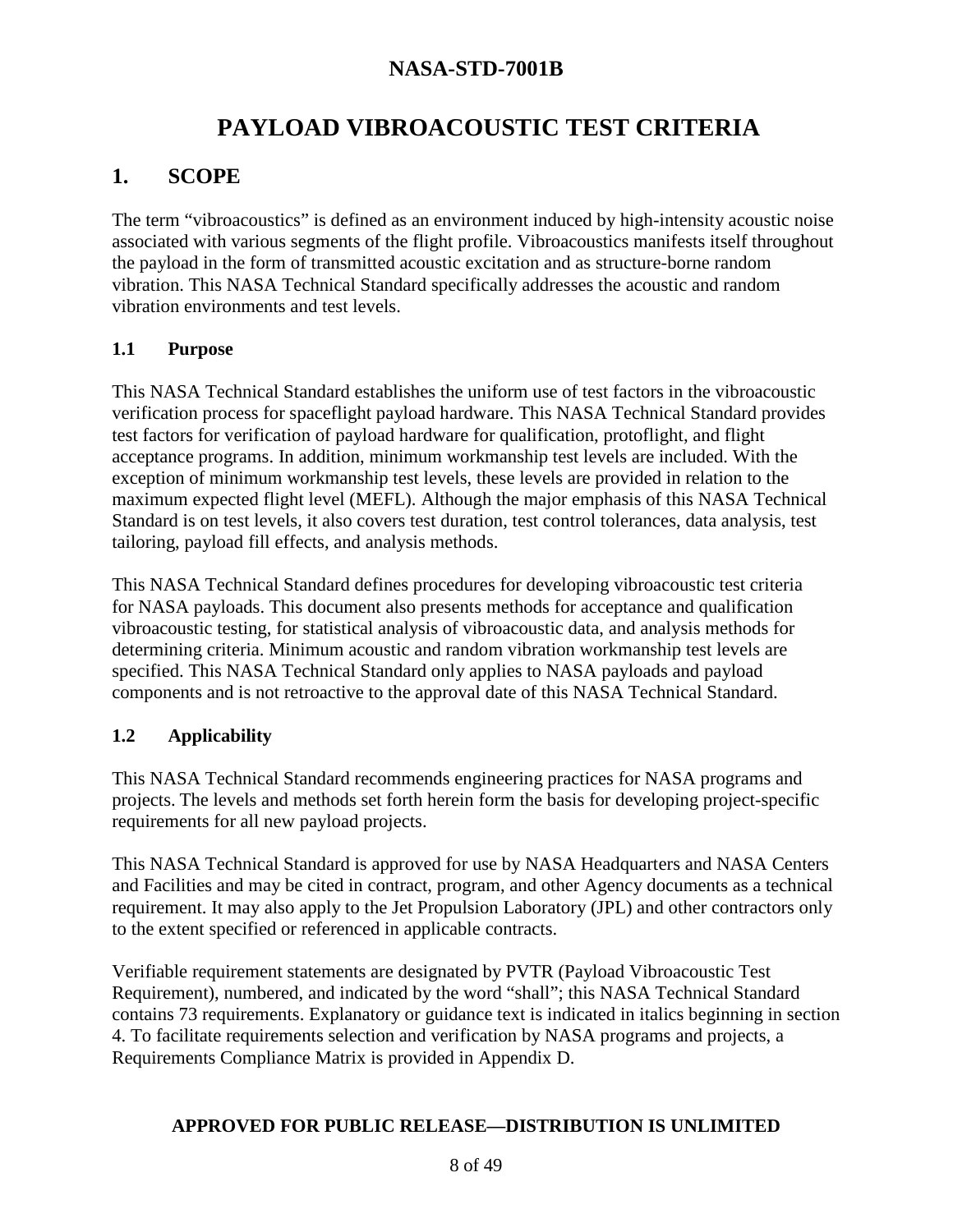# PAYLOAD VIBROACOUSTIC TEST CRITERIA

## 1. SCOPE

The term "vibroacoustics" is defined as an environment induced by high-intensity acoustic noise associated with various segments of the flight profile. Vibroacoustics manifests itself throughout the payload in the form of transmitted acoustic excitation and as structure-borne random vibration. This NASA Technical Standard specifically addresses the acoustic and random vibration environments and test levels.

### 1.1 Purpose

This NASA Technical Standard establishes the uniform use of test factors in the vibroacoustic verification process for spaceflight payload hardware. This NASA Technical Standard provides test factors for verification of payload hardware for qualification, protoflight, and flight acceptance programs. In addition, minimum workmanship test levels are included. With the exception of minimum workmanship test levels, these levels are provided in relation to the maximum expected flight level (MEFL). Although the major emphasis of this NASA Technical Standard is on test levels, it also covers test duration, test control tolerances, data analysis, test tailoring, payload fill effects, and analysis methods.

This NASA Technical Standard defines procedures for developing vibroacoustic test criteria for NASA payloads. This document also presents methods for acceptance and qualification vibroacoustic testing, for statistical analysis of vibroacoustic data, and analysis methods for determining criteria. Minimum acoustic and random vibration workmanship test levels are specified. This NASA Technical Standard only applies to NASA payloads and payload components and is not retroactive to the approval date of this NASA Technical Standard.

### 1.2 Applicability

This NASA Technical Standard recommends engineering practices for NASA programs and projects. The levels and methods set forth herein form the basis for developing project-specific requirements for all new payload projects.

This NASA Technical Standard is approved for use by NASA Headquarters and NASA Centers and Facilities and may be cited in contract, program, and other Agency documents as a technical requirement. It may also apply to the Jet Propulsion Laboratory (JPL) and other contractors only to the extent specified or referenced in applicable contracts.

Verifiable requirement statements are designated by PVTR (Payload Vibroacoustic Test Requirement), numbered, and indicated by the word "shall"; this NASA Technical Standard contains 73 requirements. Explanatory or guidance text is indicated in italics beginning in section 4. To facilitate requirements selection and verification by NASA programs and projects, a Requirements Compliance Matrix is provided in Appendix D.

**APPROVED FOR PUBLIC RELEASE—DISTRIBUTION IS UNLIMITED**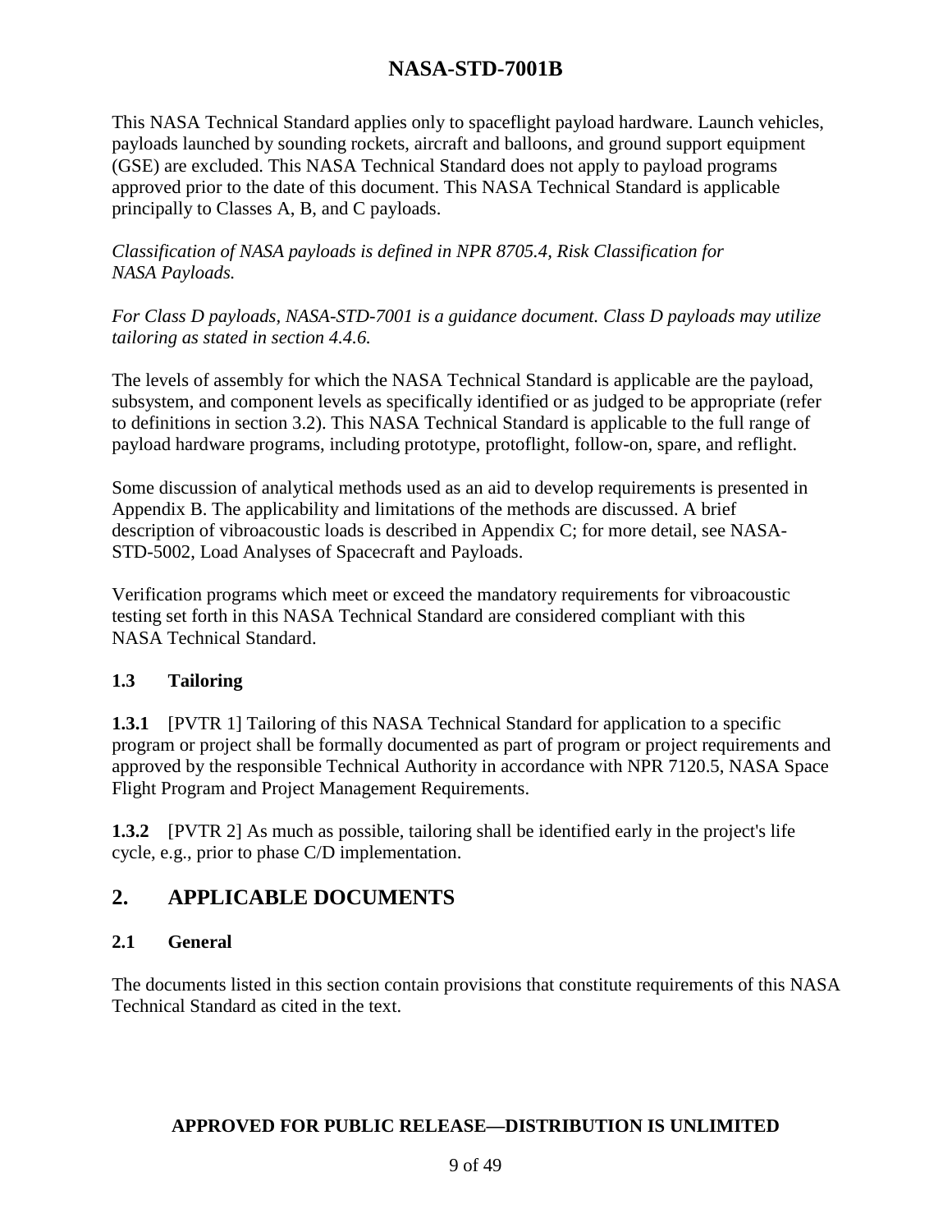This NASA Technical Standard applies only to spaceflight payload hardware. Launch vehicles, payloads launched by sounding rockets, aircraft and balloons, and ground support equipment (GSE) are excluded. This NASA Technical Standard does not apply to payload programs approved prior to the date of this document. This NASA Technical Standard is applicable principally to Classes A, B, and C payloads.

*Classification of NASA payloads is defined in NPR 8705.4, Risk Classification for NASA Payloads.*

*For Class D payloads, NASA-STD-7001 is a guidance document. Class D payloads may utilize tailoring as stated in section 4.4.6.*

The levels of assembly for which the NASA Technical Standard is applicable are the payload, subsystem, and component levels as specifically identified or as judged to be appropriate (refer to definitions in section 3.2). This NASA Technical Standard is applicable to the full range of payload hardware programs, including prototype, protoflight, follow-on, spare, and reflight.

Some discussion of analytical methods used as an aid to develop requirements is presented in Appendix B. The applicability and limitations of the methods are discussed. A brief description of vibroacoustic loads is described in Appendix C; for more detail, see NASA-STD-5002, Load Analyses of Spacecraft and Payloads.

Verification programs which meet or exceed the mandatory requirements for vibroacoustic testing set forth in this NASA Technical Standard are considered compliant with this NASA Technical Standard.

### 1.3 Tailoring

**1.3.1** [PVTR 1] Tailoring of this NASA Technical Standard for application to a specific program or project shall be formally documented as part of program or project requirements and approved by the responsible Technical Authority in accordance with NPR 7120.5, NASA Space Flight Program and Project Management Requirements.

**1.3.2** [PVTR 2] As much as possible, tailoring shall be identified early in the project's life cycle, e.g., prior to phase C/D implementation.

## 2. APPLICABLE DOCUMENTS

### 2.1 General

The documents listed in this section contain provisions that constitute requirements of this NASA Technical Standard as cited in the text.

**APPROVED FOR PUBLIC RELEASE—DISTRIBUTION IS UNLIMITED**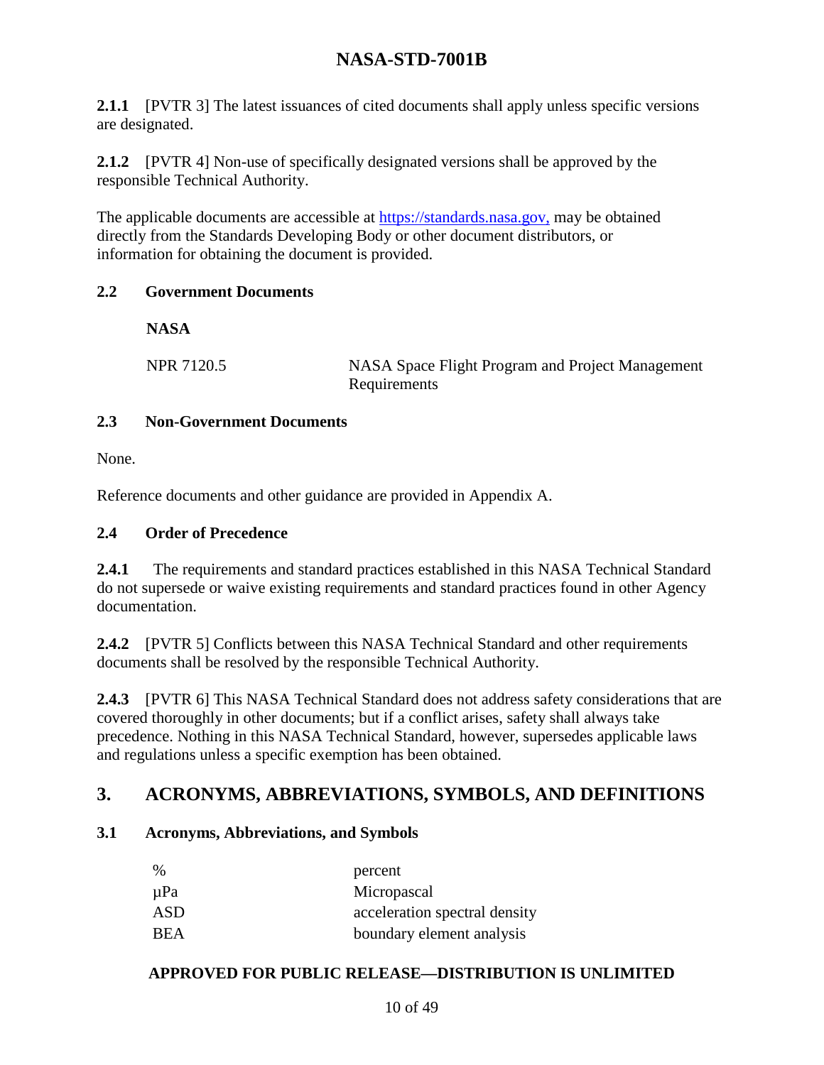**2.1.1** [PVTR 3] The latest issuances of cited documents shall apply unless specific versions are designated.

**2.1.2** [PVTR 4] Non-use of specifically designated versions shall be approved by the responsible Technical Authority.

The applicable documents are accessible at https://standards.nasa.gov, may be obtained directly from the Standards Developing Body or other document distributors, or information for obtaining the document is provided.

### 2.2 Government Documents

**NASA**

| | |
|---|---|
| NPR 7120.5 | NASA Space Flight Program and Project Management Requirements |

### 2.3 Non-Government Documents

None.

Reference documents and other guidance are provided in Appendix A.

### 2.4 Order of Precedence

**2.4.1** The requirements and standard practices established in this NASA Technical Standard do not supersede or waive existing requirements and standard practices found in other Agency documentation.

**2.4.2** [PVTR 5] Conflicts between this NASA Technical Standard and other requirements documents shall be resolved by the responsible Technical Authority.

**2.4.3** [PVTR 6] This NASA Technical Standard does not address safety considerations that are covered thoroughly in other documents; but if a conflict arises, safety shall always take precedence. Nothing in this NASA Technical Standard, however, supersedes applicable laws and regulations unless a specific exemption has been obtained.

## 3. ACRONYMS, ABBREVIATIONS, SYMBOLS, AND DEFINITIONS

### 3.1 Acronyms, Abbreviations, and Symbols

| | |
|---|---|
| % | percent |
| μPa | Micropascal |
| ASD | acceleration spectral density |
| BEA | boundary element analysis |

**APPROVED FOR PUBLIC RELEASE—DISTRIBUTION IS UNLIMITED**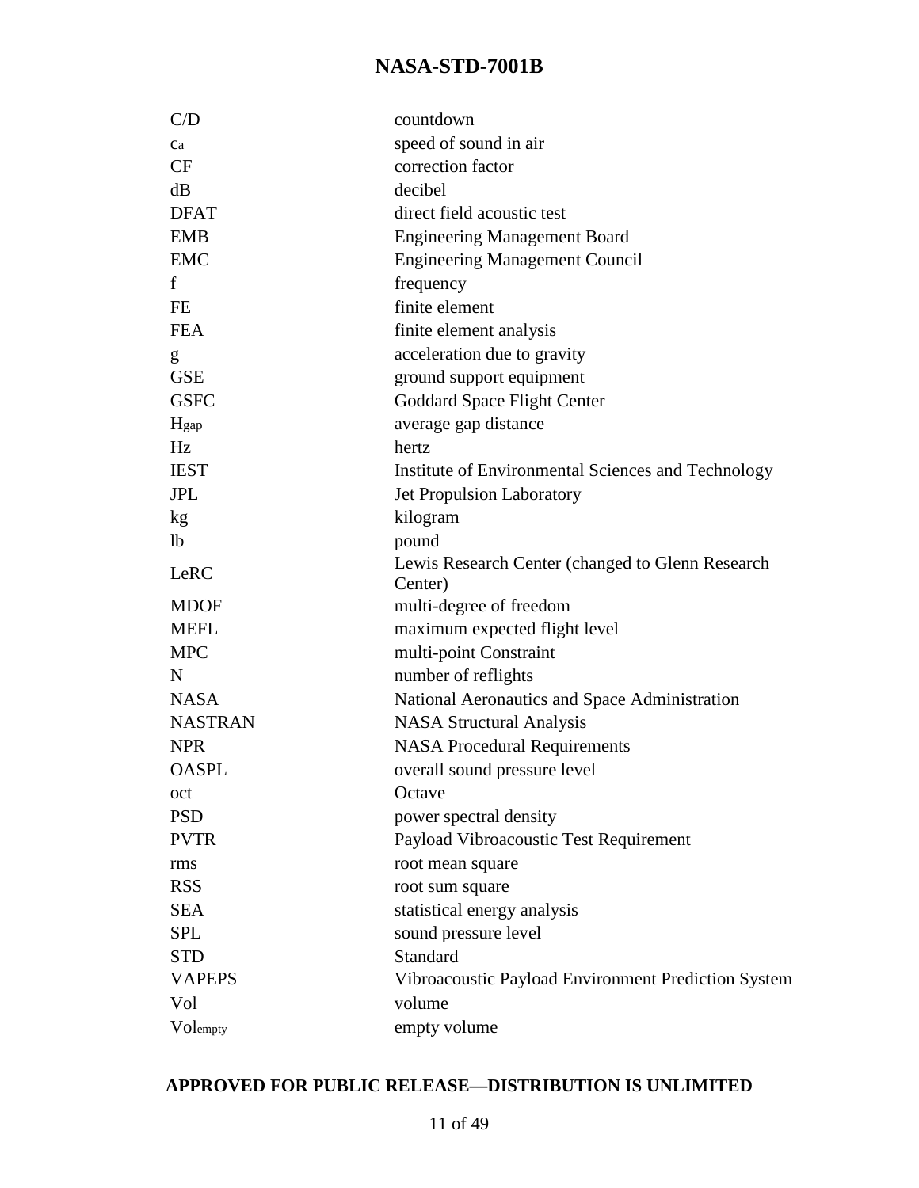| | |
|---|---|
| C/D | countdown |
| $c_a$ | speed of sound in air |
| CF | correction factor |
| dB | decibel |
| DFAT | direct field acoustic test |
| EMB | Engineering Management Board |
| EMC | Engineering Management Council |
| f | frequency |
| FE | finite element |
| FEA | finite element analysis |
| g | acceleration due to gravity |
| GSE | ground support equipment |
| GSFC | Goddard Space Flight Center |
| $H_{gap}$ | average gap distance |
| Hz | hertz |
| IEST | Institute of Environmental Sciences and Technology |
| JPL | Jet Propulsion Laboratory |
| kg | kilogram |
| lb | pound |
| LeRC | Lewis Research Center (changed to Glenn Research Center) |
| MDOF | multi-degree of freedom |
| MEFL | maximum expected flight level |
| MPC | multi-point Constraint |
| N | number of reflights |
| NASA | National Aeronautics and Space Administration |
| NASTRAN | NASA Structural Analysis |
| NPR | NASA Procedural Requirements |
| OASPL | overall sound pressure level |
| oct | Octave |
| PSD | power spectral density |
| PVTR | Payload Vibroacoustic Test Requirement |
| rms | root mean square |
| RSS | root sum square |
| SEA | statistical energy analysis |
| SPL | sound pressure level |
| STD | Standard |
| VAPEPS | Vibroacoustic Payload Environment Prediction System |
| Vol | volume |
| $Vol_{empty}$ | empty volume |

**APPROVED FOR PUBLIC RELEASE—DISTRIBUTION IS UNLIMITED**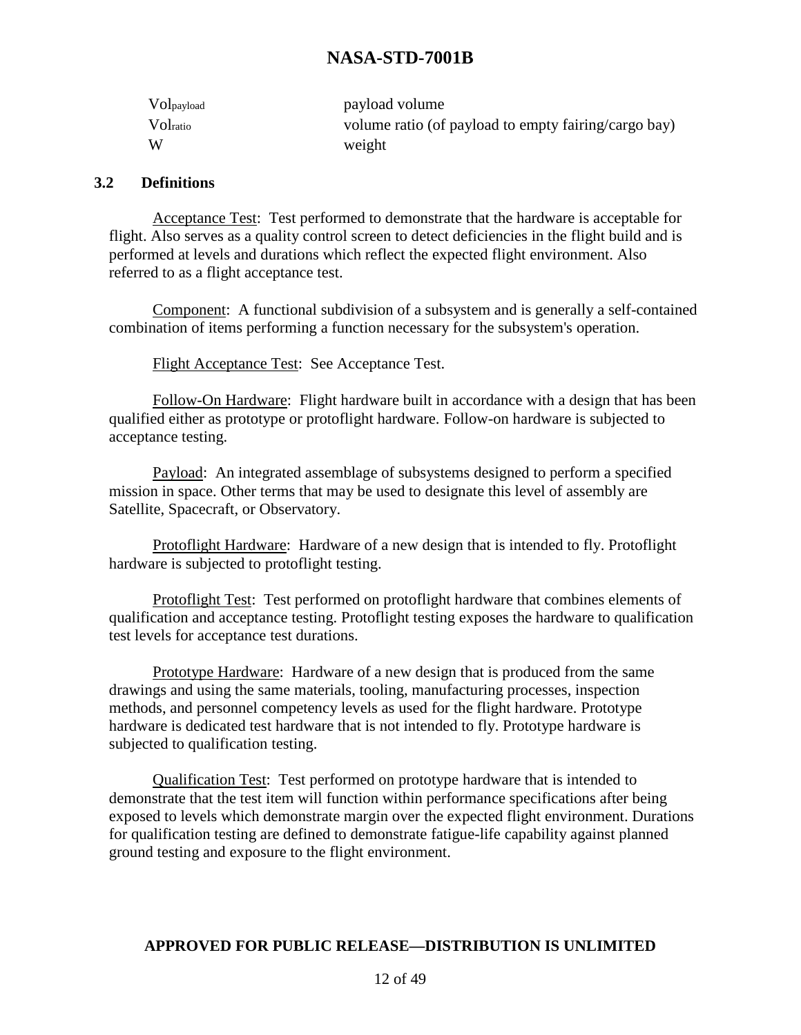| | |
|---|---|
| $Vol_{payload}$ | payload volume |
| $Vol_{ratio}$ | volume ratio (of payload to empty fairing/cargo bay) |
| W | weight |

## 3.2 Definitions

Acceptance Test: Test performed to demonstrate that the hardware is acceptable for flight. Also serves as a quality control screen to detect deficiencies in the flight build and is performed at levels and durations which reflect the expected flight environment. Also referred to as a flight acceptance test.

Component: A functional subdivision of a subsystem and is generally a self-contained combination of items performing a function necessary for the subsystem's operation.

Flight Acceptance Test: See Acceptance Test.

Follow-On Hardware: Flight hardware built in accordance with a design that has been qualified either as prototype or protoflight hardware. Follow-on hardware is subjected to acceptance testing.

Payload: An integrated assemblage of subsystems designed to perform a specified mission in space. Other terms that may be used to designate this level of assembly are Satellite, Spacecraft, or Observatory.

Protoflight Hardware: Hardware of a new design that is intended to fly. Protoflight hardware is subjected to protoflight testing.

Protoflight Test: Test performed on protoflight hardware that combines elements of qualification and acceptance testing. Protoflight testing exposes the hardware to qualification test levels for acceptance test durations.

Prototype Hardware: Hardware of a new design that is produced from the same drawings and using the same materials, tooling, manufacturing processes, inspection methods, and personnel competency levels as used for the flight hardware. Prototype hardware is dedicated test hardware that is not intended to fly. Prototype hardware is subjected to qualification testing.

Qualification Test: Test performed on prototype hardware that is intended to demonstrate that the test item will function within performance specifications after being exposed to levels which demonstrate margin over the expected flight environment. Durations for qualification testing are defined to demonstrate fatigue-life capability against planned ground testing and exposure to the flight environment.

**APPROVED FOR PUBLIC RELEASE—DISTRIBUTION IS UNLIMITED**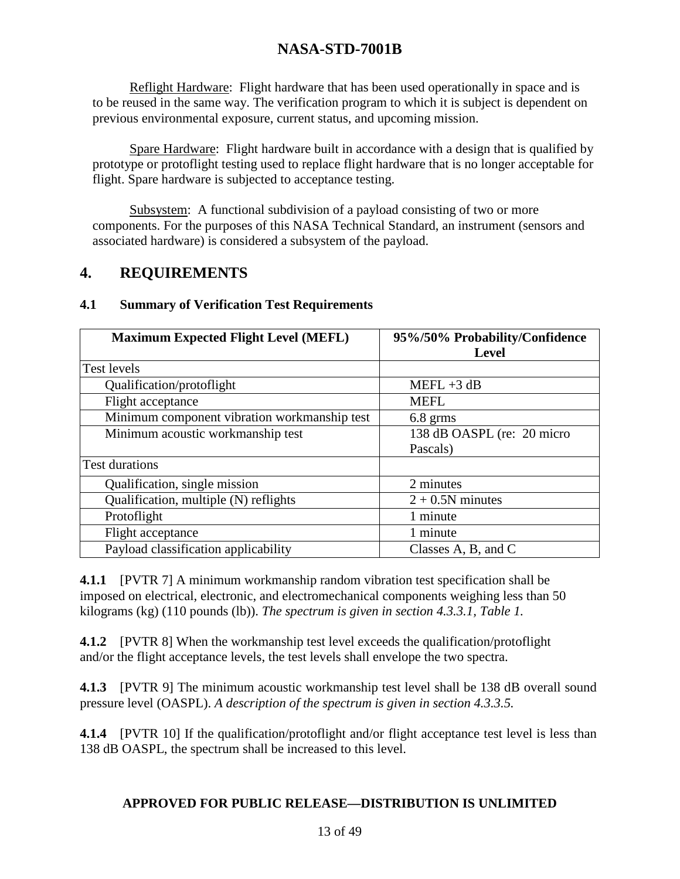Reflight Hardware: Flight hardware that has been used operationally in space and is to be reused in the same way. The verification program to which it is subject is dependent on previous environmental exposure, current status, and upcoming mission.

Spare Hardware: Flight hardware built in accordance with a design that is qualified by prototype or protoflight testing used to replace flight hardware that is no longer acceptable for flight. Spare hardware is subjected to acceptance testing.

Subsystem: A functional subdivision of a payload consisting of two or more components. For the purposes of this NASA Technical Standard, an instrument (sensors and associated hardware) is considered a subsystem of the payload.

# 4. REQUIREMENTS

## 4.1 Summary of Verification Test Requirements

| Maximum Expected Flight Level (MEFL) | 95%/50% Probability/Confidence Level |
|---|---|
| Test levels | |
| Qualification/protoflight | MEFL +3 dB |
| Flight acceptance | MEFL |
| Minimum component vibration workmanship test | 6.8 grms |
| Minimum acoustic workmanship test | 138 dB OASPL (re: 20 micro Pascals) |
| Test durations | |
| Qualification, single mission | 2 minutes |
| Qualification, multiple (N) reflights | 2 + 0.5N minutes |
| Protoflight | 1 minute |
| Flight acceptance | 1 minute |
| Payload classification applicability | Classes A, B, and C |

**4.1.1** [PVTR 7] A minimum workmanship random vibration test specification shall be imposed on electrical, electronic, and electromechanical components weighing less than 50 kilograms (kg) (110 pounds (lb)). *The spectrum is given in section 4.3.3.1, Table 1.*

**4.1.2** [PVTR 8] When the workmanship test level exceeds the qualification/protoflight and/or the flight acceptance levels, the test levels shall envelope the two spectra.

**4.1.3** [PVTR 9] The minimum acoustic workmanship test level shall be 138 dB overall sound pressure level (OASPL). *A description of the spectrum is given in section 4.3.3.5.*

**4.1.4** [PVTR 10] If the qualification/protoflight and/or flight acceptance test level is less than 138 dB OASPL, the spectrum shall be increased to this level.

**APPROVED FOR PUBLIC RELEASE—DISTRIBUTION IS UNLIMITED**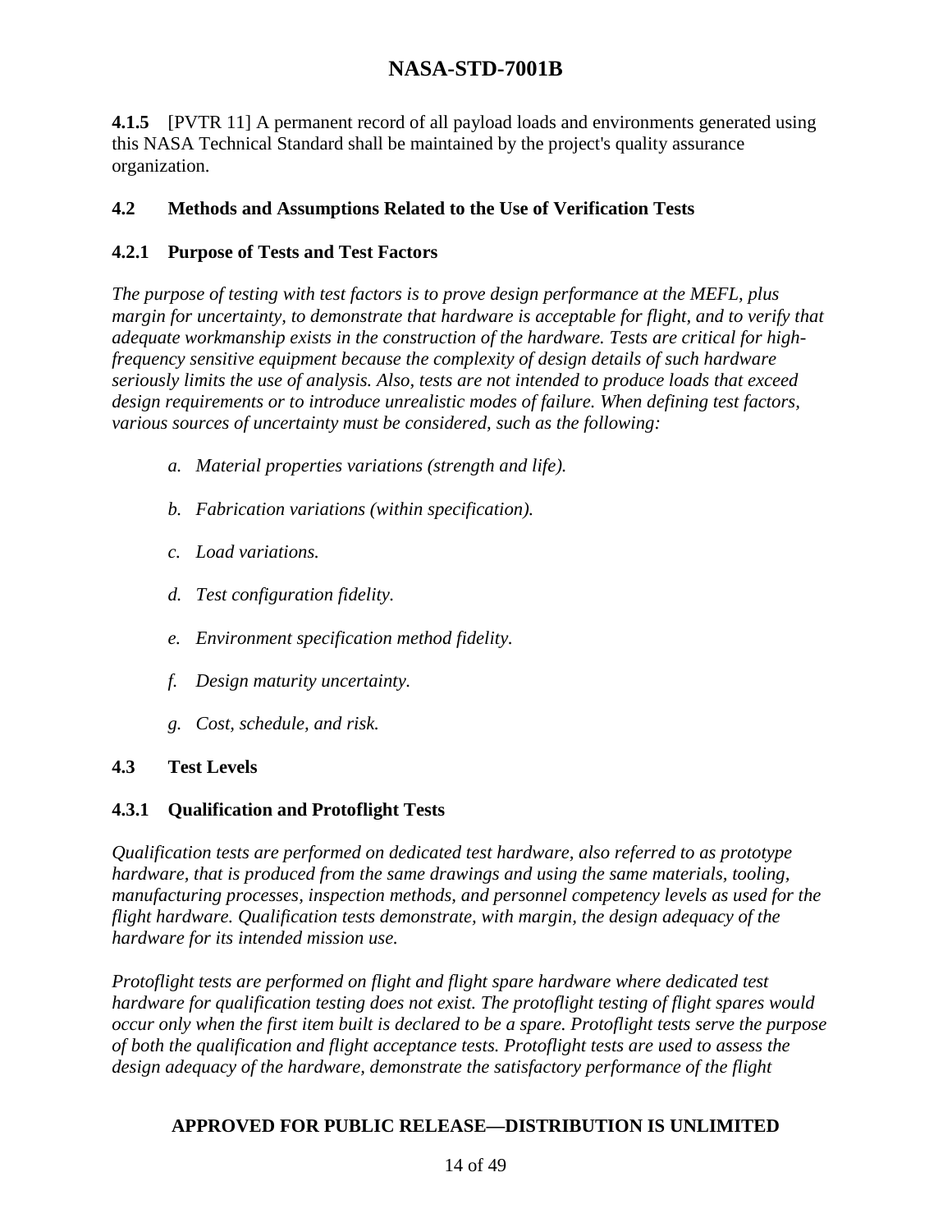**4.1.5** [PVTR 11] A permanent record of all payload loads and environments generated using this NASA Technical Standard shall be maintained by the project's quality assurance organization.

## 4.2 Methods and Assumptions Related to the Use of Verification Tests

### 4.2.1 Purpose of Tests and Test Factors

*The purpose of testing with test factors is to prove design performance at the MEFL, plus margin for uncertainty, to demonstrate that hardware is acceptable for flight, and to verify that adequate workmanship exists in the construction of the hardware. Tests are critical for high-frequency sensitive equipment because the complexity of design details of such hardware seriously limits the use of analysis. Also, tests are not intended to produce loads that exceed design requirements or to introduce unrealistic modes of failure. When defining test factors, various sources of uncertainty must be considered, such as the following:*

*a. Material properties variations (strength and life).*

*b. Fabrication variations (within specification).*

*c. Load variations.*

*d. Test configuration fidelity.*

*e. Environment specification method fidelity.*

*f. Design maturity uncertainty.*

*g. Cost, schedule, and risk.*

## 4.3 Test Levels

### 4.3.1 Qualification and Protoflight Tests

*Qualification tests are performed on dedicated test hardware, also referred to as prototype hardware, that is produced from the same drawings and using the same materials, tooling, manufacturing processes, inspection methods, and personnel competency levels as used for the flight hardware. Qualification tests demonstrate, with margin, the design adequacy of the hardware for its intended mission use.*

*Protoflight tests are performed on flight and flight spare hardware where dedicated test hardware for qualification testing does not exist. The protoflight testing of flight spares would occur only when the first item built is declared to be a spare. Protoflight tests serve the purpose of both the qualification and flight acceptance tests. Protoflight tests are used to assess the design adequacy of the hardware, demonstrate the satisfactory performance of the flight*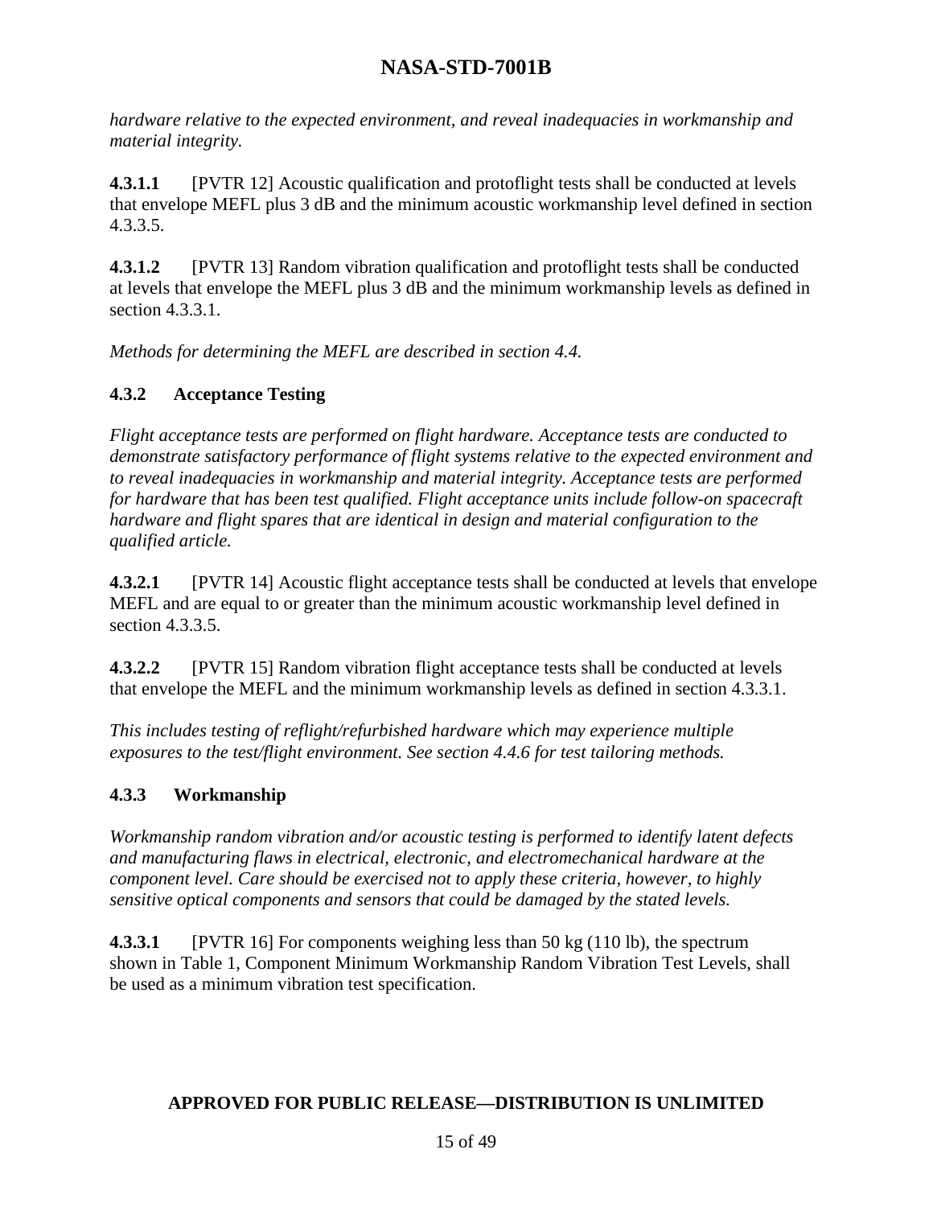*hardware relative to the expected environment, and reveal inadequacies in workmanship and material integrity.*

**4.3.1.1** [PVTR 12] Acoustic qualification and protoflight tests shall be conducted at levels that envelope MEFL plus 3 dB and the minimum acoustic workmanship level defined in section 4.3.3.5.

**4.3.1.2** [PVTR 13] Random vibration qualification and protoflight tests shall be conducted at levels that envelope the MEFL plus 3 dB and the minimum workmanship levels as defined in section 4.3.3.1.

*Methods for determining the MEFL are described in section 4.4.*

### 4.3.2 Acceptance Testing

*Flight acceptance tests are performed on flight hardware. Acceptance tests are conducted to demonstrate satisfactory performance of flight systems relative to the expected environment and to reveal inadequacies in workmanship and material integrity. Acceptance tests are performed for hardware that has been test qualified. Flight acceptance units include follow-on spacecraft hardware and flight spares that are identical in design and material configuration to the qualified article.*

**4.3.2.1** [PVTR 14] Acoustic flight acceptance tests shall be conducted at levels that envelope MEFL and are equal to or greater than the minimum acoustic workmanship level defined in section 4.3.3.5.

**4.3.2.2** [PVTR 15] Random vibration flight acceptance tests shall be conducted at levels that envelope the MEFL and the minimum workmanship levels as defined in section 4.3.3.1.

*This includes testing of reflight/refurbished hardware which may experience multiple exposures to the test/flight environment. See section 4.4.6 for test tailoring methods.*

### 4.3.3 Workmanship

*Workmanship random vibration and/or acoustic testing is performed to identify latent defects and manufacturing flaws in electrical, electronic, and electromechanical hardware at the component level. Care should be exercised not to apply these criteria, however, to highly sensitive optical components and sensors that could be damaged by the stated levels.*

**4.3.3.1** [PVTR 16] For components weighing less than 50 kg (110 lb), the spectrum shown in Table 1, Component Minimum Workmanship Random Vibration Test Levels, shall be used as a minimum vibration test specification.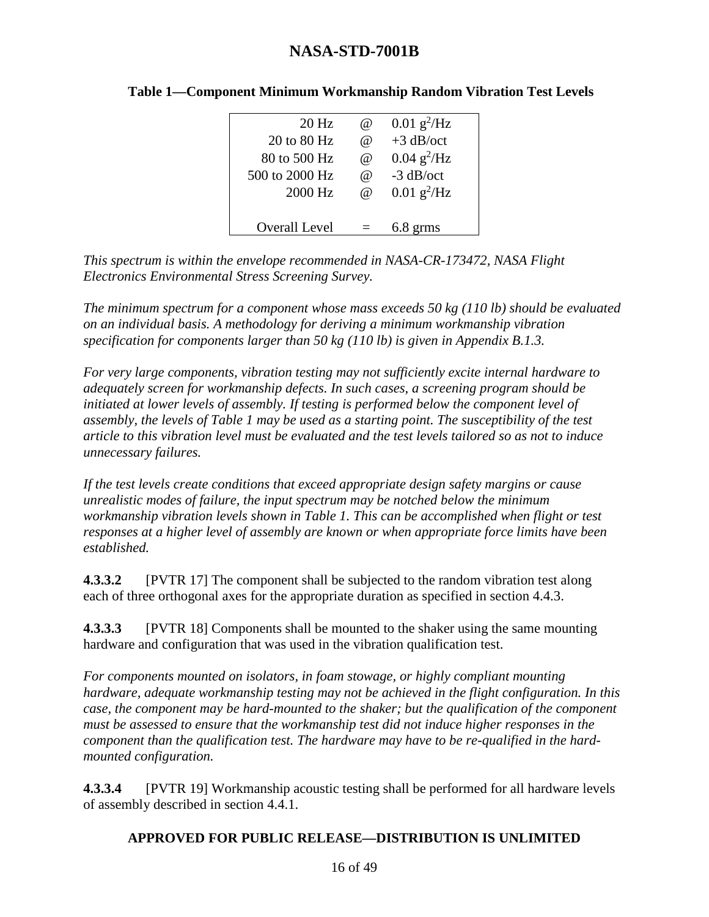**Table 1—Component Minimum Workmanship Random Vibration Test Levels**

| | | |
|---|---|---|
| 20 Hz | @ | 0.01 $g^2$/Hz |
| 20 to 80 Hz | @ | +3 dB/oct |
| 80 to 500 Hz | @ | 0.04 $g^2$/Hz |
| 500 to 2000 Hz | @ | -3 dB/oct |
| 2000 Hz | @ | 0.01 $g^2$/Hz |
| Overall Level | = | 6.8 grms |

*This spectrum is within the envelope recommended in NASA-CR-173472, NASA Flight Electronics Environmental Stress Screening Survey.*

*The minimum spectrum for a component whose mass exceeds 50 kg (110 lb) should be evaluated on an individual basis. A methodology for deriving a minimum workmanship vibration specification for components larger than 50 kg (110 lb) is given in Appendix B.1.3.*

*For very large components, vibration testing may not sufficiently excite internal hardware to adequately screen for workmanship defects. In such cases, a screening program should be initiated at lower levels of assembly. If testing is performed below the component level of assembly, the levels of Table 1 may be used as a starting point. The susceptibility of the test article to this vibration level must be evaluated and the test levels tailored so as not to induce unnecessary failures.*

*If the test levels create conditions that exceed appropriate design safety margins or cause unrealistic modes of failure, the input spectrum may be notched below the minimum workmanship vibration levels shown in Table 1. This can be accomplished when flight or test responses at a higher level of assembly are known or when appropriate force limits have been established.*

**4.3.3.2** [PVTR 17] The component shall be subjected to the random vibration test along each of three orthogonal axes for the appropriate duration as specified in section 4.4.3.

**4.3.3.3** [PVTR 18] Components shall be mounted to the shaker using the same mounting hardware and configuration that was used in the vibration qualification test.

*For components mounted on isolators, in foam stowage, or highly compliant mounting hardware, adequate workmanship testing may not be achieved in the flight configuration. In this case, the component may be hard-mounted to the shaker; but the qualification of the component must be assessed to ensure that the workmanship test did not induce higher responses in the component than the qualification test. The hardware may have to be re-qualified in the hard-mounted configuration.*

**4.3.3.4** [PVTR 19] Workmanship acoustic testing shall be performed for all hardware levels of assembly described in section 4.4.1.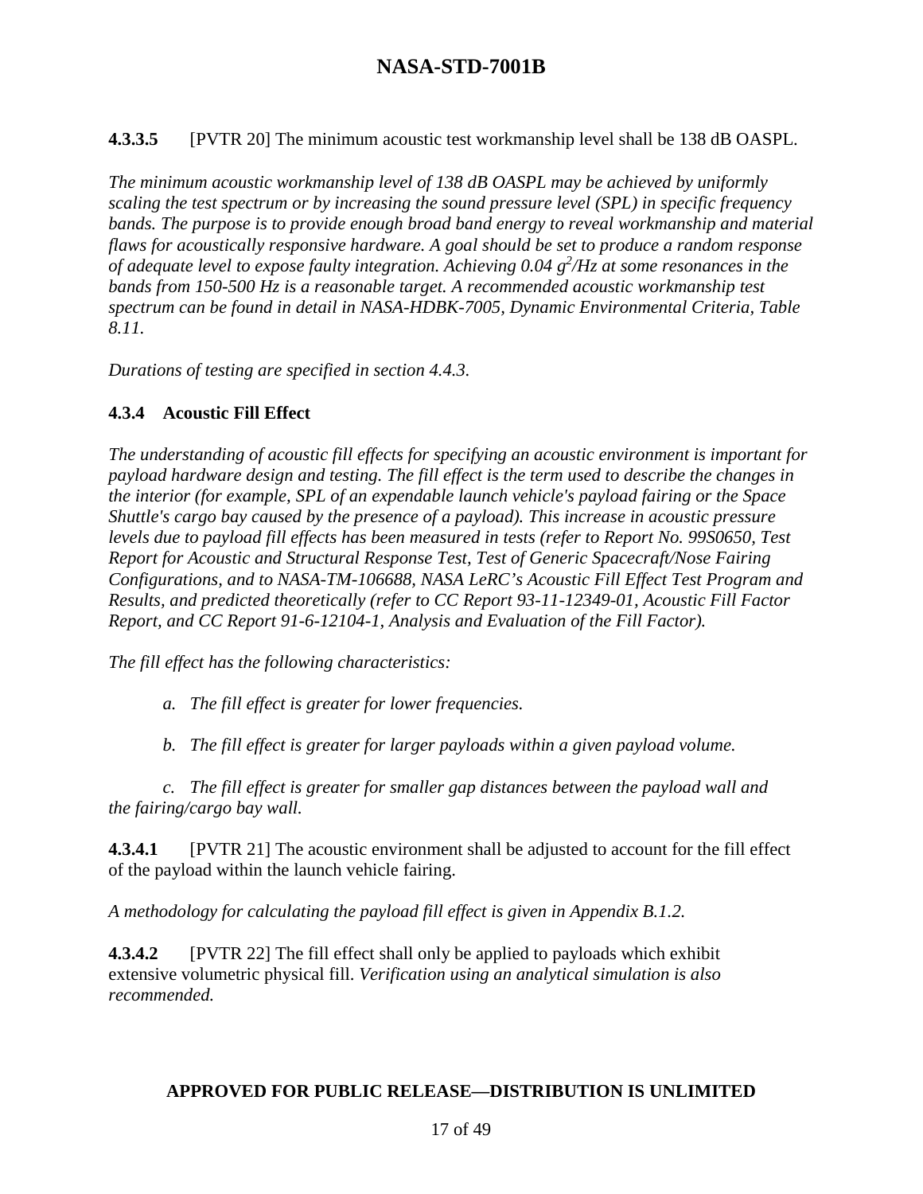**4.3.3.5** [PVTR 20] The minimum acoustic test workmanship level shall be 138 dB OASPL.

*The minimum acoustic workmanship level of 138 dB OASPL may be achieved by uniformly scaling the test spectrum or by increasing the sound pressure level (SPL) in specific frequency bands. The purpose is to provide enough broad band energy to reveal workmanship and material flaws for acoustically responsive hardware. A goal should be set to produce a random response of adequate level to expose faulty integration. Achieving 0.04 $g^2$/Hz at some resonances in the bands from 150-500 Hz is a reasonable target. A recommended acoustic workmanship test spectrum can be found in detail in NASA-HDBK-7005, Dynamic Environmental Criteria, Table 8.11.*

*Durations of testing are specified in section 4.4.3.*

### 4.3.4 Acoustic Fill Effect

*The understanding of acoustic fill effects for specifying an acoustic environment is important for payload hardware design and testing. The fill effect is the term used to describe the changes in the interior (for example, SPL of an expendable launch vehicle's payload fairing or the Space Shuttle's cargo bay caused by the presence of a payload). This increase in acoustic pressure levels due to payload fill effects has been measured in tests (refer to Report No. 99S0650, Test Report for Acoustic and Structural Response Test, Test of Generic Spacecraft/Nose Fairing Configurations, and to NASA-TM-106688, NASA LeRC's Acoustic Fill Effect Test Program and Results, and predicted theoretically (refer to CC Report 93-11-12349-01, Acoustic Fill Factor Report, and CC Report 91-6-12104-1, Analysis and Evaluation of the Fill Factor).*

*The fill effect has the following characteristics:*

*a. The fill effect is greater for lower frequencies.*

*b. The fill effect is greater for larger payloads within a given payload volume.*

*c. The fill effect is greater for smaller gap distances between the payload wall and the fairing/cargo bay wall.*

**4.3.4.1** [PVTR 21] The acoustic environment shall be adjusted to account for the fill effect of the payload within the launch vehicle fairing.

*A methodology for calculating the payload fill effect is given in Appendix B.1.2.*

**4.3.4.2** [PVTR 22] The fill effect shall only be applied to payloads which exhibit extensive volumetric physical fill. *Verification using an analytical simulation is also recommended.*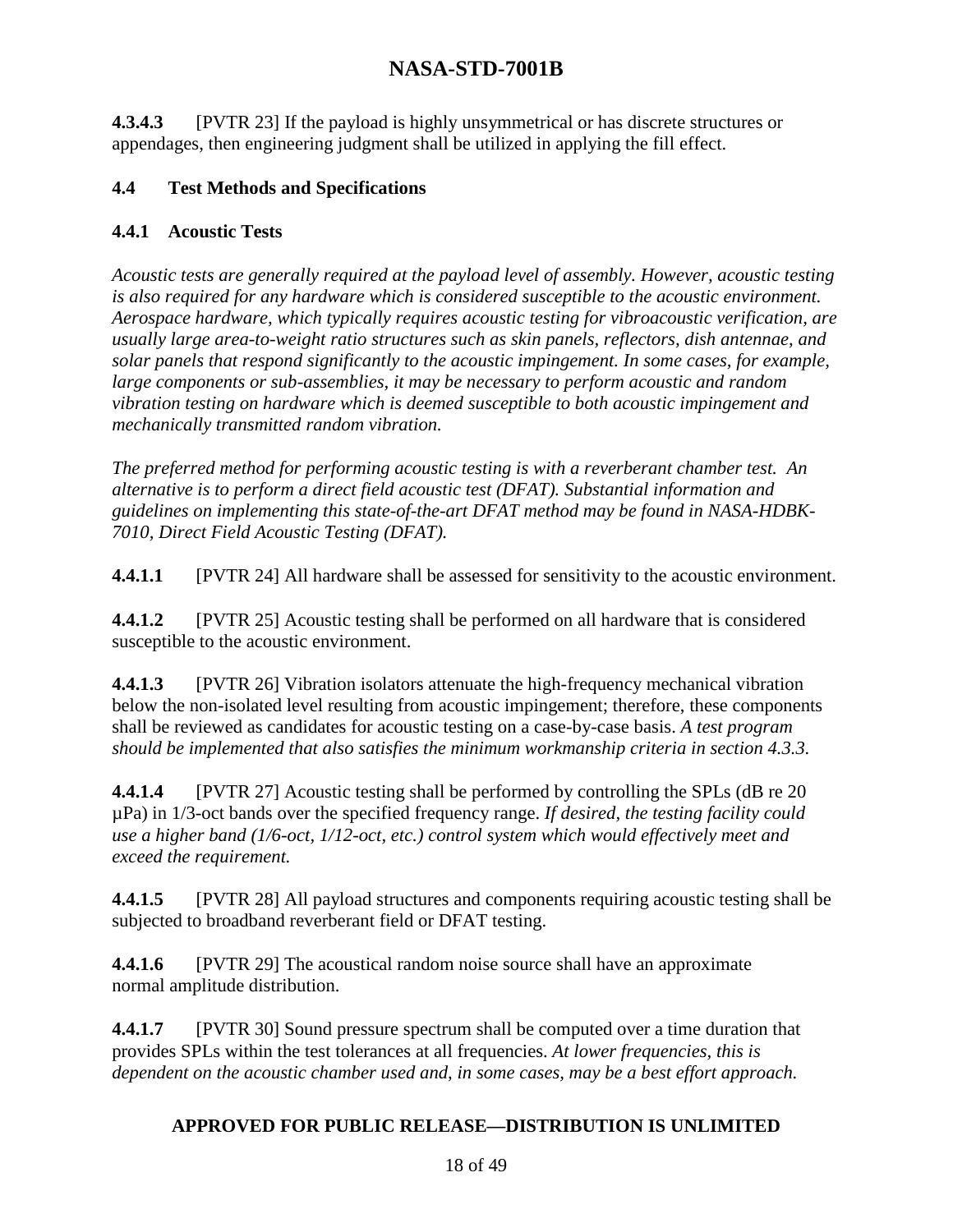**4.3.4.3** [PVTR 23] If the payload is highly unsymmetrical or has discrete structures or appendages, then engineering judgment shall be utilized in applying the fill effect.

## 4.4 Test Methods and Specifications

### 4.4.1 Acoustic Tests

*Acoustic tests are generally required at the payload level of assembly. However, acoustic testing is also required for any hardware which is considered susceptible to the acoustic environment. Aerospace hardware, which typically requires acoustic testing for vibroacoustic verification, are usually large area-to-weight ratio structures such as skin panels, reflectors, dish antennae, and solar panels that respond significantly to the acoustic impingement. In some cases, for example, large components or sub-assemblies, it may be necessary to perform acoustic and random vibration testing on hardware which is deemed susceptible to both acoustic impingement and mechanically transmitted random vibration.*

*The preferred method for performing acoustic testing is with a reverberant chamber test. An alternative is to perform a direct field acoustic test (DFAT). Substantial information and guidelines on implementing this state-of-the-art DFAT method may be found in NASA-HDBK-7010, Direct Field Acoustic Testing (DFAT).*

**4.4.1.1** [PVTR 24] All hardware shall be assessed for sensitivity to the acoustic environment.

**4.4.1.2** [PVTR 25] Acoustic testing shall be performed on all hardware that is considered susceptible to the acoustic environment.

**4.4.1.3** [PVTR 26] Vibration isolators attenuate the high-frequency mechanical vibration below the non-isolated level resulting from acoustic impingement; therefore, these components shall be reviewed as candidates for acoustic testing on a case-by-case basis. *A test program should be implemented that also satisfies the minimum workmanship criteria in section 4.3.3.*

**4.4.1.4** [PVTR 27] Acoustic testing shall be performed by controlling the SPLs (dB re 20 µPa) in 1/3-oct bands over the specified frequency range. *If desired, the testing facility could use a higher band (1/6-oct, 1/12-oct, etc.) control system which would effectively meet and exceed the requirement.*

**4.4.1.5** [PVTR 28] All payload structures and components requiring acoustic testing shall be subjected to broadband reverberant field or DFAT testing.

**4.4.1.6** [PVTR 29] The acoustical random noise source shall have an approximate normal amplitude distribution.

**4.4.1.7** [PVTR 30] Sound pressure spectrum shall be computed over a time duration that provides SPLs within the test tolerances at all frequencies. *At lower frequencies, this is dependent on the acoustic chamber used and, in some cases, may be a best effort approach.*

**APPROVED FOR PUBLIC RELEASE—DISTRIBUTION IS UNLIMITED**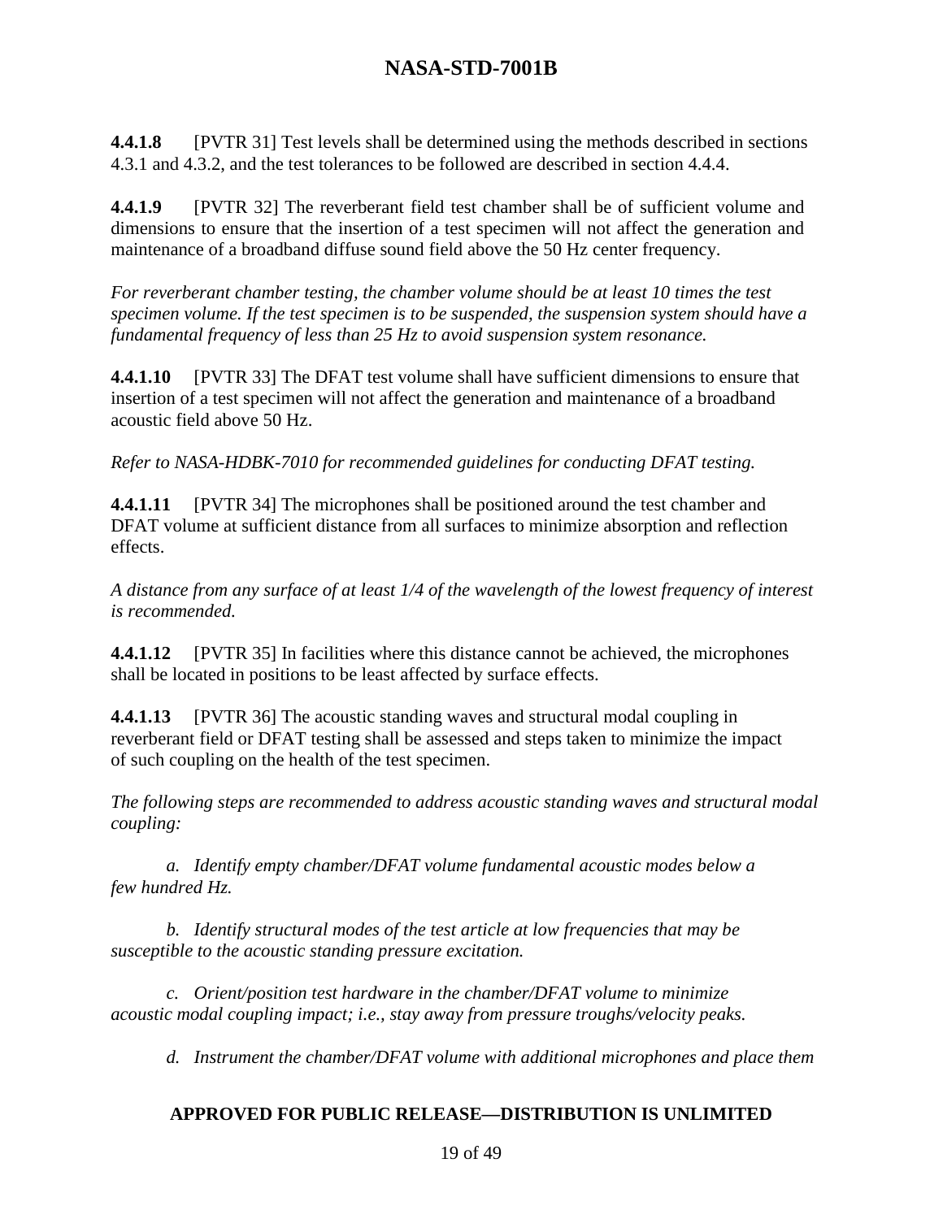**4.4.1.8** [PVTR 31] Test levels shall be determined using the methods described in sections 4.3.1 and 4.3.2, and the test tolerances to be followed are described in section 4.4.4.

**4.4.1.9** [PVTR 32] The reverberant field test chamber shall be of sufficient volume and dimensions to ensure that the insertion of a test specimen will not affect the generation and maintenance of a broadband diffuse sound field above the 50 Hz center frequency.

*For reverberant chamber testing, the chamber volume should be at least 10 times the test specimen volume. If the test specimen is to be suspended, the suspension system should have a fundamental frequency of less than 25 Hz to avoid suspension system resonance.*

**4.4.1.10** [PVTR 33] The DFAT test volume shall have sufficient dimensions to ensure that insertion of a test specimen will not affect the generation and maintenance of a broadband acoustic field above 50 Hz.

*Refer to NASA-HDBK-7010 for recommended guidelines for conducting DFAT testing.*

**4.4.1.11** [PVTR 34] The microphones shall be positioned around the test chamber and DFAT volume at sufficient distance from all surfaces to minimize absorption and reflection effects.

*A distance from any surface of at least 1/4 of the wavelength of the lowest frequency of interest is recommended.*

**4.4.1.12** [PVTR 35] In facilities where this distance cannot be achieved, the microphones shall be located in positions to be least affected by surface effects.

**4.4.1.13** [PVTR 36] The acoustic standing waves and structural modal coupling in reverberant field or DFAT testing shall be assessed and steps taken to minimize the impact of such coupling on the health of the test specimen.

*The following steps are recommended to address acoustic standing waves and structural modal coupling:*

*a. Identify empty chamber/DFAT volume fundamental acoustic modes below a few hundred Hz.*

*b. Identify structural modes of the test article at low frequencies that may be susceptible to the acoustic standing pressure excitation.*

*c. Orient/position test hardware in the chamber/DFAT volume to minimize acoustic modal coupling impact; i.e., stay away from pressure troughs/velocity peaks.*

*d. Instrument the chamber/DFAT volume with additional microphones and place them*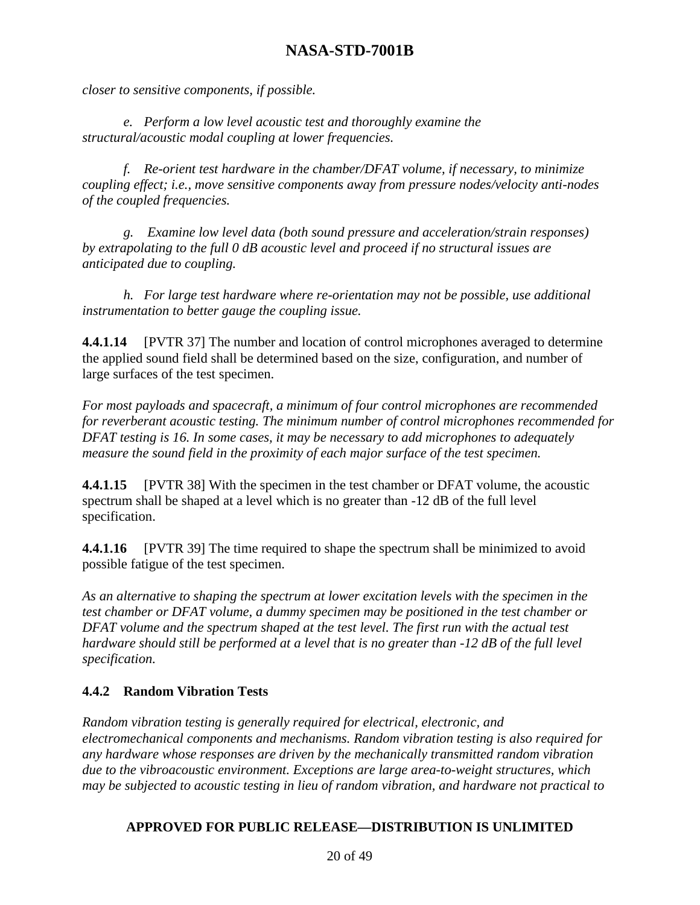*closer to sensitive components, if possible.*

*e. Perform a low level acoustic test and thoroughly examine the structural/acoustic modal coupling at lower frequencies.*

*f. Re-orient test hardware in the chamber/DFAT volume, if necessary, to minimize coupling effect; i.e., move sensitive components away from pressure nodes/velocity anti-nodes of the coupled frequencies.*

*g. Examine low level data (both sound pressure and acceleration/strain responses) by extrapolating to the full 0 dB acoustic level and proceed if no structural issues are anticipated due to coupling.*

*h. For large test hardware where re-orientation may not be possible, use additional instrumentation to better gauge the coupling issue.*

**4.4.1.14** [PVTR 37] The number and location of control microphones averaged to determine the applied sound field shall be determined based on the size, configuration, and number of large surfaces of the test specimen.

*For most payloads and spacecraft, a minimum of four control microphones are recommended for reverberant acoustic testing. The minimum number of control microphones recommended for DFAT testing is 16. In some cases, it may be necessary to add microphones to adequately measure the sound field in the proximity of each major surface of the test specimen.*

**4.4.1.15** [PVTR 38] With the specimen in the test chamber or DFAT volume, the acoustic spectrum shall be shaped at a level which is no greater than -12 dB of the full level specification.

**4.4.1.16** [PVTR 39] The time required to shape the spectrum shall be minimized to avoid possible fatigue of the test specimen.

*As an alternative to shaping the spectrum at lower excitation levels with the specimen in the test chamber or DFAT volume, a dummy specimen may be positioned in the test chamber or DFAT volume and the spectrum shaped at the test level. The first run with the actual test hardware should still be performed at a level that is no greater than -12 dB of the full level specification.*

### 4.4.2 Random Vibration Tests

*Random vibration testing is generally required for electrical, electronic, and electromechanical components and mechanisms. Random vibration testing is also required for any hardware whose responses are driven by the mechanically transmitted random vibration due to the vibroacoustic environment. Exceptions are large area-to-weight structures, which may be subjected to acoustic testing in lieu of random vibration, and hardware not practical to*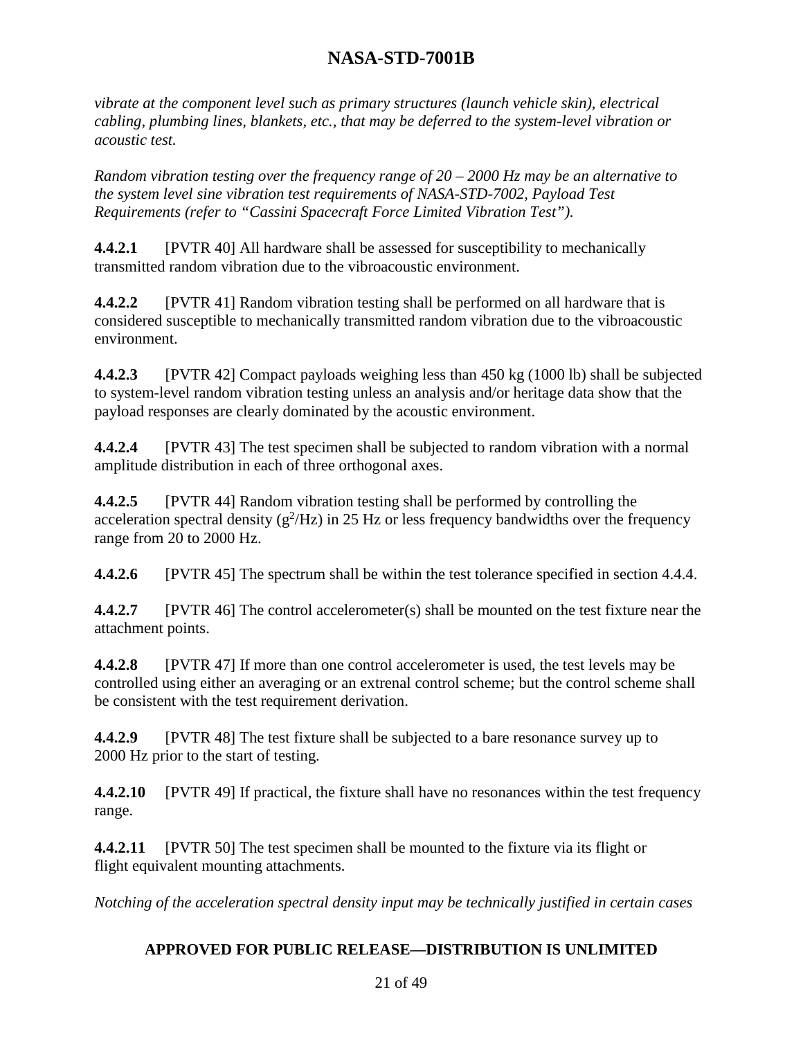*vibrate at the component level such as primary structures (launch vehicle skin), electrical cabling, plumbing lines, blankets, etc., that may be deferred to the system-level vibration or acoustic test.*

*Random vibration testing over the frequency range of 20 – 2000 Hz may be an alternative to the system level sine vibration test requirements of NASA-STD-7002, Payload Test Requirements (refer to "Cassini Spacecraft Force Limited Vibration Test").*

**4.4.2.1** [PVTR 40] All hardware shall be assessed for susceptibility to mechanically transmitted random vibration due to the vibroacoustic environment.

**4.4.2.2** [PVTR 41] Random vibration testing shall be performed on all hardware that is considered susceptible to mechanically transmitted random vibration due to the vibroacoustic environment.

**4.4.2.3** [PVTR 42] Compact payloads weighing less than 450 kg (1000 lb) shall be subjected to system-level random vibration testing unless an analysis and/or heritage data show that the payload responses are clearly dominated by the acoustic environment.

**4.4.2.4** [PVTR 43] The test specimen shall be subjected to random vibration with a normal amplitude distribution in each of three orthogonal axes.

**4.4.2.5** [PVTR 44] Random vibration testing shall be performed by controlling the acceleration spectral density ($g^2$/Hz) in 25 Hz or less frequency bandwidths over the frequency range from 20 to 2000 Hz.

**4.4.2.6** [PVTR 45] The spectrum shall be within the test tolerance specified in section 4.4.4.

**4.4.2.7** [PVTR 46] The control accelerometer(s) shall be mounted on the test fixture near the attachment points.

**4.4.2.8** [PVTR 47] If more than one control accelerometer is used, the test levels may be controlled using either an averaging or an extrenal control scheme; but the control scheme shall be consistent with the test requirement derivation.

**4.4.2.9** [PVTR 48] The test fixture shall be subjected to a bare resonance survey up to 2000 Hz prior to the start of testing.

**4.4.2.10** [PVTR 49] If practical, the fixture shall have no resonances within the test frequency range.

**4.4.2.11** [PVTR 50] The test specimen shall be mounted to the fixture via its flight or flight equivalent mounting attachments.

*Notching of the acceleration spectral density input may be technically justified in certain cases*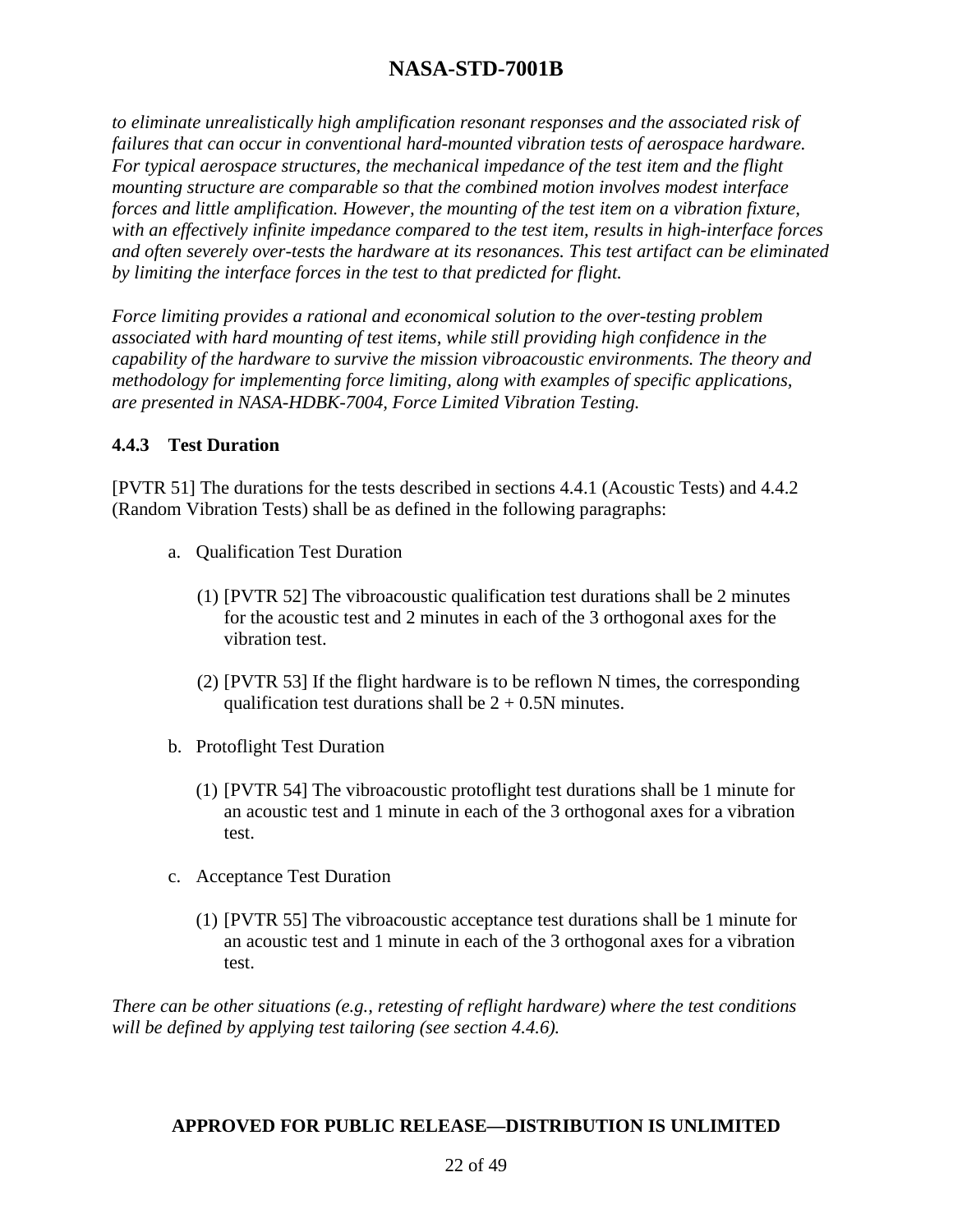*to eliminate unrealistically high amplification resonant responses and the associated risk of failures that can occur in conventional hard-mounted vibration tests of aerospace hardware. For typical aerospace structures, the mechanical impedance of the test item and the flight mounting structure are comparable so that the combined motion involves modest interface forces and little amplification. However, the mounting of the test item on a vibration fixture, with an effectively infinite impedance compared to the test item, results in high-interface forces and often severely over-tests the hardware at its resonances. This test artifact can be eliminated by limiting the interface forces in the test to that predicted for flight.*

*Force limiting provides a rational and economical solution to the over-testing problem associated with hard mounting of test items, while still providing high confidence in the capability of the hardware to survive the mission vibroacoustic environments. The theory and methodology for implementing force limiting, along with examples of specific applications, are presented in NASA-HDBK-7004, Force Limited Vibration Testing.*

### 4.4.3 Test Duration

[PVTR 51] The durations for the tests described in sections 4.4.1 (Acoustic Tests) and 4.4.2 (Random Vibration Tests) shall be as defined in the following paragraphs:

a. Qualification Test Duration

   (1) [PVTR 52] The vibroacoustic qualification test durations shall be 2 minutes for the acoustic test and 2 minutes in each of the 3 orthogonal axes for the vibration test.

   (2) [PVTR 53] If the flight hardware is to be reflown N times, the corresponding qualification test durations shall be $2 + 0.5N$ minutes.

b. Protoflight Test Duration

   (1) [PVTR 54] The vibroacoustic protoflight test durations shall be 1 minute for an acoustic test and 1 minute in each of the 3 orthogonal axes for a vibration test.

c. Acceptance Test Duration

   (1) [PVTR 55] The vibroacoustic acceptance test durations shall be 1 minute for an acoustic test and 1 minute in each of the 3 orthogonal axes for a vibration test.

*There can be other situations (e.g., retesting of reflight hardware) where the test conditions will be defined by applying test tailoring (see section 4.4.6).*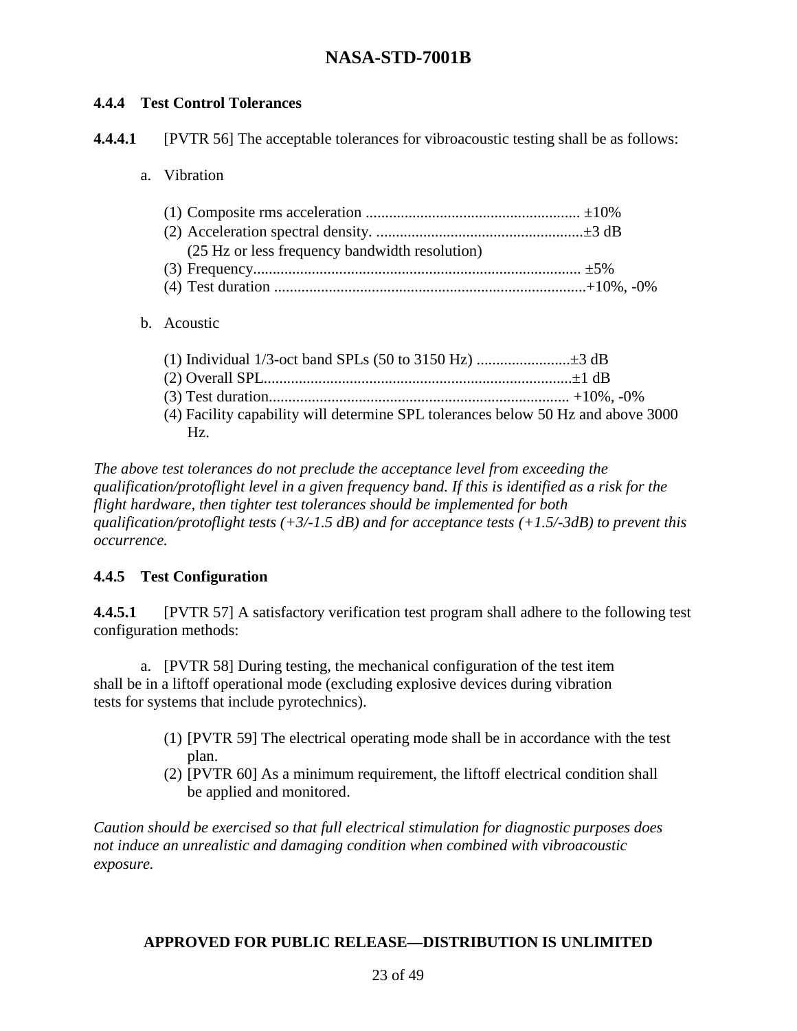### 4.4.4 Test Control Tolerances

**4.4.4.1** [PVTR 56] The acceptable tolerances for vibroacoustic testing shall be as follows:

a. Vibration

(1) Composite rms acceleration ....................................................... ±10%
(2) Acceleration spectral density. .....................................................±3 dB
(25 Hz or less frequency bandwidth resolution)
(3) Frequency.................................................................................... ±5%
(4) Test duration ................................................................................+10%, -0%

b. Acoustic

(1) Individual 1/3-oct band SPLs (50 to 3150 Hz) ........................±3 dB
(2) Overall SPL...............................................................................±1 dB
(3) Test duration............................................................................ +10%, -0%
(4) Facility capability will determine SPL tolerances below 50 Hz and above 3000 Hz.

*The above test tolerances do not preclude the acceptance level from exceeding the qualification/protoflight level in a given frequency band. If this is identified as a risk for the flight hardware, then tighter test tolerances should be implemented for both qualification/protoflight tests (+3/-1.5 dB) and for acceptance tests (+1.5/-3dB) to prevent this occurrence.*

### 4.4.5 Test Configuration

**4.4.5.1** [PVTR 57] A satisfactory verification test program shall adhere to the following test configuration methods:

a. [PVTR 58] During testing, the mechanical configuration of the test item shall be in a liftoff operational mode (excluding explosive devices during vibration tests for systems that include pyrotechnics).

(1) [PVTR 59] The electrical operating mode shall be in accordance with the test plan.
(2) [PVTR 60] As a minimum requirement, the liftoff electrical condition shall be applied and monitored.

*Caution should be exercised so that full electrical stimulation for diagnostic purposes does not induce an unrealistic and damaging condition when combined with vibroacoustic exposure.*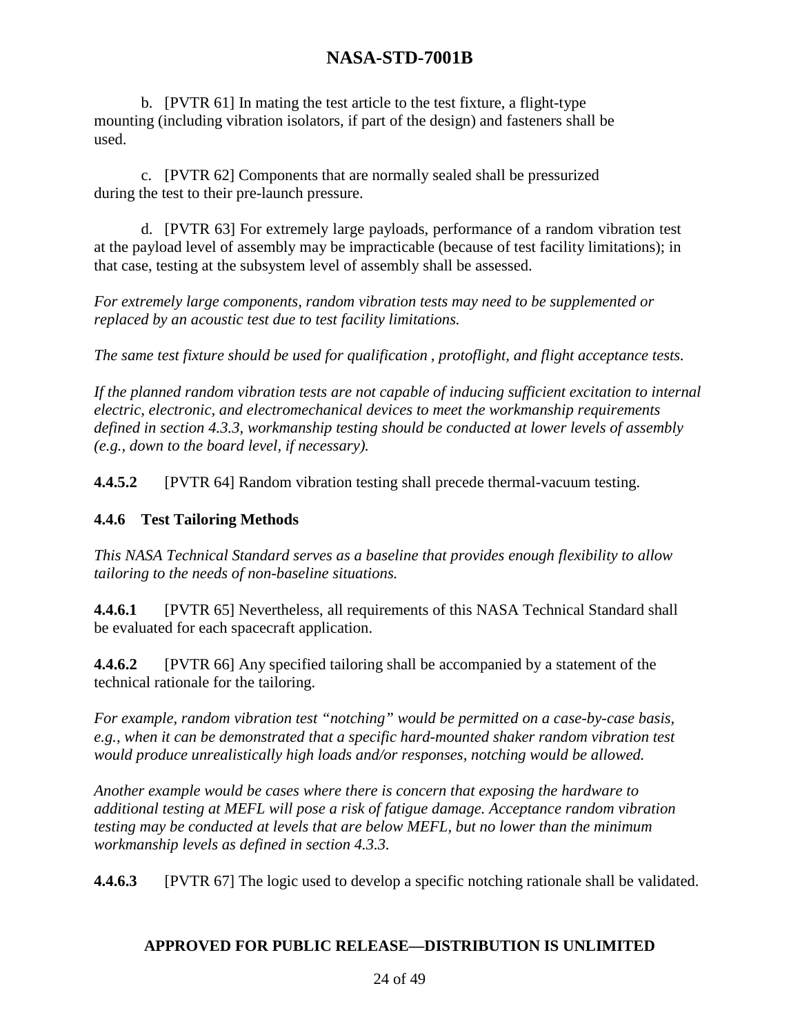b. [PVTR 61] In mating the test article to the test fixture, a flight-type mounting (including vibration isolators, if part of the design) and fasteners shall be used.

c. [PVTR 62] Components that are normally sealed shall be pressurized during the test to their pre-launch pressure.

d. [PVTR 63] For extremely large payloads, performance of a random vibration test at the payload level of assembly may be impracticable (because of test facility limitations); in that case, testing at the subsystem level of assembly shall be assessed.

*For extremely large components, random vibration tests may need to be supplemented or replaced by an acoustic test due to test facility limitations.*

*The same test fixture should be used for qualification , protoflight, and flight acceptance tests.*

*If the planned random vibration tests are not capable of inducing sufficient excitation to internal electric, electronic, and electromechanical devices to meet the workmanship requirements defined in section 4.3.3, workmanship testing should be conducted at lower levels of assembly (e.g., down to the board level, if necessary).*

**4.4.5.2** [PVTR 64] Random vibration testing shall precede thermal-vacuum testing.

### 4.4.6 Test Tailoring Methods

*This NASA Technical Standard serves as a baseline that provides enough flexibility to allow tailoring to the needs of non-baseline situations.*

**4.4.6.1** [PVTR 65] Nevertheless, all requirements of this NASA Technical Standard shall be evaluated for each spacecraft application.

**4.4.6.2** [PVTR 66] Any specified tailoring shall be accompanied by a statement of the technical rationale for the tailoring.

*For example, random vibration test "notching" would be permitted on a case-by-case basis, e.g., when it can be demonstrated that a specific hard-mounted shaker random vibration test would produce unrealistically high loads and/or responses, notching would be allowed.*

*Another example would be cases where there is concern that exposing the hardware to additional testing at MEFL will pose a risk of fatigue damage. Acceptance random vibration testing may be conducted at levels that are below MEFL, but no lower than the minimum workmanship levels as defined in section 4.3.3.*

**4.4.6.3** [PVTR 67] The logic used to develop a specific notching rationale shall be validated.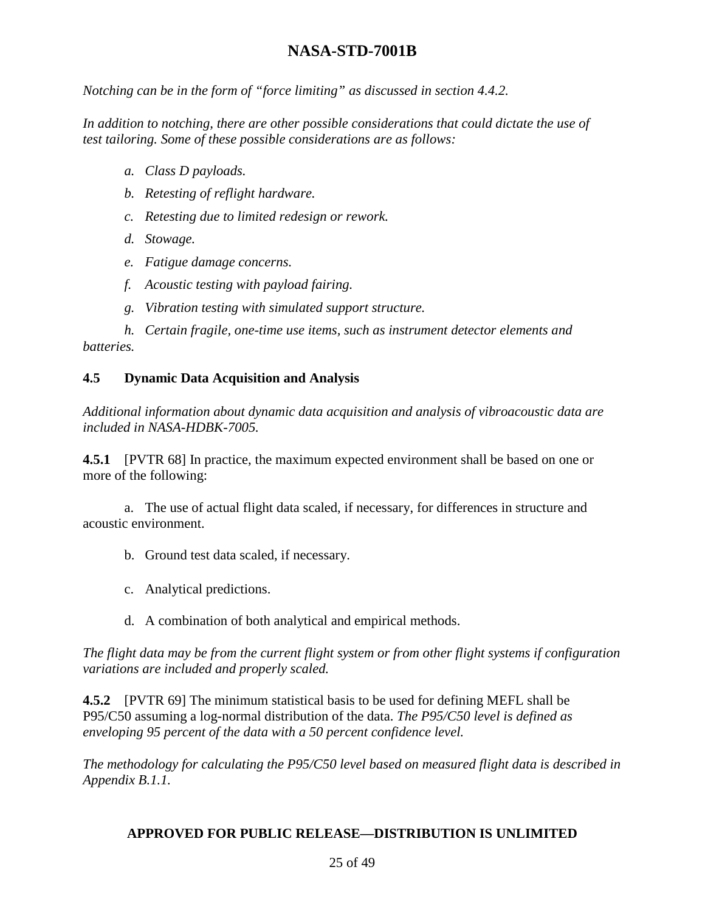*Notching can be in the form of "force limiting" as discussed in section 4.4.2.*

*In addition to notching, there are other possible considerations that could dictate the use of test tailoring. Some of these possible considerations are as follows:*

*a. Class D payloads.*

*b. Retesting of reflight hardware.*

*c. Retesting due to limited redesign or rework.*

*d. Stowage.*

*e. Fatigue damage concerns.*

*f. Acoustic testing with payload fairing.*

*g. Vibration testing with simulated support structure.*

*h. Certain fragile, one-time use items, such as instrument detector elements and batteries.*

### 4.5 Dynamic Data Acquisition and Analysis

*Additional information about dynamic data acquisition and analysis of vibroacoustic data are included in NASA-HDBK-7005.*

**4.5.1** [PVTR 68] In practice, the maximum expected environment shall be based on one or more of the following:

a. The use of actual flight data scaled, if necessary, for differences in structure and acoustic environment.

b. Ground test data scaled, if necessary.

c. Analytical predictions.

d. A combination of both analytical and empirical methods.

*The flight data may be from the current flight system or from other flight systems if configuration variations are included and properly scaled.*

**4.5.2** [PVTR 69] The minimum statistical basis to be used for defining MEFL shall be P95/C50 assuming a log-normal distribution of the data. *The P95/C50 level is defined as enveloping 95 percent of the data with a 50 percent confidence level.*

*The methodology for calculating the P95/C50 level based on measured flight data is described in Appendix B.1.1.*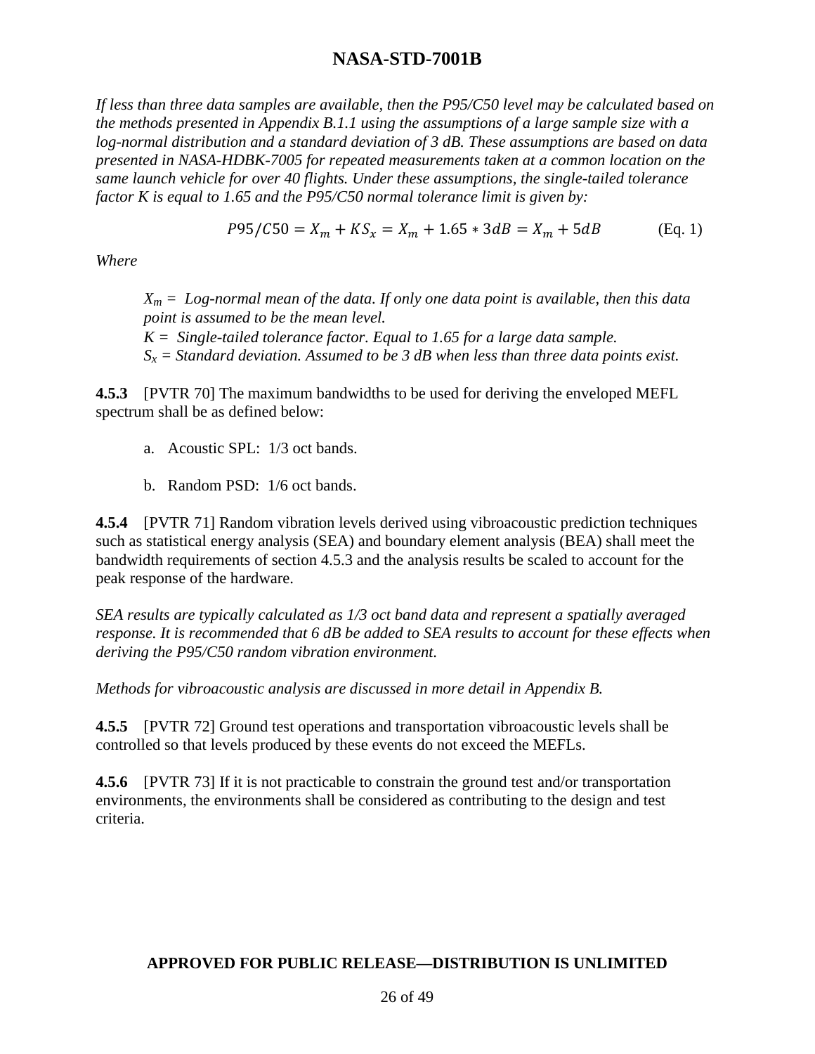*If less than three data samples are available, then the P95/C50 level may be calculated based on the methods presented in Appendix B.1.1 using the assumptions of a large sample size with a log-normal distribution and a standard deviation of 3 dB. These assumptions are based on data presented in NASA-HDBK-7005 for repeated measurements taken at a common location on the same launch vehicle for over 40 flights. Under these assumptions, the single-tailed tolerance factor K is equal to 1.65 and the P95/C50 normal tolerance limit is given by:*

$$P95/C50 = X_m + KS_x = X_m + 1.65 * 3dB = X_m + 5dB \qquad \text{(Eq. 1)}$$

*Where*

> *$X_m$ = Log-normal mean of the data. If only one data point is available, then this data point is assumed to be the mean level.*
> *$K$ = Single-tailed tolerance factor. Equal to 1.65 for a large data sample.*
> *$S_x$ = Standard deviation. Assumed to be 3 dB when less than three data points exist.*

**4.5.3** [PVTR 70] The maximum bandwidths to be used for deriving the enveloped MEFL spectrum shall be as defined below:

a. Acoustic SPL: 1/3 oct bands.

b. Random PSD: 1/6 oct bands.

**4.5.4** [PVTR 71] Random vibration levels derived using vibroacoustic prediction techniques such as statistical energy analysis (SEA) and boundary element analysis (BEA) shall meet the bandwidth requirements of section 4.5.3 and the analysis results be scaled to account for the peak response of the hardware.

*SEA results are typically calculated as 1/3 oct band data and represent a spatially averaged response. It is recommended that 6 dB be added to SEA results to account for these effects when deriving the P95/C50 random vibration environment.*

*Methods for vibroacoustic analysis are discussed in more detail in Appendix B.*

**4.5.5** [PVTR 72] Ground test operations and transportation vibroacoustic levels shall be controlled so that levels produced by these events do not exceed the MEFLs.

**4.5.6** [PVTR 73] If it is not practicable to constrain the ground test and/or transportation environments, the environments shall be considered as contributing to the design and test criteria.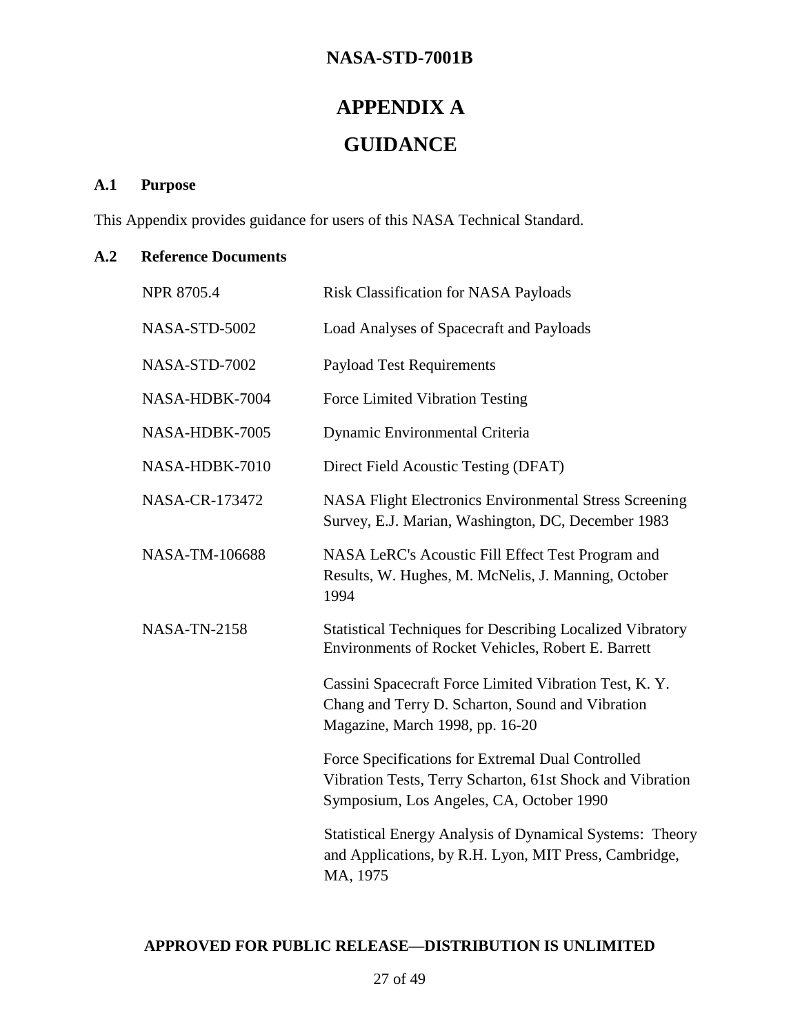# APPENDIX A

# GUIDANCE

### A.1 Purpose

This Appendix provides guidance for users of this NASA Technical Standard.

### A.2 Reference Documents

| | |
|---|---|
| NPR 8705.4 | Risk Classification for NASA Payloads |
| NASA-STD-5002 | Load Analyses of Spacecraft and Payloads |
| NASA-STD-7002 | Payload Test Requirements |
| NASA-HDBK-7004 | Force Limited Vibration Testing |
| NASA-HDBK-7005 | Dynamic Environmental Criteria |
| NASA-HDBK-7010 | Direct Field Acoustic Testing (DFAT) |
| NASA-CR-173472 | NASA Flight Electronics Environmental Stress Screening Survey, E.J. Marian, Washington, DC, December 1983 |
| NASA-TM-106688 | NASA LeRC's Acoustic Fill Effect Test Program and Results, W. Hughes, M. McNelis, J. Manning, October 1994 |
| NASA-TN-2158 | Statistical Techniques for Describing Localized Vibratory Environments of Rocket Vehicles, Robert E. Barrett |
| | Cassini Spacecraft Force Limited Vibration Test, K. Y. Chang and Terry D. Scharton, Sound and Vibration Magazine, March 1998, pp. 16-20 |
| | Force Specifications for Extremal Dual Controlled Vibration Tests, Terry Scharton, 61st Shock and Vibration Symposium, Los Angeles, CA, October 1990 |
| | Statistical Energy Analysis of Dynamical Systems: Theory and Applications, by R.H. Lyon, MIT Press, Cambridge, MA, 1975 |

**APPROVED FOR PUBLIC RELEASE—DISTRIBUTION IS UNLIMITED**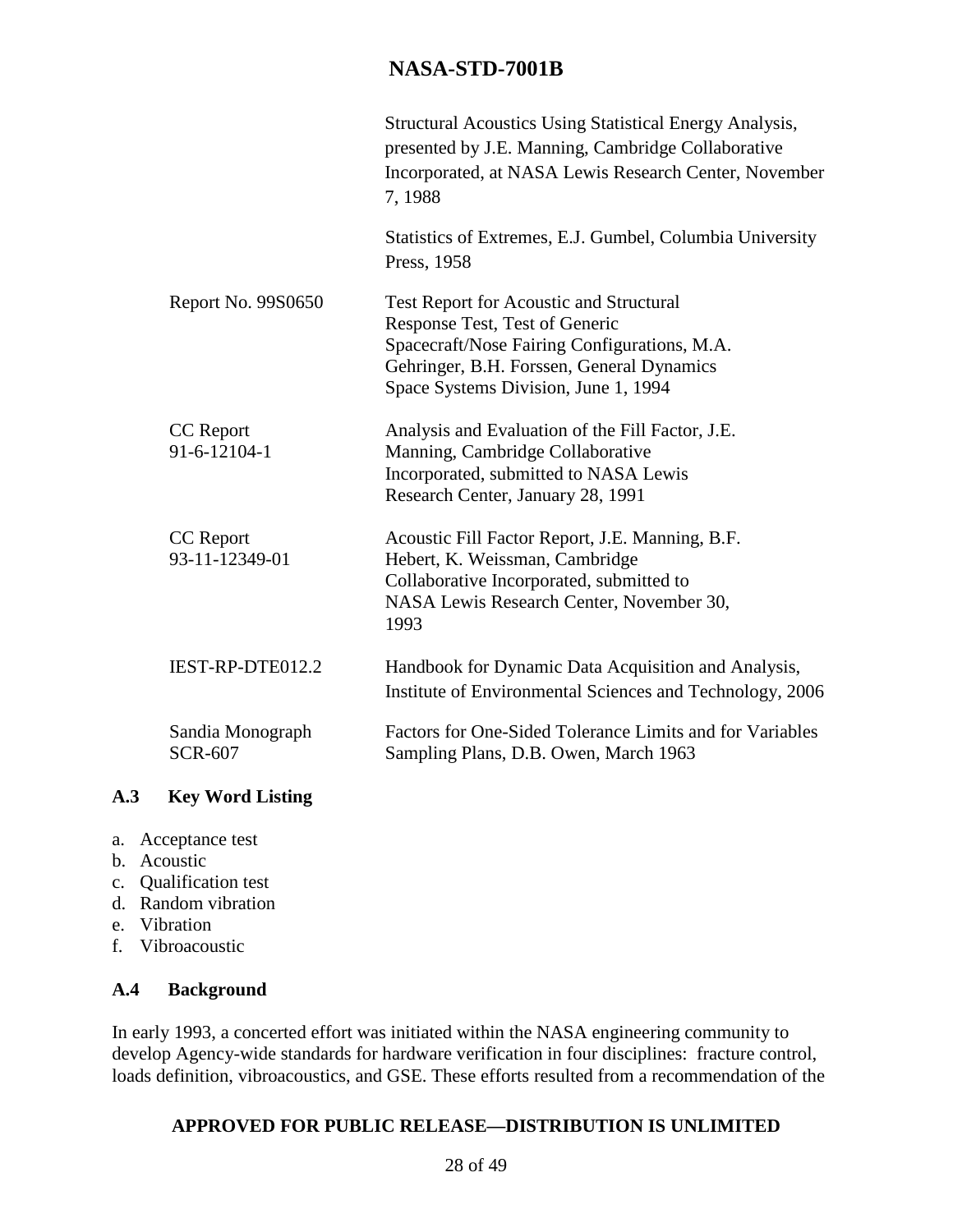| | |
|---|---|
| | Structural Acoustics Using Statistical Energy Analysis, presented by J.E. Manning, Cambridge Collaborative Incorporated, at NASA Lewis Research Center, November 7, 1988 |
| | Statistics of Extremes, E.J. Gumbel, Columbia University Press, 1958 |
| Report No. 99S0650 | Test Report for Acoustic and Structural Response Test, Test of Generic Spacecraft/Nose Fairing Configurations, M.A. Gehringer, B.H. Forssen, General Dynamics Space Systems Division, June 1, 1994 |
| CC Report 91-6-12104-1 | Analysis and Evaluation of the Fill Factor, J.E. Manning, Cambridge Collaborative Incorporated, submitted to NASA Lewis Research Center, January 28, 1991 |
| CC Report 93-11-12349-01 | Acoustic Fill Factor Report, J.E. Manning, B.F. Hebert, K. Weissman, Cambridge Collaborative Incorporated, submitted to NASA Lewis Research Center, November 30, 1993 |
| IEST-RP-DTE012.2 | Handbook for Dynamic Data Acquisition and Analysis, Institute of Environmental Sciences and Technology, 2006 |
| Sandia Monograph SCR-607 | Factors for One-Sided Tolerance Limits and for Variables Sampling Plans, D.B. Owen, March 1963 |

### A.3 Key Word Listing

a. Acceptance test
b. Acoustic
c. Qualification test
d. Random vibration
e. Vibration
f. Vibroacoustic

### A.4 Background

In early 1993, a concerted effort was initiated within the NASA engineering community to develop Agency-wide standards for hardware verification in four disciplines: fracture control, loads definition, vibroacoustics, and GSE. These efforts resulted from a recommendation of the

APPROVED FOR PUBLIC RELEASE—DISTRIBUTION IS UNLIMITED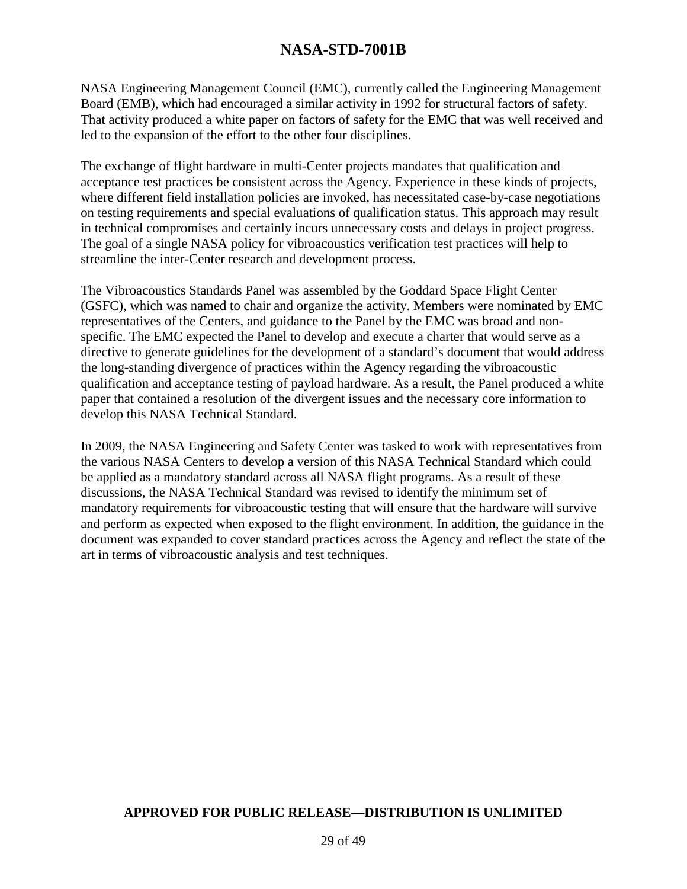NASA Engineering Management Council (EMC), currently called the Engineering Management Board (EMB), which had encouraged a similar activity in 1992 for structural factors of safety. That activity produced a white paper on factors of safety for the EMC that was well received and led to the expansion of the effort to the other four disciplines.

The exchange of flight hardware in multi-Center projects mandates that qualification and acceptance test practices be consistent across the Agency. Experience in these kinds of projects, where different field installation policies are invoked, has necessitated case-by-case negotiations on testing requirements and special evaluations of qualification status. This approach may result in technical compromises and certainly incurs unnecessary costs and delays in project progress. The goal of a single NASA policy for vibroacoustics verification test practices will help to streamline the inter-Center research and development process.

The Vibroacoustics Standards Panel was assembled by the Goddard Space Flight Center (GSFC), which was named to chair and organize the activity. Members were nominated by EMC representatives of the Centers, and guidance to the Panel by the EMC was broad and non-specific. The EMC expected the Panel to develop and execute a charter that would serve as a directive to generate guidelines for the development of a standard's document that would address the long-standing divergence of practices within the Agency regarding the vibroacoustic qualification and acceptance testing of payload hardware. As a result, the Panel produced a white paper that contained a resolution of the divergent issues and the necessary core information to develop this NASA Technical Standard.

In 2009, the NASA Engineering and Safety Center was tasked to work with representatives from the various NASA Centers to develop a version of this NASA Technical Standard which could be applied as a mandatory standard across all NASA flight programs. As a result of these discussions, the NASA Technical Standard was revised to identify the minimum set of mandatory requirements for vibroacoustic testing that will ensure that the hardware will survive and perform as expected when exposed to the flight environment. In addition, the guidance in the document was expanded to cover standard practices across the Agency and reflect the state of the art in terms of vibroacoustic analysis and test techniques.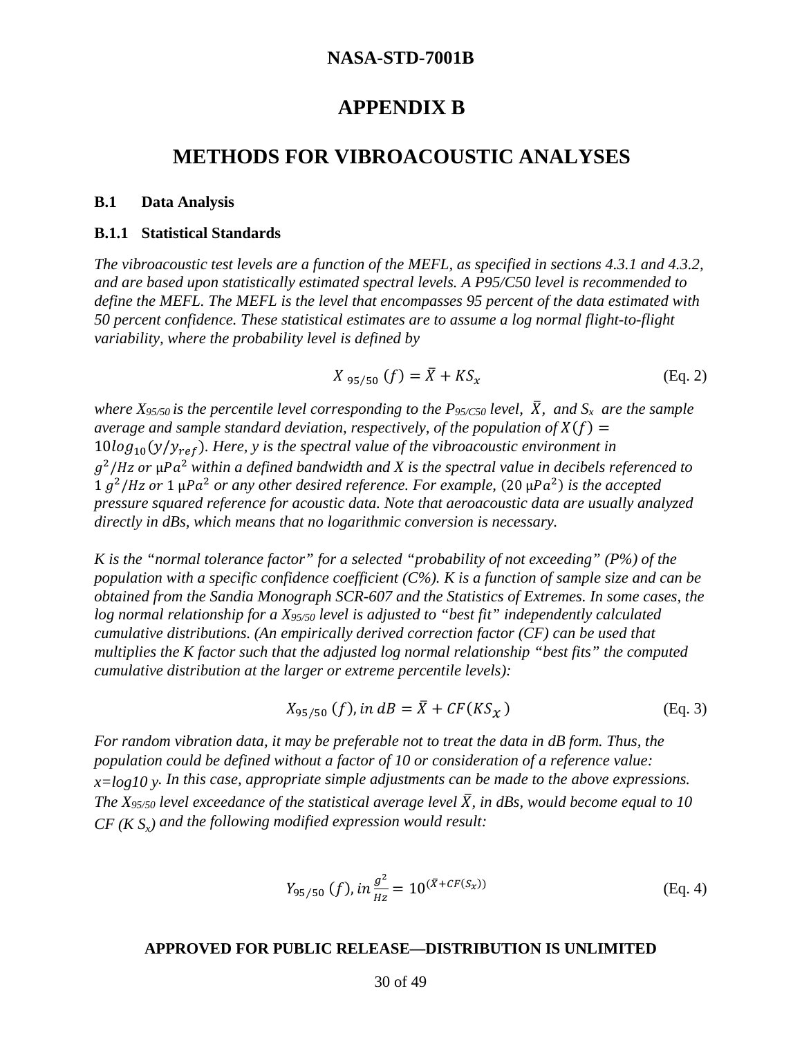# APPENDIX B

# METHODS FOR VIBROACOUSTIC ANALYSES

### B.1 Data Analysis

### B.1.1 Statistical Standards

*The vibroacoustic test levels are a function of the MEFL, as specified in sections 4.3.1 and 4.3.2, and are based upon statistically estimated spectral levels. A P95/C50 level is recommended to define the MEFL. The MEFL is the level that encompasses 95 percent of the data estimated with 50 percent confidence. These statistical estimates are to assume a log normal flight-to-flight variability, where the probability level is defined by*

$$X_{\ 95/50}\ (f) = \bar{X} + KS_x \qquad \text{(Eq. 2)}$$

*where $X_{95/50}$ is the percentile level corresponding to the $P_{95/C50}$ level, $\bar{X}$, and $S_x$ are the sample average and sample standard deviation, respectively, of the population of $X(f) = 10log_{10}(y/y_{ref})$. Here, y is the spectral value of the vibroacoustic environment in $g^2/Hz$ or $\mu Pa^2$ within a defined bandwidth and X is the spectral value in decibels referenced to $1\ g^2/Hz$ or $1\ \mu Pa^2$ or any other desired reference. For example, $(20\ \mu Pa^2)$ is the accepted pressure squared reference for acoustic data. Note that aeroacoustic data are usually analyzed directly in dBs, which means that no logarithmic conversion is necessary.*

*K is the "normal tolerance factor" for a selected "probability of not exceeding" (P%) of the population with a specific confidence coefficient (C%). K is a function of sample size and can be obtained from the Sandia Monograph SCR-607 and the Statistics of Extremes. In some cases, the log normal relationship for a $X_{95/50}$ level is adjusted to "best fit" independently calculated cumulative distributions. (An empirically derived correction factor (CF) can be used that multiplies the K factor such that the adjusted log normal relationship "best fits" the computed cumulative distribution at the larger or extreme percentile levels):*

$$X_{95/50}\ (f), in\ dB = \bar{X} + CF(KS_x) \qquad \text{(Eq. 3)}$$

*For random vibration data, it may be preferable not to treat the data in dB form. Thus, the population could be defined without a factor of 10 or consideration of a reference value: x=log10 y. In this case, appropriate simple adjustments can be made to the above expressions. The $X_{95/50}$ level exceedance of the statistical average level $\bar{X}$, in dBs, would become equal to 10 CF (K $S_x$) and the following modified expression would result:*

$$Y_{95/50}\ (f), in\ \frac{g^2}{Hz} = 10^{(\bar{X} + CF(S_x))} \qquad \text{(Eq. 4)}$$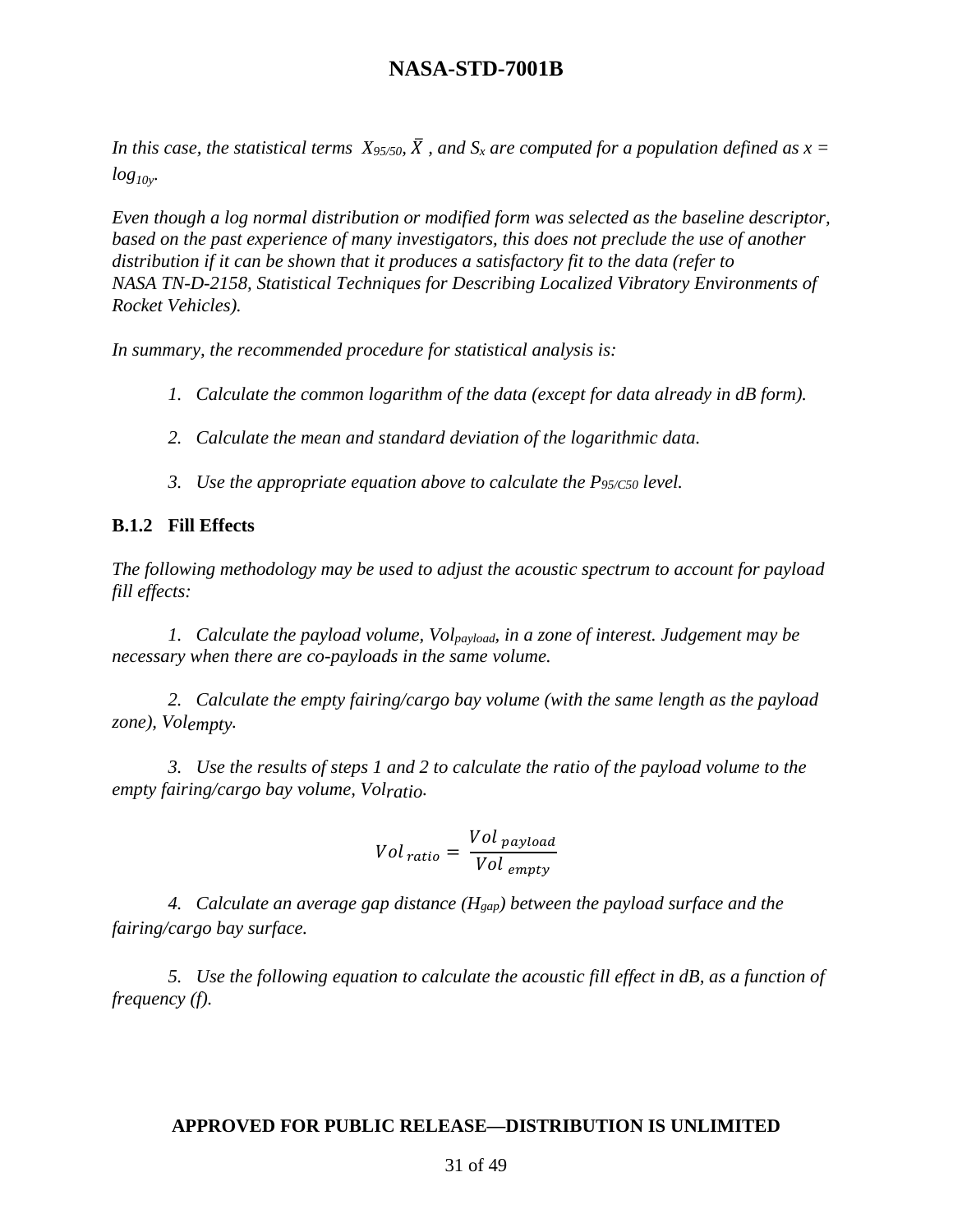*In this case, the statistical terms $X_{95/50}$, $\bar{X}$ , and $S_x$ are computed for a population defined as $x = log_{10y}$.*

*Even though a log normal distribution or modified form was selected as the baseline descriptor, based on the past experience of many investigators, this does not preclude the use of another distribution if it can be shown that it produces a satisfactory fit to the data (refer to NASA TN-D-2158, Statistical Techniques for Describing Localized Vibratory Environments of Rocket Vehicles).*

*In summary, the recommended procedure for statistical analysis is:*

1. *Calculate the common logarithm of the data (except for data already in dB form).*
2. *Calculate the mean and standard deviation of the logarithmic data.*
3. *Use the appropriate equation above to calculate the $P_{95/C50}$ level.*

### B.1.2 Fill Effects

*The following methodology may be used to adjust the acoustic spectrum to account for payload fill effects:*

1. *Calculate the payload volume, $Vol_{payload}$, in a zone of interest. Judgement may be necessary when there are co-payloads in the same volume.*

2. *Calculate the empty fairing/cargo bay volume (with the same length as the payload zone), $Vol_{empty}$.*

3. *Use the results of steps 1 and 2 to calculate the ratio of the payload volume to the empty fairing/cargo bay volume, $Vol_{ratio}$.*

$$Vol_{ratio} = \frac{Vol_{payload}}{Vol_{empty}}$$

4. *Calculate an average gap distance ($H_{gap}$) between the payload surface and the fairing/cargo bay surface.*

5. *Use the following equation to calculate the acoustic fill effect in dB, as a function of frequency (f).*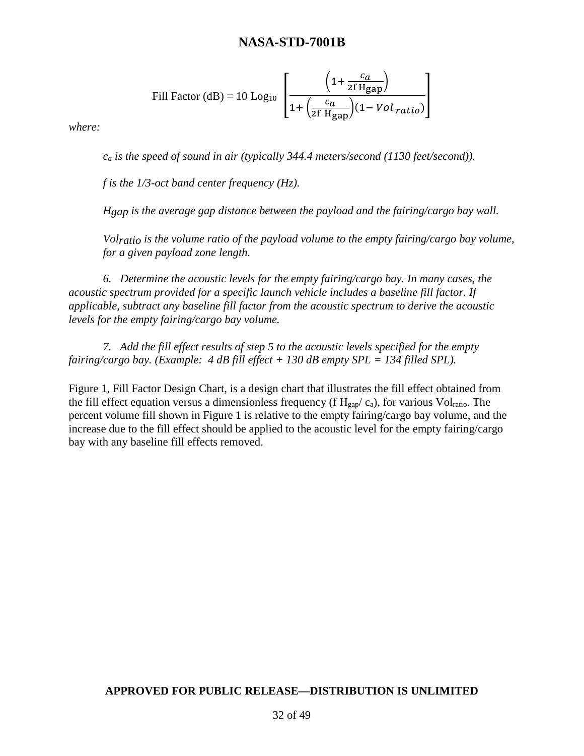$$\text{Fill Factor (dB)} = 10\ \text{Log}_{10}\left[\frac{\left(1+\frac{c_a}{2f\,H_{gap}}\right)}{1+\left(\frac{c_a}{2f\,H_{gap}}\right)(1-Vol_{ratio})}\right]$$

*where:*

> $c_a$ *is the speed of sound in air (typically 344.4 meters/second (1130 feet/second)).*
>
> *f is the 1/3-oct band center frequency (Hz).*
>
> $H_{gap}$ *is the average gap distance between the payload and the fairing/cargo bay wall.*
>
> $Vol_{ratio}$ *is the volume ratio of the payload volume to the empty fairing/cargo bay volume, for a given payload zone length.*

*6. Determine the acoustic levels for the empty fairing/cargo bay. In many cases, the acoustic spectrum provided for a specific launch vehicle includes a baseline fill factor. If applicable, subtract any baseline fill factor from the acoustic spectrum to derive the acoustic levels for the empty fairing/cargo bay volume.*

*7. Add the fill effect results of step 5 to the acoustic levels specified for the empty fairing/cargo bay. (Example: 4 dB fill effect + 130 dB empty SPL = 134 filled SPL).*

Figure 1, Fill Factor Design Chart, is a design chart that illustrates the fill effect obtained from the fill effect equation versus a dimensionless frequency ($f\,H_{gap}/c_a$), for various $Vol_{ratio}$. The percent volume fill shown in Figure 1 is relative to the empty fairing/cargo bay volume, and the increase due to the fill effect should be applied to the acoustic level for the empty fairing/cargo bay with any baseline fill effects removed.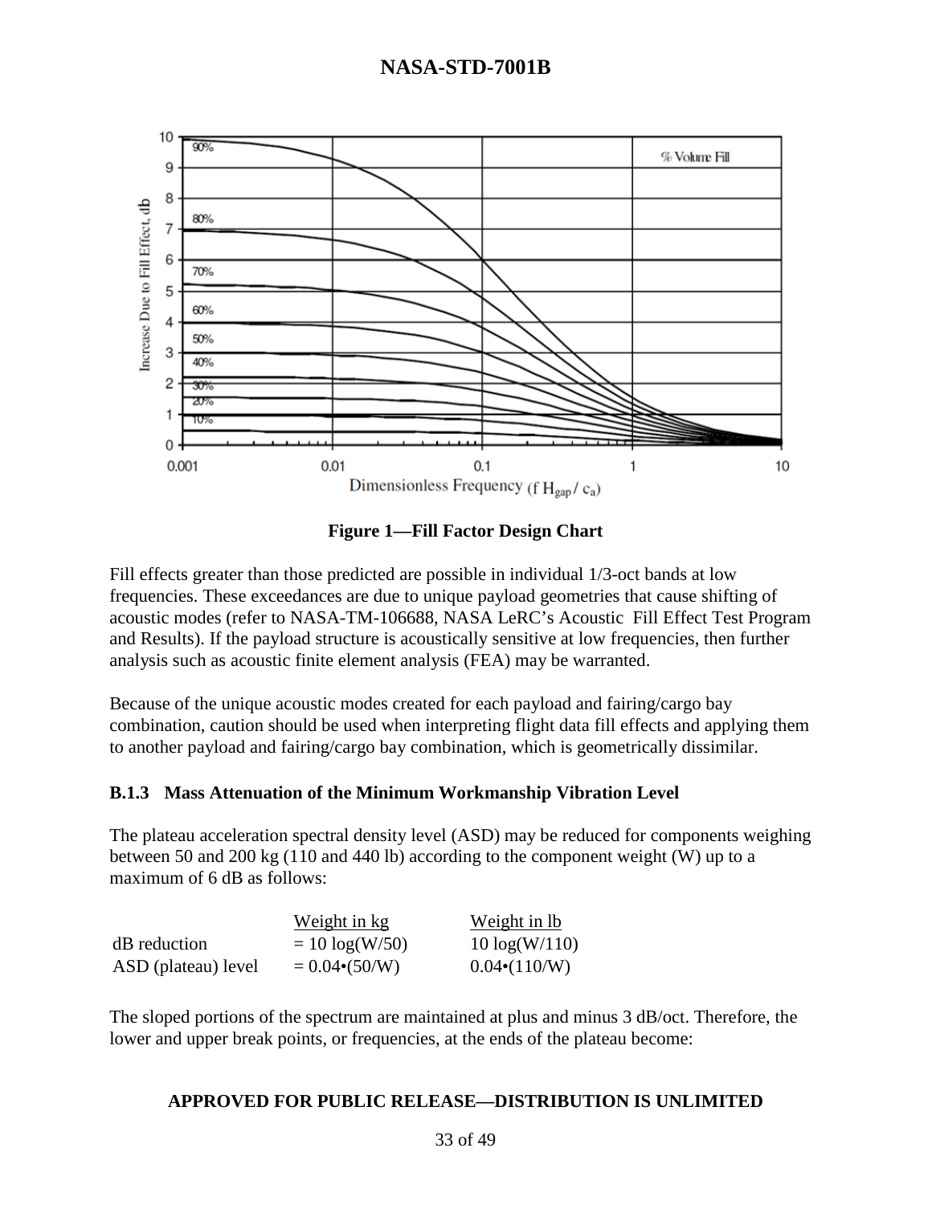**Figure 1—Fill Factor Design Chart**

Fill effects greater than those predicted are possible in individual 1/3-oct bands at low frequencies. These exceedances are due to unique payload geometries that cause shifting of acoustic modes (refer to NASA-TM-106688, NASA LeRC's Acoustic Fill Effect Test Program and Results). If the payload structure is acoustically sensitive at low frequencies, then further analysis such as acoustic finite element analysis (FEA) may be warranted.

Because of the unique acoustic modes created for each payload and fairing/cargo bay combination, caution should be used when interpreting flight data fill effects and applying them to another payload and fairing/cargo bay combination, which is geometrically dissimilar.

### B.1.3 Mass Attenuation of the Minimum Workmanship Vibration Level

The plateau acceleration spectral density level (ASD) may be reduced for components weighing between 50 and 200 kg (110 and 440 lb) according to the component weight (W) up to a maximum of 6 dB as follows:

| | Weight in kg | Weight in lb |
|---|---|---|
| dB reduction | $= 10 \log(W/50)$ | $10 \log(W/110)$ |
| ASD (plateau) level | $= 0.04 \bullet (50/W)$ | $0.04 \bullet (110/W)$ |

The sloped portions of the spectrum are maintained at plus and minus 3 dB/oct. Therefore, the lower and upper break points, or frequencies, at the ends of the plateau become: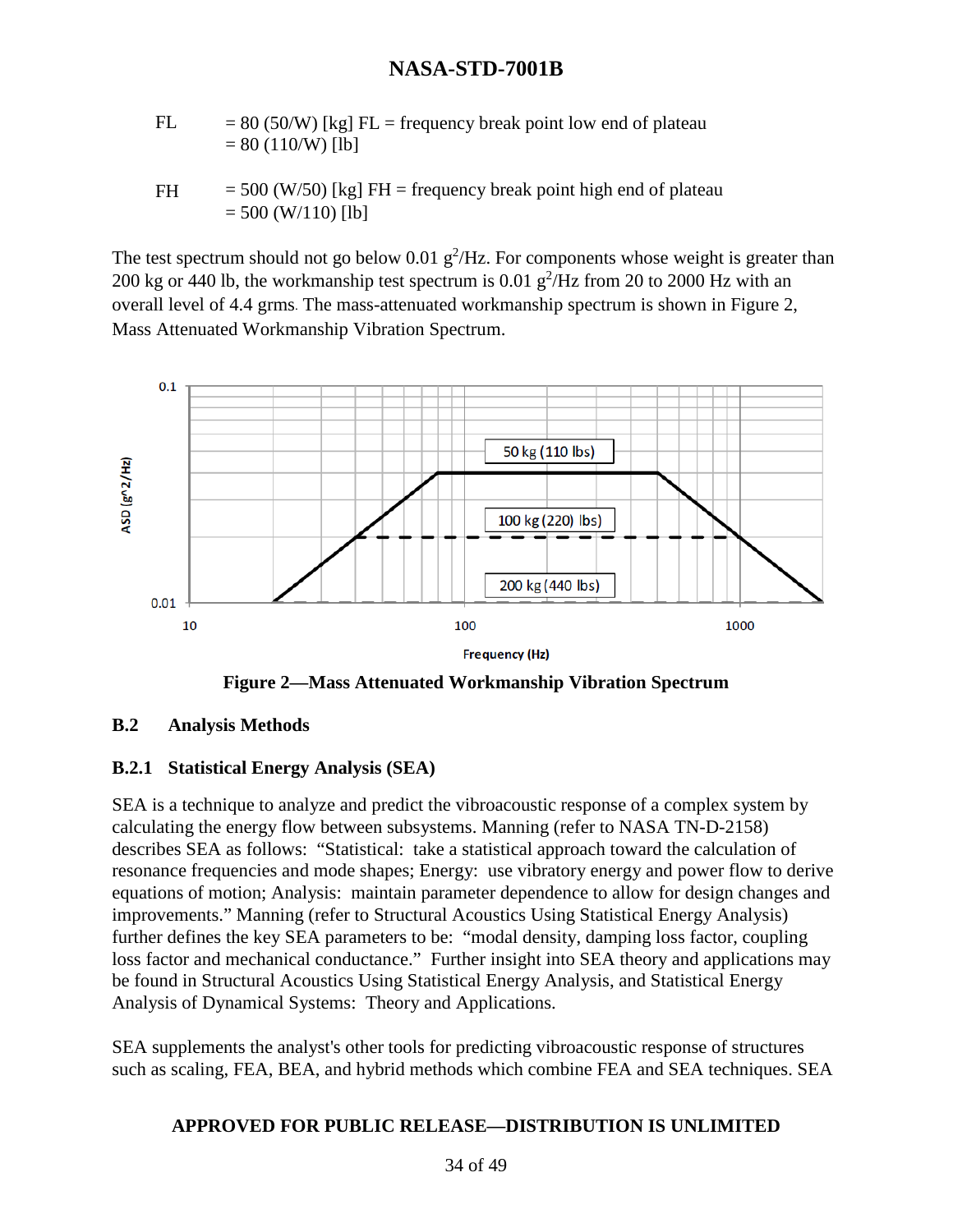FL = 80 (50/W) [kg] FL = frequency break point low end of plateau
= 80 (110/W) [lb]

FH = 500 (W/50) [kg] FH = frequency break point high end of plateau
= 500 (W/110) [lb]

The test spectrum should not go below 0.01 $g^2$/Hz. For components whose weight is greater than 200 kg or 440 lb, the workmanship test spectrum is 0.01 $g^2$/Hz from 20 to 2000 Hz with an overall level of 4.4 grms. The mass-attenuated workmanship spectrum is shown in Figure 2, Mass Attenuated Workmanship Vibration Spectrum.

**Figure 2—Mass Attenuated Workmanship Vibration Spectrum**

## B.2 Analysis Methods

### B.2.1 Statistical Energy Analysis (SEA)

SEA is a technique to analyze and predict the vibroacoustic response of a complex system by calculating the energy flow between subsystems. Manning (refer to NASA TN-D-2158) describes SEA as follows: "Statistical: take a statistical approach toward the calculation of resonance frequencies and mode shapes; Energy: use vibratory energy and power flow to derive equations of motion; Analysis: maintain parameter dependence to allow for design changes and improvements." Manning (refer to Structural Acoustics Using Statistical Energy Analysis) further defines the key SEA parameters to be: "modal density, damping loss factor, coupling loss factor and mechanical conductance." Further insight into SEA theory and applications may be found in Structural Acoustics Using Statistical Energy Analysis, and Statistical Energy Analysis of Dynamical Systems: Theory and Applications.

SEA supplements the analyst's other tools for predicting vibroacoustic response of structures such as scaling, FEA, BEA, and hybrid methods which combine FEA and SEA techniques. SEA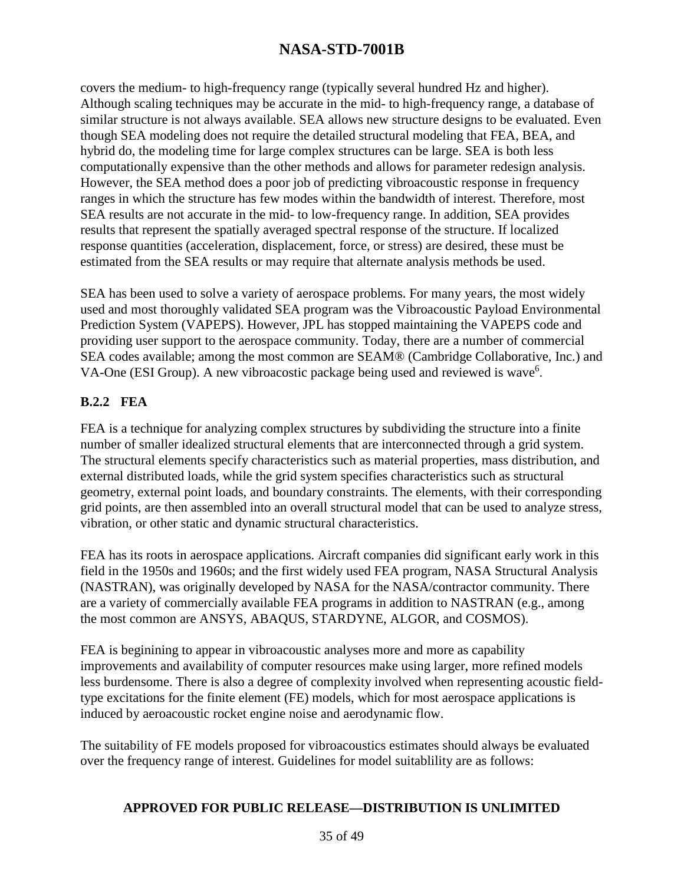covers the medium- to high-frequency range (typically several hundred Hz and higher). Although scaling techniques may be accurate in the mid- to high-frequency range, a database of similar structure is not always available. SEA allows new structure designs to be evaluated. Even though SEA modeling does not require the detailed structural modeling that FEA, BEA, and hybrid do, the modeling time for large complex structures can be large. SEA is both less computationally expensive than the other methods and allows for parameter redesign analysis. However, the SEA method does a poor job of predicting vibroacoustic response in frequency ranges in which the structure has few modes within the bandwidth of interest. Therefore, most SEA results are not accurate in the mid- to low-frequency range. In addition, SEA provides results that represent the spatially averaged spectral response of the structure. If localized response quantities (acceleration, displacement, force, or stress) are desired, these must be estimated from the SEA results or may require that alternate analysis methods be used.

SEA has been used to solve a variety of aerospace problems. For many years, the most widely used and most thoroughly validated SEA program was the Vibroacoustic Payload Environmental Prediction System (VAPEPS). However, JPL has stopped maintaining the VAPEPS code and providing user support to the aerospace community. Today, there are a number of commercial SEA codes available; among the most common are SEAM® (Cambridge Collaborative, Inc.) and VA-One (ESI Group). A new vibroacostic package being used and reviewed is wave[6].

### B.2.2 FEA

FEA is a technique for analyzing complex structures by subdividing the structure into a finite number of smaller idealized structural elements that are interconnected through a grid system. The structural elements specify characteristics such as material properties, mass distribution, and external distributed loads, while the grid system specifies characteristics such as structural geometry, external point loads, and boundary constraints. The elements, with their corresponding grid points, are then assembled into an overall structural model that can be used to analyze stress, vibration, or other static and dynamic structural characteristics.

FEA has its roots in aerospace applications. Aircraft companies did significant early work in this field in the 1950s and 1960s; and the first widely used FEA program, NASA Structural Analysis (NASTRAN), was originally developed by NASA for the NASA/contractor community. There are a variety of commercially available FEA programs in addition to NASTRAN (e.g., among the most common are ANSYS, ABAQUS, STARDYNE, ALGOR, and COSMOS).

FEA is beginining to appear in vibroacoustic analyses more and more as capability improvements and availability of computer resources make using larger, more refined models less burdensome. There is also a degree of complexity involved when representing acoustic field-type excitations for the finite element (FE) models, which for most aerospace applications is induced by aeroacoustic rocket engine noise and aerodynamic flow.

The suitability of FE models proposed for vibroacoustics estimates should always be evaluated over the frequency range of interest. Guidelines for model suitablility are as follows: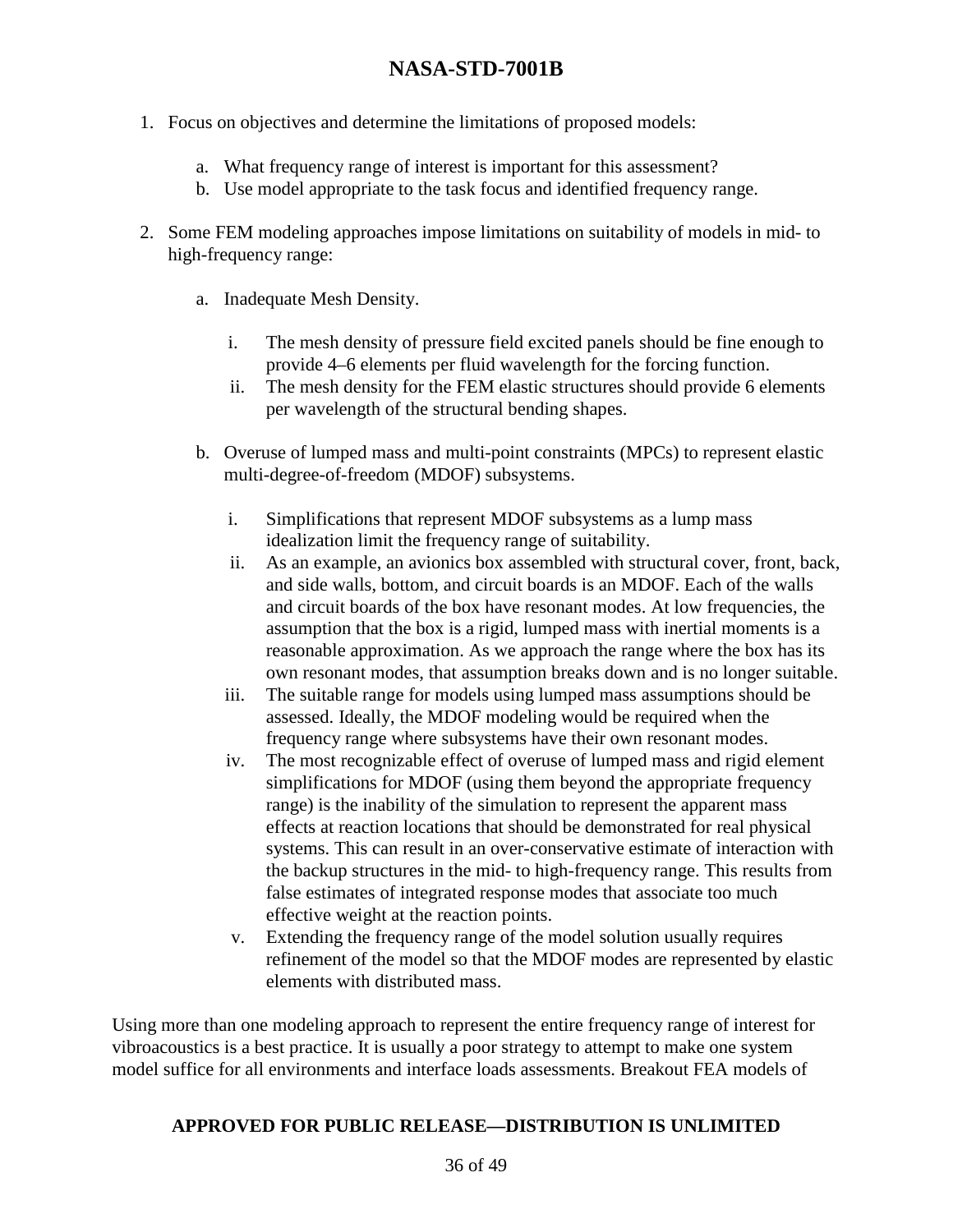1. Focus on objectives and determine the limitations of proposed models:

    a. What frequency range of interest is important for this assessment?
    b. Use model appropriate to the task focus and identified frequency range.

2. Some FEM modeling approaches impose limitations on suitability of models in mid- to high-frequency range:

    a. Inadequate Mesh Density.

        i. The mesh density of pressure field excited panels should be fine enough to provide 4–6 elements per fluid wavelength for the forcing function.
        ii. The mesh density for the FEM elastic structures should provide 6 elements per wavelength of the structural bending shapes.

    b. Overuse of lumped mass and multi-point constraints (MPCs) to represent elastic multi-degree-of-freedom (MDOF) subsystems.

        i. Simplifications that represent MDOF subsystems as a lump mass idealization limit the frequency range of suitability.
        ii. As an example, an avionics box assembled with structural cover, front, back, and side walls, bottom, and circuit boards is an MDOF. Each of the walls and circuit boards of the box have resonant modes. At low frequencies, the assumption that the box is a rigid, lumped mass with inertial moments is a reasonable approximation. As we approach the range where the box has its own resonant modes, that assumption breaks down and is no longer suitable.
        iii. The suitable range for models using lumped mass assumptions should be assessed. Ideally, the MDOF modeling would be required when the frequency range where subsystems have their own resonant modes.
        iv. The most recognizable effect of overuse of lumped mass and rigid element simplifications for MDOF (using them beyond the appropriate frequency range) is the inability of the simulation to represent the apparent mass effects at reaction locations that should be demonstrated for real physical systems. This can result in an over-conservative estimate of interaction with the backup structures in the mid- to high-frequency range. This results from false estimates of integrated response modes that associate too much effective weight at the reaction points.
        v. Extending the frequency range of the model solution usually requires refinement of the model so that the MDOF modes are represented by elastic elements with distributed mass.

Using more than one modeling approach to represent the entire frequency range of interest for vibroacoustics is a best practice. It is usually a poor strategy to attempt to make one system model suffice for all environments and interface loads assessments. Breakout FEA models of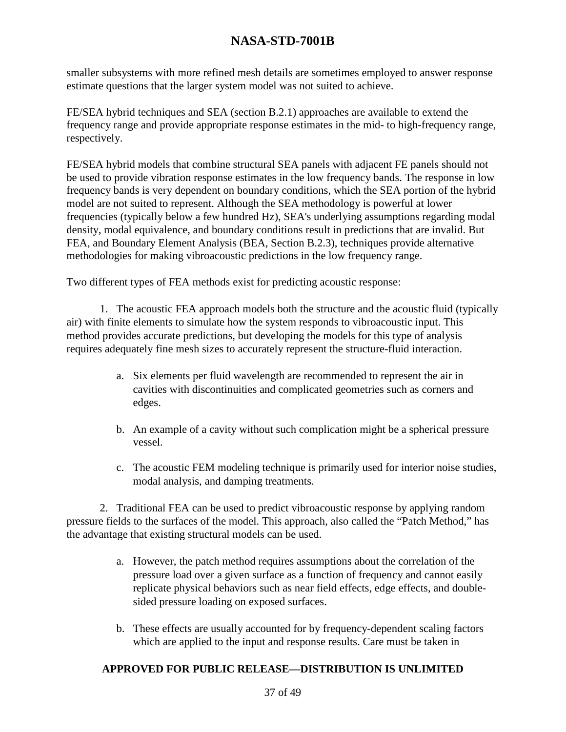smaller subsystems with more refined mesh details are sometimes employed to answer response estimate questions that the larger system model was not suited to achieve.

FE/SEA hybrid techniques and SEA (section B.2.1) approaches are available to extend the frequency range and provide appropriate response estimates in the mid- to high-frequency range, respectively.

FE/SEA hybrid models that combine structural SEA panels with adjacent FE panels should not be used to provide vibration response estimates in the low frequency bands. The response in low frequency bands is very dependent on boundary conditions, which the SEA portion of the hybrid model are not suited to represent. Although the SEA methodology is powerful at lower frequencies (typically below a few hundred Hz), SEA's underlying assumptions regarding modal density, modal equivalence, and boundary conditions result in predictions that are invalid. But FEA, and Boundary Element Analysis (BEA, Section B.2.3), techniques provide alternative methodologies for making vibroacoustic predictions in the low frequency range.

Two different types of FEA methods exist for predicting acoustic response:

1. The acoustic FEA approach models both the structure and the acoustic fluid (typically air) with finite elements to simulate how the system responds to vibroacoustic input. This method provides accurate predictions, but developing the models for this type of analysis requires adequately fine mesh sizes to accurately represent the structure-fluid interaction.

    a. Six elements per fluid wavelength are recommended to represent the air in cavities with discontinuities and complicated geometries such as corners and edges.

    b. An example of a cavity without such complication might be a spherical pressure vessel.

    c. The acoustic FEM modeling technique is primarily used for interior noise studies, modal analysis, and damping treatments.

2. Traditional FEA can be used to predict vibroacoustic response by applying random pressure fields to the surfaces of the model. This approach, also called the "Patch Method," has the advantage that existing structural models can be used.

    a. However, the patch method requires assumptions about the correlation of the pressure load over a given surface as a function of frequency and cannot easily replicate physical behaviors such as near field effects, edge effects, and double-sided pressure loading on exposed surfaces.

    b. These effects are usually accounted for by frequency-dependent scaling factors which are applied to the input and response results. Care must be taken in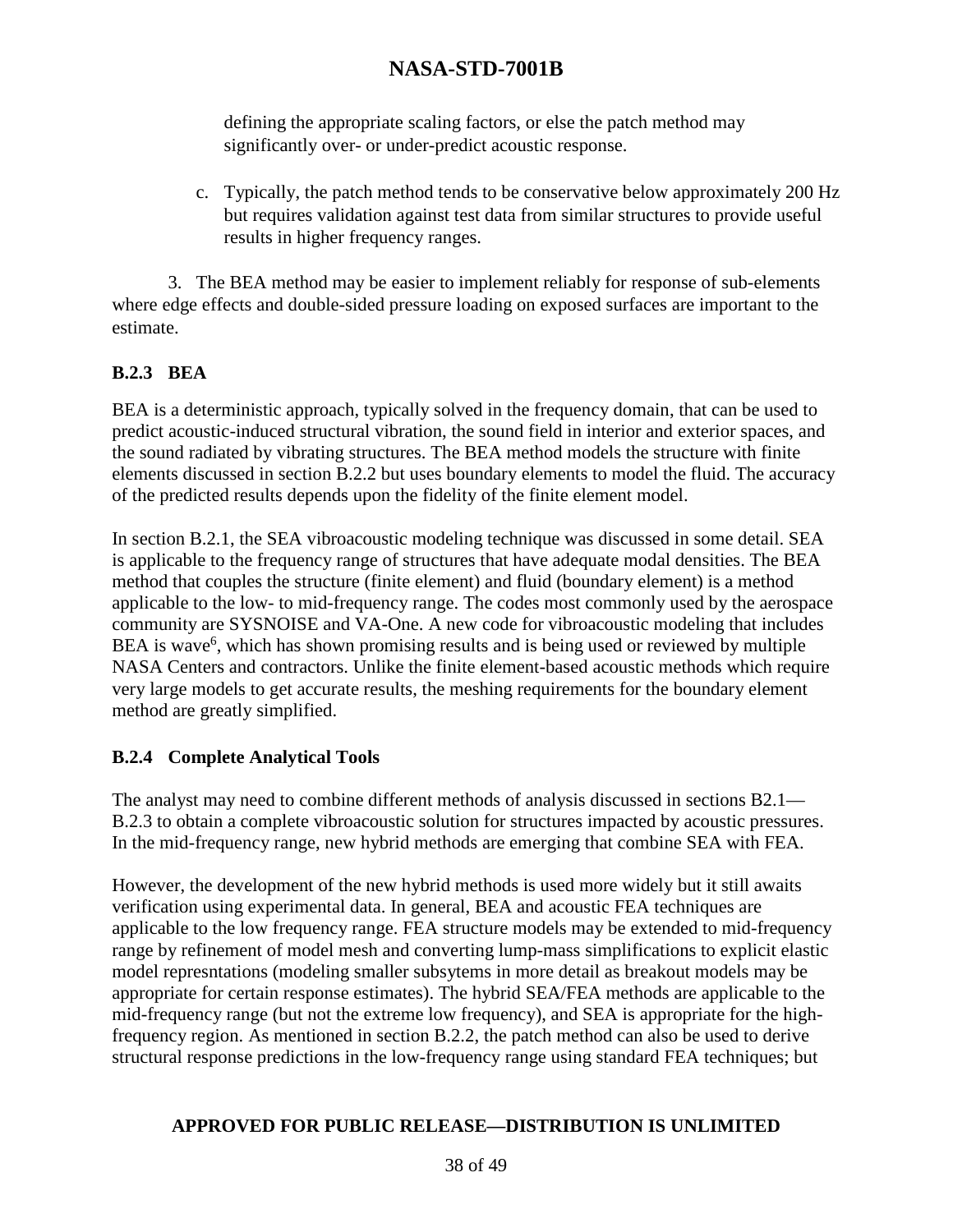defining the appropriate scaling factors, or else the patch method may significantly over- or under-predict acoustic response.

c. Typically, the patch method tends to be conservative below approximately 200 Hz but requires validation against test data from similar structures to provide useful results in higher frequency ranges.

3. The BEA method may be easier to implement reliably for response of sub-elements where edge effects and double-sided pressure loading on exposed surfaces are important to the estimate.

### B.2.3 BEA

BEA is a deterministic approach, typically solved in the frequency domain, that can be used to predict acoustic-induced structural vibration, the sound field in interior and exterior spaces, and the sound radiated by vibrating structures. The BEA method models the structure with finite elements discussed in section B.2.2 but uses boundary elements to model the fluid. The accuracy of the predicted results depends upon the fidelity of the finite element model.

In section B.2.1, the SEA vibroacoustic modeling technique was discussed in some detail. SEA is applicable to the frequency range of structures that have adequate modal densities. The BEA method that couples the structure (finite element) and fluid (boundary element) is a method applicable to the low- to mid-frequency range. The codes most commonly used by the aerospace community are SYSNOISE and VA-One. A new code for vibroacoustic modeling that includes BEA is wave[6], which has shown promising results and is being used or reviewed by multiple NASA Centers and contractors. Unlike the finite element-based acoustic methods which require very large models to get accurate results, the meshing requirements for the boundary element method are greatly simplified.

### B.2.4 Complete Analytical Tools

The analyst may need to combine different methods of analysis discussed in sections B2.1—B.2.3 to obtain a complete vibroacoustic solution for structures impacted by acoustic pressures. In the mid-frequency range, new hybrid methods are emerging that combine SEA with FEA.

However, the development of the new hybrid methods is used more widely but it still awaits verification using experimental data. In general, BEA and acoustic FEA techniques are applicable to the low frequency range. FEA structure models may be extended to mid-frequency range by refinement of model mesh and converting lump-mass simplifications to explicit elastic model represntations (modeling smaller subsytems in more detail as breakout models may be appropriate for certain response estimates). The hybrid SEA/FEA methods are applicable to the mid-frequency range (but not the extreme low frequency), and SEA is appropriate for the high-frequency region. As mentioned in section B.2.2, the patch method can also be used to derive structural response predictions in the low-frequency range using standard FEA techniques; but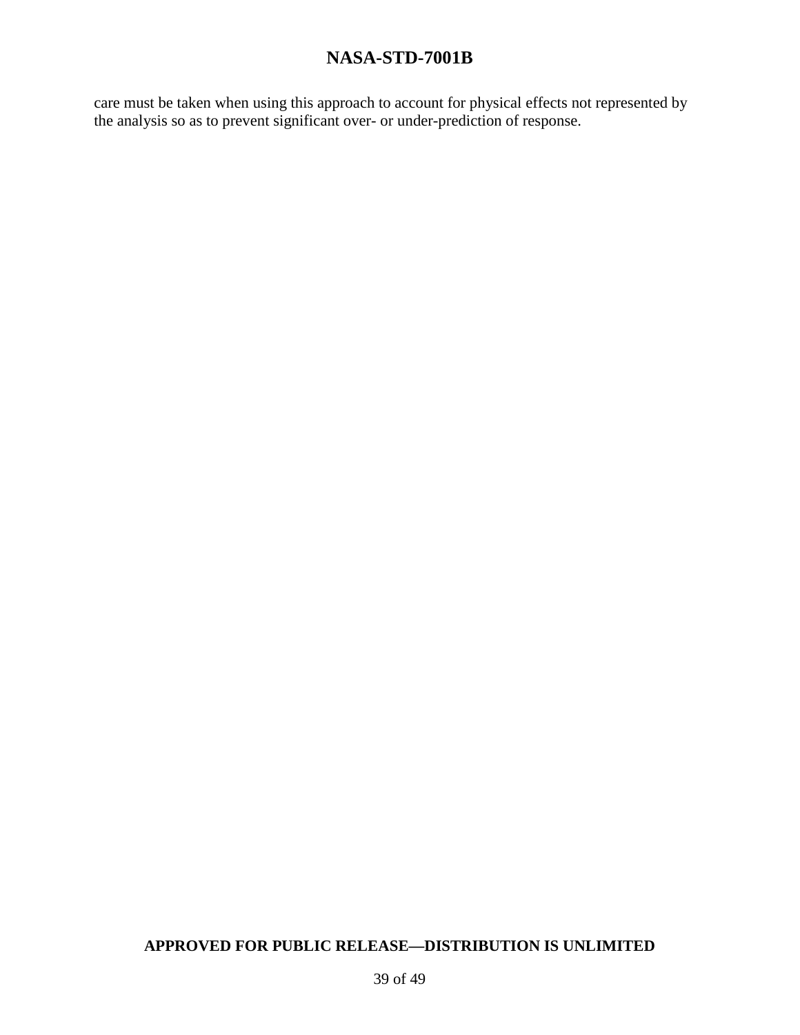care must be taken when using this approach to account for physical effects not represented by the analysis so as to prevent significant over- or under-prediction of response.

APPROVED FOR PUBLIC RELEASE—DISTRIBUTION IS UNLIMITED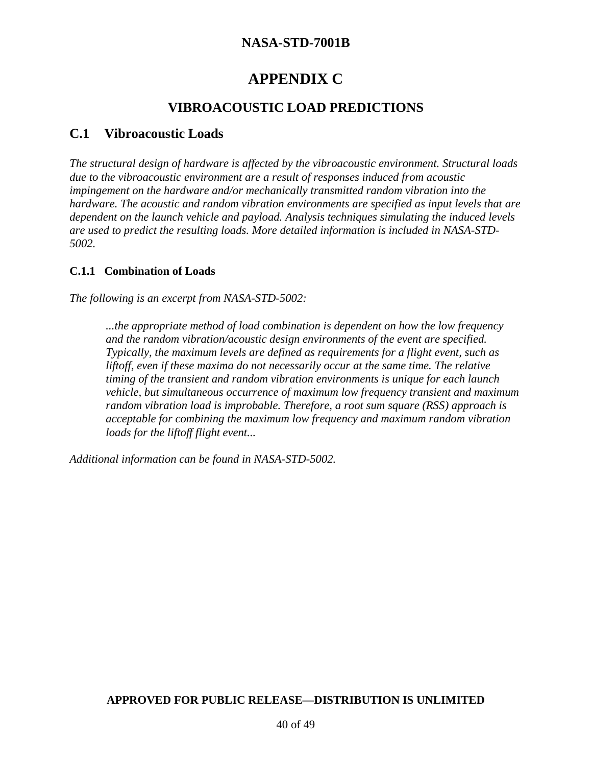# APPENDIX C

## VIBROACOUSTIC LOAD PREDICTIONS

## C.1 Vibroacoustic Loads

*The structural design of hardware is affected by the vibroacoustic environment. Structural loads due to the vibroacoustic environment are a result of responses induced from acoustic impingement on the hardware and/or mechanically transmitted random vibration into the hardware. The acoustic and random vibration environments are specified as input levels that are dependent on the launch vehicle and payload. Analysis techniques simulating the induced levels are used to predict the resulting loads. More detailed information is included in NASA-STD-5002.*

### C.1.1 Combination of Loads

*The following is an excerpt from NASA-STD-5002:*

> *...the appropriate method of load combination is dependent on how the low frequency and the random vibration/acoustic design environments of the event are specified. Typically, the maximum levels are defined as requirements for a flight event, such as liftoff, even if these maxima do not necessarily occur at the same time. The relative timing of the transient and random vibration environments is unique for each launch vehicle, but simultaneous occurrence of maximum low frequency transient and maximum random vibration load is improbable. Therefore, a root sum square (RSS) approach is acceptable for combining the maximum low frequency and maximum random vibration loads for the liftoff flight event...*

*Additional information can be found in NASA-STD-5002.*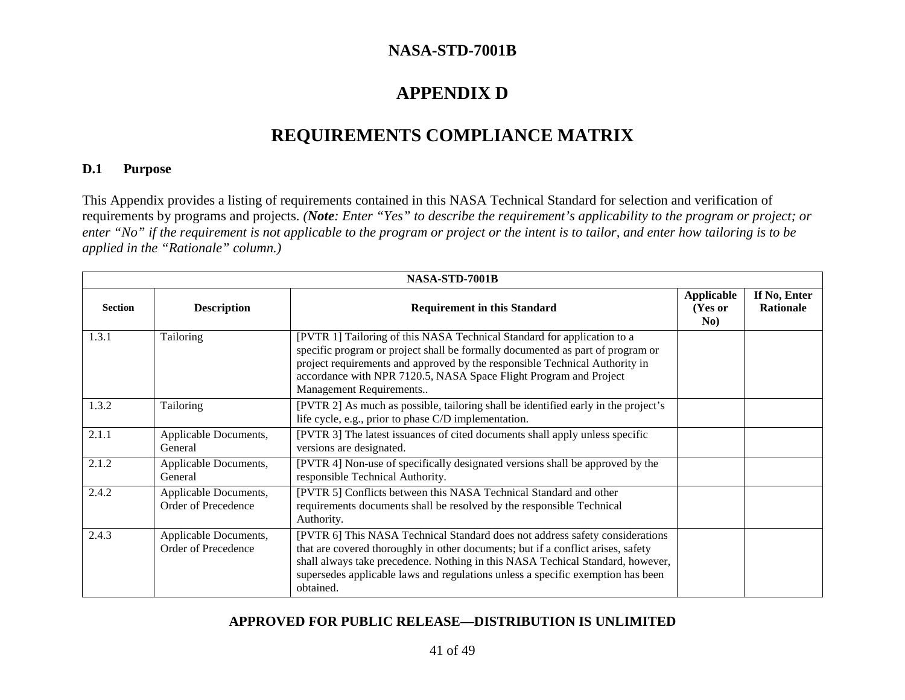# APPENDIX D

# REQUIREMENTS COMPLIANCE MATRIX

### D.1 Purpose

This Appendix provides a listing of requirements contained in this NASA Technical Standard for selection and verification of requirements by programs and projects. *(**Note**: Enter "Yes" to describe the requirement's applicability to the program or project; or enter "No" if the requirement is not applicable to the program or project or the intent is to tailor, and enter how tailoring is to be applied in the "Rationale" column.)*

| NASA-STD-7001B | | | | |
|---|---|---|---|---|
| **Section** | **Description** | **Requirement in this Standard** | **Applicable (Yes or No)** | **If No, Enter Rationale** |
| 1.3.1 | Tailoring | [PVTR 1] Tailoring of this NASA Technical Standard for application to a specific program or project shall be formally documented as part of program or project requirements and approved by the responsible Technical Authority in accordance with NPR 7120.5, NASA Space Flight Program and Project Management Requirements.. | | |
| 1.3.2 | Tailoring | [PVTR 2] As much as possible, tailoring shall be identified early in the project's life cycle, e.g., prior to phase C/D implementation. | | |
| 2.1.1 | Applicable Documents, General | [PVTR 3] The latest issuances of cited documents shall apply unless specific versions are designated. | | |
| 2.1.2 | Applicable Documents, General | [PVTR 4] Non-use of specifically designated versions shall be approved by the responsible Technical Authority. | | |
| 2.4.2 | Applicable Documents, Order of Precedence | [PVTR 5] Conflicts between this NASA Technical Standard and other requirements documents shall be resolved by the responsible Technical Authority. | | |
| 2.4.3 | Applicable Documents, Order of Precedence | [PVTR 6] This NASA Technical Standard does not address safety considerations that are covered thoroughly in other documents; but if a conflict arises, safety shall always take precedence. Nothing in this NASA Techical Standard, however, supersedes applicable laws and regulations unless a specific exemption has been obtained. | | |

**APPROVED FOR PUBLIC RELEASE—DISTRIBUTION IS UNLIMITED**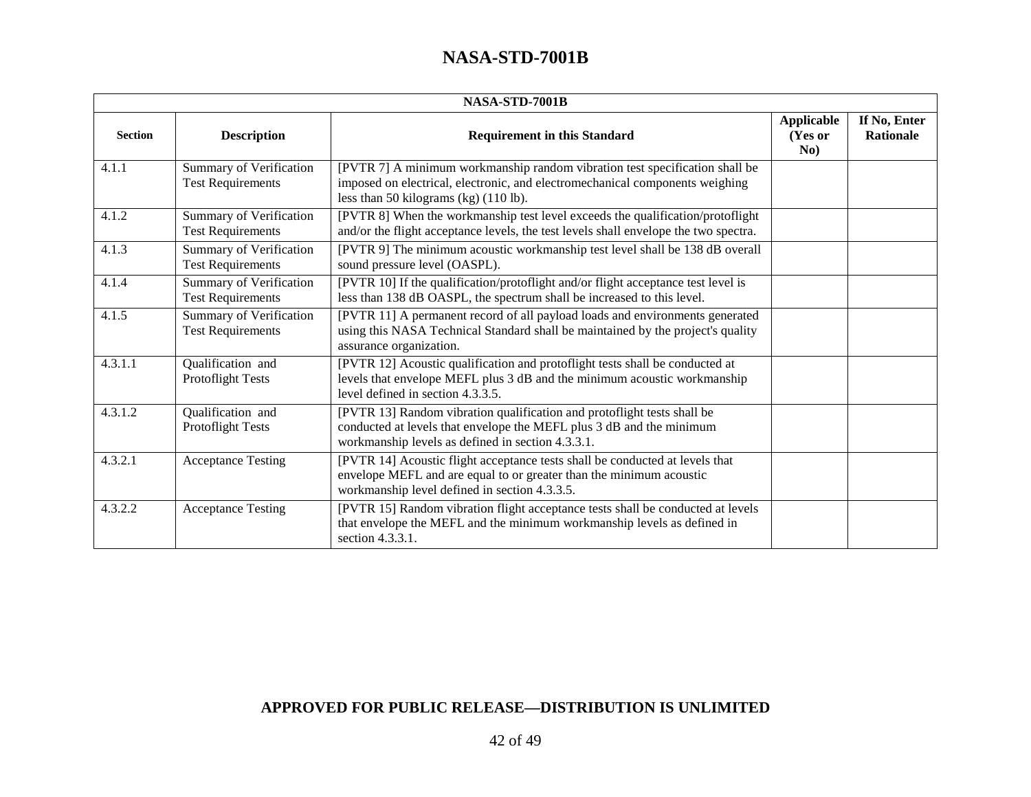| NASA-STD-7001B | | | | |
|---|---|---|---|---|
| **Section** | **Description** | **Requirement in this Standard** | **Applicable (Yes or No)** | **If No, Enter Rationale** |
| 4.1.1 | Summary of Verification Test Requirements | [PVTR 7] A minimum workmanship random vibration test specification shall be imposed on electrical, electronic, and electromechanical components weighing less than 50 kilograms (kg) (110 lb). | | |
| 4.1.2 | Summary of Verification Test Requirements | [PVTR 8] When the workmanship test level exceeds the qualification/protoflight and/or the flight acceptance levels, the test levels shall envelope the two spectra. | | |
| 4.1.3 | Summary of Verification Test Requirements | [PVTR 9] The minimum acoustic workmanship test level shall be 138 dB overall sound pressure level (OASPL). | | |
| 4.1.4 | Summary of Verification Test Requirements | [PVTR 10] If the qualification/protoflight and/or flight acceptance test level is less than 138 dB OASPL, the spectrum shall be increased to this level. | | |
| 4.1.5 | Summary of Verification Test Requirements | [PVTR 11] A permanent record of all payload loads and environments generated using this NASA Technical Standard shall be maintained by the project's quality assurance organization. | | |
| 4.3.1.1 | Qualification and Protoflight Tests | [PVTR 12] Acoustic qualification and protoflight tests shall be conducted at levels that envelope MEFL plus 3 dB and the minimum acoustic workmanship level defined in section 4.3.3.5. | | |
| 4.3.1.2 | Qualification and Protoflight Tests | [PVTR 13] Random vibration qualification and protoflight tests shall be conducted at levels that envelope the MEFL plus 3 dB and the minimum workmanship levels as defined in section 4.3.3.1. | | |
| 4.3.2.1 | Acceptance Testing | [PVTR 14] Acoustic flight acceptance tests shall be conducted at levels that envelope MEFL and are equal to or greater than the minimum acoustic workmanship level defined in section 4.3.3.5. | | |
| 4.3.2.2 | Acceptance Testing | [PVTR 15] Random vibration flight acceptance tests shall be conducted at levels that envelope the MEFL and the minimum workmanship levels as defined in section 4.3.3.1. | | |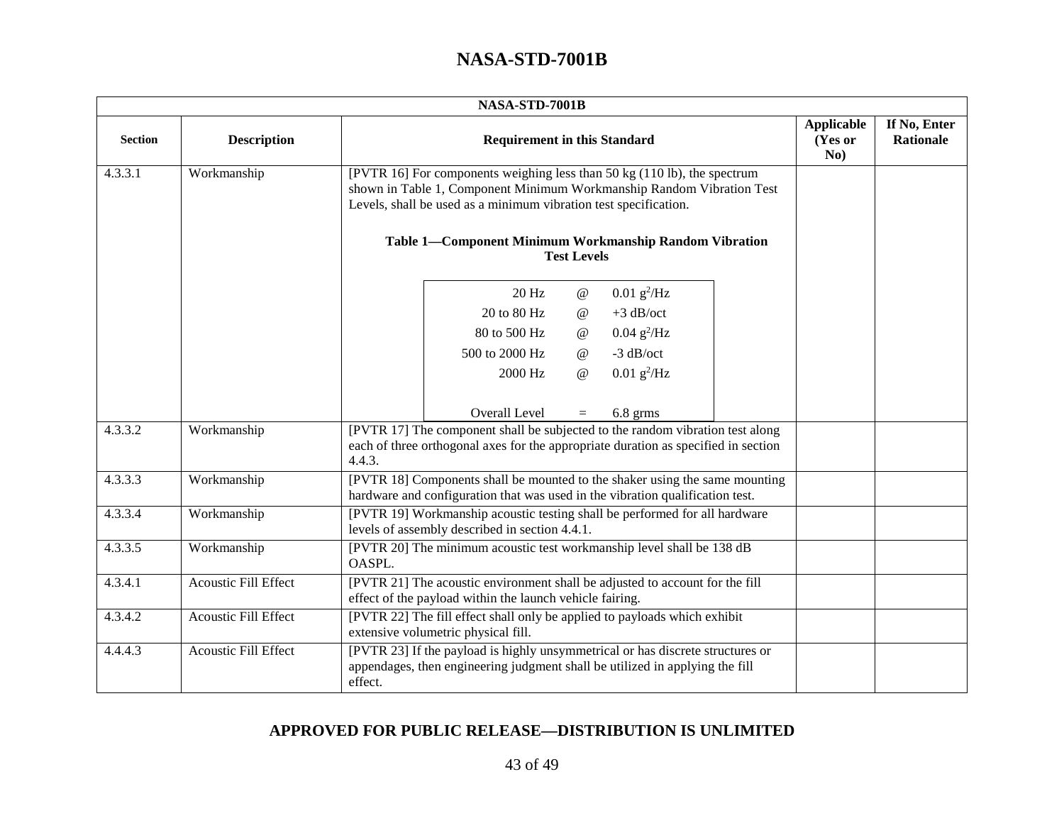| NASA-STD-7001B | | | | |
|---|---|---|---|---|
| **Section** | **Description** | **Requirement in this Standard** | **Applicable (Yes or No)** | **If No, Enter Rationale** |
| 4.3.3.1 | Workmanship | [PVTR 16] For components weighing less than 50 kg (110 lb), the spectrum shown in Table 1, Component Minimum Workmanship Random Vibration Test Levels, shall be used as a minimum vibration test specification.<br><br>**Table 1—Component Minimum Workmanship Random Vibration Test Levels**<br><br>20 Hz @ 0.01 $g^2$/Hz<br>20 to 80 Hz @ +3 dB/oct<br>80 to 500 Hz @ 0.04 $g^2$/Hz<br>500 to 2000 Hz @ -3 dB/oct<br>2000 Hz @ 0.01 $g^2$/Hz<br><br>Overall Level = 6.8 grms | | |
| 4.3.3.2 | Workmanship | [PVTR 17] The component shall be subjected to the random vibration test along each of three orthogonal axes for the appropriate duration as specified in section 4.4.3. | | |
| 4.3.3.3 | Workmanship | [PVTR 18] Components shall be mounted to the shaker using the same mounting hardware and configuration that was used in the vibration qualification test. | | |
| 4.3.3.4 | Workmanship | [PVTR 19] Workmanship acoustic testing shall be performed for all hardware levels of assembly described in section 4.4.1. | | |
| 4.3.3.5 | Workmanship | [PVTR 20] The minimum acoustic test workmanship level shall be 138 dB OASPL. | | |
| 4.3.4.1 | Acoustic Fill Effect | [PVTR 21] The acoustic environment shall be adjusted to account for the fill effect of the payload within the launch vehicle fairing. | | |
| 4.3.4.2 | Acoustic Fill Effect | [PVTR 22] The fill effect shall only be applied to payloads which exhibit extensive volumetric physical fill. | | |
| 4.4.4.3 | Acoustic Fill Effect | [PVTR 23] If the payload is highly unsymmetrical or has discrete structures or appendages, then engineering judgment shall be utilized in applying the fill effect. | | |

**APPROVED FOR PUBLIC RELEASE—DISTRIBUTION IS UNLIMITED**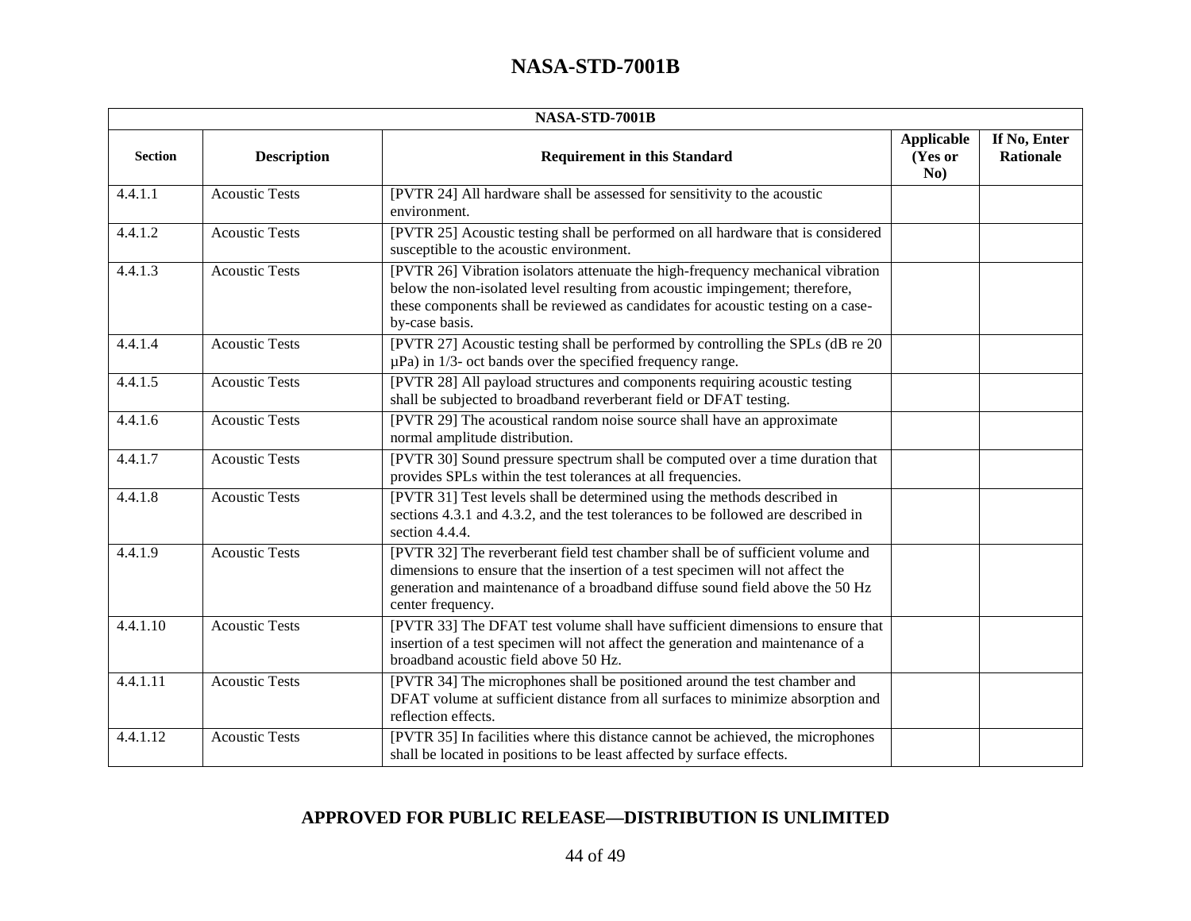| NASA-STD-7001B | | | | |
|---|---|---|---|---|
| **Section** | **Description** | **Requirement in this Standard** | **Applicable (Yes or No)** | **If No, Enter Rationale** |
| 4.4.1.1 | Acoustic Tests | [PVTR 24] All hardware shall be assessed for sensitivity to the acoustic environment. | | |
| 4.4.1.2 | Acoustic Tests | [PVTR 25] Acoustic testing shall be performed on all hardware that is considered susceptible to the acoustic environment. | | |
| 4.4.1.3 | Acoustic Tests | [PVTR 26] Vibration isolators attenuate the high-frequency mechanical vibration below the non-isolated level resulting from acoustic impingement; therefore, these components shall be reviewed as candidates for acoustic testing on a case-by-case basis. | | |
| 4.4.1.4 | Acoustic Tests | [PVTR 27] Acoustic testing shall be performed by controlling the SPLs (dB re 20 μPa) in 1/3- oct bands over the specified frequency range. | | |
| 4.4.1.5 | Acoustic Tests | [PVTR 28] All payload structures and components requiring acoustic testing shall be subjected to broadband reverberant field or DFAT testing. | | |
| 4.4.1.6 | Acoustic Tests | [PVTR 29] The acoustical random noise source shall have an approximate normal amplitude distribution. | | |
| 4.4.1.7 | Acoustic Tests | [PVTR 30] Sound pressure spectrum shall be computed over a time duration that provides SPLs within the test tolerances at all frequencies. | | |
| 4.4.1.8 | Acoustic Tests | [PVTR 31] Test levels shall be determined using the methods described in sections 4.3.1 and 4.3.2, and the test tolerances to be followed are described in section 4.4.4. | | |
| 4.4.1.9 | Acoustic Tests | [PVTR 32] The reverberant field test chamber shall be of sufficient volume and dimensions to ensure that the insertion of a test specimen will not affect the generation and maintenance of a broadband diffuse sound field above the 50 Hz center frequency. | | |
| 4.4.1.10 | Acoustic Tests | [PVTR 33] The DFAT test volume shall have sufficient dimensions to ensure that insertion of a test specimen will not affect the generation and maintenance of a broadband acoustic field above 50 Hz. | | |
| 4.4.1.11 | Acoustic Tests | [PVTR 34] The microphones shall be positioned around the test chamber and DFAT volume at sufficient distance from all surfaces to minimize absorption and reflection effects. | | |
| 4.4.1.12 | Acoustic Tests | [PVTR 35] In facilities where this distance cannot be achieved, the microphones shall be located in positions to be least affected by surface effects. | | |

**APPROVED FOR PUBLIC RELEASE—DISTRIBUTION IS UNLIMITED**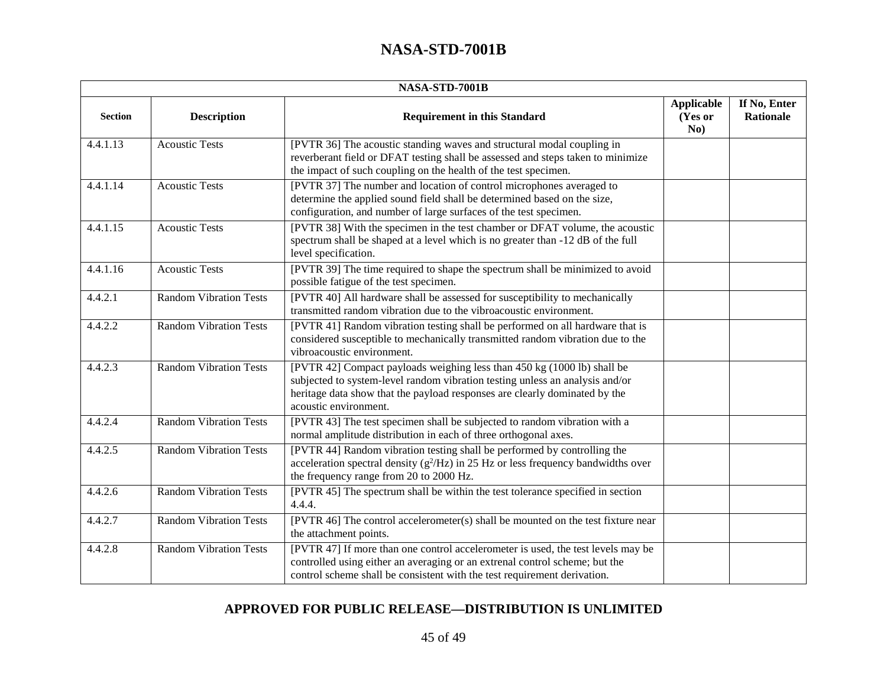| NASA-STD-7001B | | | | |
|---|---|---|---|---|
| **Section** | **Description** | **Requirement in this Standard** | **Applicable (Yes or No)** | **If No, Enter Rationale** |
| 4.4.1.13 | Acoustic Tests | [PVTR 36] The acoustic standing waves and structural modal coupling in reverberant field or DFAT testing shall be assessed and steps taken to minimize the impact of such coupling on the health of the test specimen. | | |
| 4.4.1.14 | Acoustic Tests | [PVTR 37] The number and location of control microphones averaged to determine the applied sound field shall be determined based on the size, configuration, and number of large surfaces of the test specimen. | | |
| 4.4.1.15 | Acoustic Tests | [PVTR 38] With the specimen in the test chamber or DFAT volume, the acoustic spectrum shall be shaped at a level which is no greater than -12 dB of the full level specification. | | |
| 4.4.1.16 | Acoustic Tests | [PVTR 39] The time required to shape the spectrum shall be minimized to avoid possible fatigue of the test specimen. | | |
| 4.4.2.1 | Random Vibration Tests | [PVTR 40] All hardware shall be assessed for susceptibility to mechanically transmitted random vibration due to the vibroacoustic environment. | | |
| 4.4.2.2 | Random Vibration Tests | [PVTR 41] Random vibration testing shall be performed on all hardware that is considered susceptible to mechanically transmitted random vibration due to the vibroacoustic environment. | | |
| 4.4.2.3 | Random Vibration Tests | [PVTR 42] Compact payloads weighing less than 450 kg (1000 lb) shall be subjected to system-level random vibration testing unless an analysis and/or heritage data show that the payload responses are clearly dominated by the acoustic environment. | | |
| 4.4.2.4 | Random Vibration Tests | [PVTR 43] The test specimen shall be subjected to random vibration with a normal amplitude distribution in each of three orthogonal axes. | | |
| 4.4.2.5 | Random Vibration Tests | [PVTR 44] Random vibration testing shall be performed by controlling the acceleration spectral density ($g^2$/Hz) in 25 Hz or less frequency bandwidths over the frequency range from 20 to 2000 Hz. | | |
| 4.4.2.6 | Random Vibration Tests | [PVTR 45] The spectrum shall be within the test tolerance specified in section 4.4.4. | | |
| 4.4.2.7 | Random Vibration Tests | [PVTR 46] The control accelerometer(s) shall be mounted on the test fixture near the attachment points. | | |
| 4.4.2.8 | Random Vibration Tests | [PVTR 47] If more than one control accelerometer is used, the test levels may be controlled using either an averaging or an extrenal control scheme; but the control scheme shall be consistent with the test requirement derivation. | | |

**APPROVED FOR PUBLIC RELEASE—DISTRIBUTION IS UNLIMITED**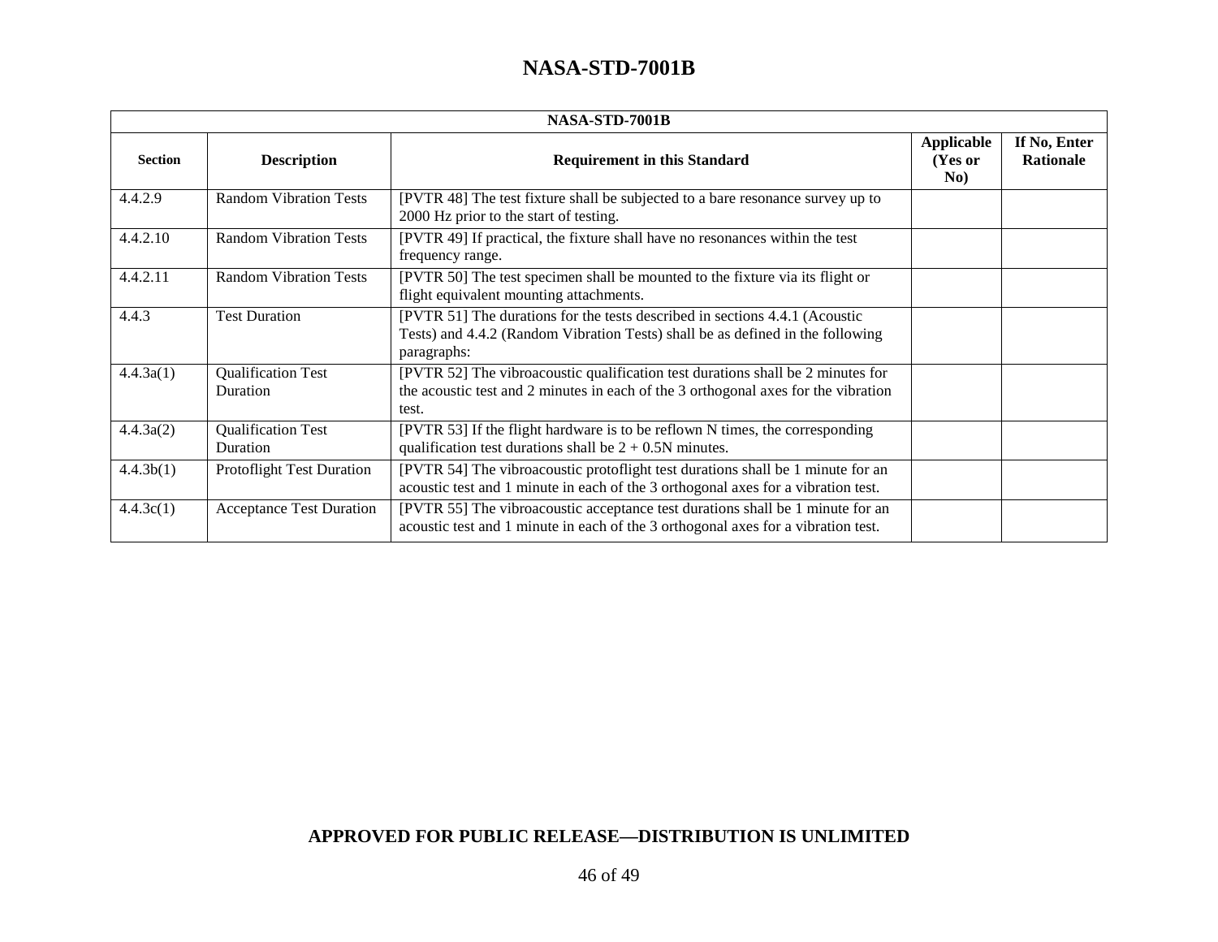| NASA-STD-7001B | | | | |
|---|---|---|---|---|
| **Section** | **Description** | **Requirement in this Standard** | **Applicable (Yes or No)** | **If No, Enter Rationale** |
| 4.4.2.9 | Random Vibration Tests | [PVTR 48] The test fixture shall be subjected to a bare resonance survey up to 2000 Hz prior to the start of testing. | | |
| 4.4.2.10 | Random Vibration Tests | [PVTR 49] If practical, the fixture shall have no resonances within the test frequency range. | | |
| 4.4.2.11 | Random Vibration Tests | [PVTR 50] The test specimen shall be mounted to the fixture via its flight or flight equivalent mounting attachments. | | |
| 4.4.3 | Test Duration | [PVTR 51] The durations for the tests described in sections 4.4.1 (Acoustic Tests) and 4.4.2 (Random Vibration Tests) shall be as defined in the following paragraphs: | | |
| 4.4.3a(1) | Qualification Test Duration | [PVTR 52] The vibroacoustic qualification test durations shall be 2 minutes for the acoustic test and 2 minutes in each of the 3 orthogonal axes for the vibration test. | | |
| 4.4.3a(2) | Qualification Test Duration | [PVTR 53] If the flight hardware is to be reflown N times, the corresponding qualification test durations shall be $2 + 0.5N$ minutes. | | |
| 4.4.3b(1) | Protoflight Test Duration | [PVTR 54] The vibroacoustic protoflight test durations shall be 1 minute for an acoustic test and 1 minute in each of the 3 orthogonal axes for a vibration test. | | |
| 4.4.3c(1) | Acceptance Test Duration | [PVTR 55] The vibroacoustic acceptance test durations shall be 1 minute for an acoustic test and 1 minute in each of the 3 orthogonal axes for a vibration test. | | |

**APPROVED FOR PUBLIC RELEASE—DISTRIBUTION IS UNLIMITED**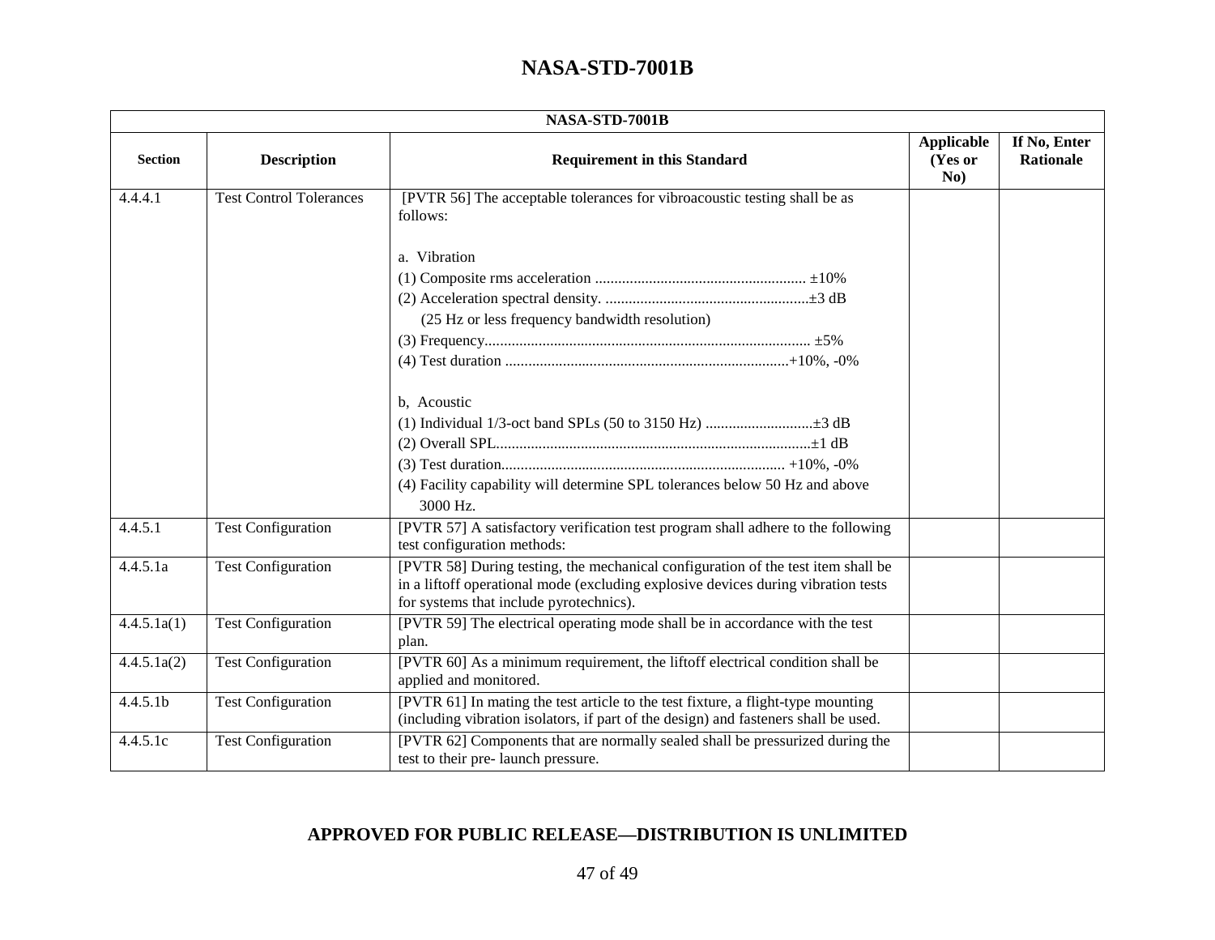| NASA-STD-7001B | | | | |
|---|---|---|---|---|
| **Section** | **Description** | **Requirement in this Standard** | **Applicable (Yes or No)** | **If No, Enter Rationale** |
| 4.4.4.1 | Test Control Tolerances | [PVTR 56] The acceptable tolerances for vibroacoustic testing shall be as follows:<br><br>a. Vibration<br>(1) Composite rms acceleration ...................................................... ±10%<br>(2) Acceleration spectral density. ....................................................±3 dB<br>(25 Hz or less frequency bandwidth resolution)<br>(3) Frequency.................................................................................... ±5%<br>(4) Test duration .........................................................................+10%, -0%<br><br>b, Acoustic<br>(1) Individual 1/3-oct band SPLs (50 to 3150 Hz) ...........................±3 dB<br>(2) Overall SPL.................................................................................±1 dB<br>(3) Test duration......................................................................... +10%, -0%<br>(4) Facility capability will determine SPL tolerances below 50 Hz and above 3000 Hz. | | |
| 4.4.5.1 | Test Configuration | [PVTR 57] A satisfactory verification test program shall adhere to the following test configuration methods: | | |
| 4.4.5.1a | Test Configuration | [PVTR 58] During testing, the mechanical configuration of the test item shall be in a liftoff operational mode (excluding explosive devices during vibration tests for systems that include pyrotechnics). | | |
| 4.4.5.1a(1) | Test Configuration | [PVTR 59] The electrical operating mode shall be in accordance with the test plan. | | |
| 4.4.5.1a(2) | Test Configuration | [PVTR 60] As a minimum requirement, the liftoff electrical condition shall be applied and monitored. | | |
| 4.4.5.1b | Test Configuration | [PVTR 61] In mating the test article to the test fixture, a flight-type mounting (including vibration isolators, if part of the design) and fasteners shall be used. | | |
| 4.4.5.1c | Test Configuration | [PVTR 62] Components that are normally sealed shall be pressurized during the test to their pre- launch pressure. | | |

**APPROVED FOR PUBLIC RELEASE—DISTRIBUTION IS UNLIMITED**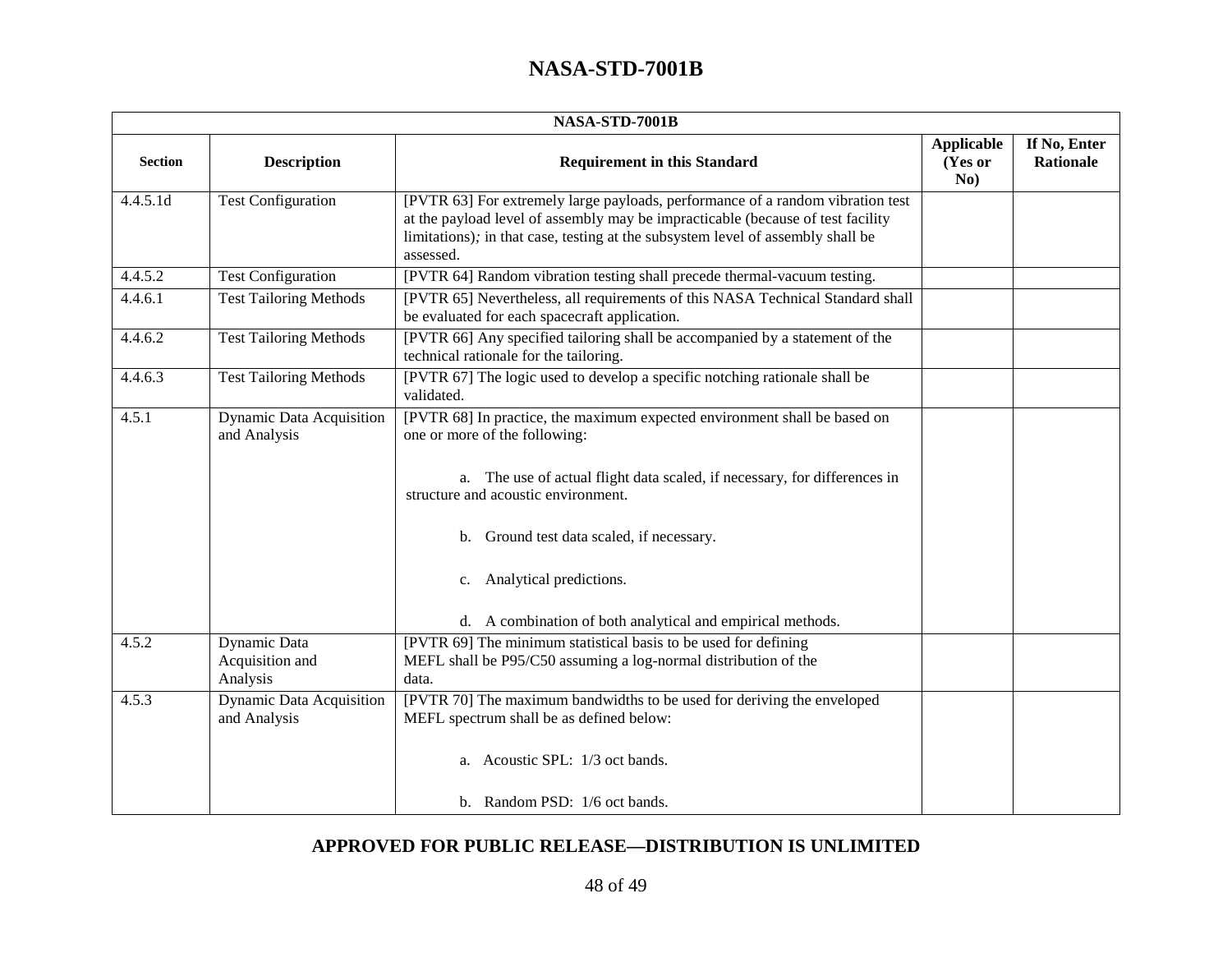| NASA-STD-7001B | | | | |
|---|---|---|---|---|
| **Section** | **Description** | **Requirement in this Standard** | **Applicable (Yes or No)** | **If No, Enter Rationale** |
| 4.4.5.1d | Test Configuration | [PVTR 63] For extremely large payloads, performance of a random vibration test at the payload level of assembly may be impracticable (because of test facility limitations)*;* in that case, testing at the subsystem level of assembly shall be assessed. | | |
| 4.4.5.2 | Test Configuration | [PVTR 64] Random vibration testing shall precede thermal-vacuum testing. | | |
| 4.4.6.1 | Test Tailoring Methods | [PVTR 65] Nevertheless, all requirements of this NASA Technical Standard shall be evaluated for each spacecraft application. | | |
| 4.4.6.2 | Test Tailoring Methods | [PVTR 66] Any specified tailoring shall be accompanied by a statement of the technical rationale for the tailoring. | | |
| 4.4.6.3 | Test Tailoring Methods | [PVTR 67] The logic used to develop a specific notching rationale shall be validated. | | |
| 4.5.1 | Dynamic Data Acquisition and Analysis | [PVTR 68] In practice, the maximum expected environment shall be based on one or more of the following:<br><br>a. The use of actual flight data scaled, if necessary, for differences in structure and acoustic environment.<br><br>b. Ground test data scaled, if necessary.<br><br>c. Analytical predictions.<br><br>d. A combination of both analytical and empirical methods. | | |
| 4.5.2 | Dynamic Data Acquisition and Analysis | [PVTR 69] The minimum statistical basis to be used for defining MEFL shall be P95/C50 assuming a log-normal distribution of the data. | | |
| 4.5.3 | Dynamic Data Acquisition and Analysis | [PVTR 70] The maximum bandwidths to be used for deriving the enveloped MEFL spectrum shall be as defined below:<br><br>a. Acoustic SPL: 1/3 oct bands.<br><br>b. Random PSD: 1/6 oct bands. | | |

**APPROVED FOR PUBLIC RELEASE—DISTRIBUTION IS UNLIMITED**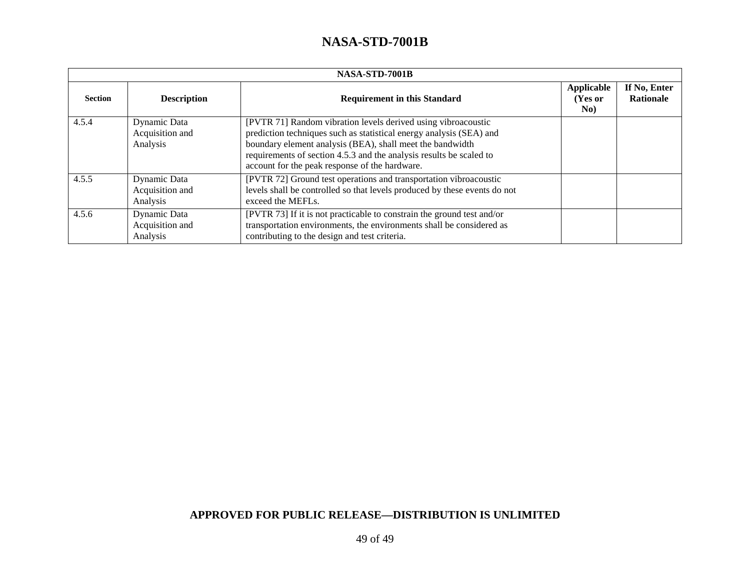| NASA-STD-7001B | | | | |
|---|---|---|---|---|
| **Section** | **Description** | **Requirement in this Standard** | **Applicable (Yes or No)** | **If No, Enter Rationale** |
| 4.5.4 | Dynamic Data Acquisition and Analysis | [PVTR 71] Random vibration levels derived using vibroacoustic prediction techniques such as statistical energy analysis (SEA) and boundary element analysis (BEA), shall meet the bandwidth requirements of section 4.5.3 and the analysis results be scaled to account for the peak response of the hardware. | | |
| 4.5.5 | Dynamic Data Acquisition and Analysis | [PVTR 72] Ground test operations and transportation vibroacoustic levels shall be controlled so that levels produced by these events do not exceed the MEFLs. | | |
| 4.5.6 | Dynamic Data Acquisition and Analysis | [PVTR 73] If it is not practicable to constrain the ground test and/or transportation environments, the environments shall be considered as contributing to the design and test criteria. | | |

**APPROVED FOR PUBLIC RELEASE—DISTRIBUTION IS UNLIMITED**